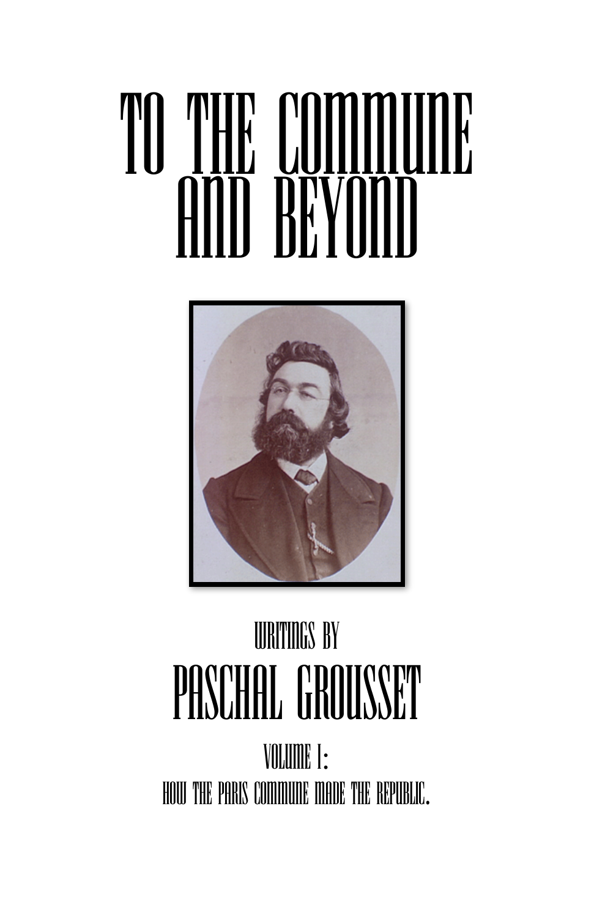# TO THE COMMUNE AND BEYOND

WRITINGS BY

## PASCHAL GROUSSET

VOLUME I:

HOW THE PARIS COMMUNE MADE THE REPUBLIC.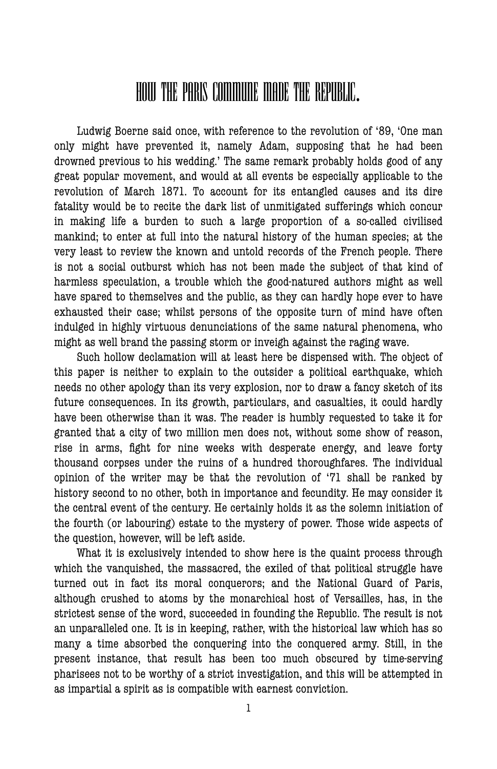# HOW THE PARIS COMMUNE MADE THE REPUBLIC.

Ludwig Boerne said once, with reference to the revolution of '89, 'One man only might have prevented it, namely Adam, supposing that he had been drowned previous to his wedding.' The same remark probably holds good of any great popular movement, and would at all events be especially applicable to the revolution of March 1871. To account for its entangled causes and its dire fatality would be to recite the dark list of unmitigated sufferings which concur in making life a burden to such a large proportion of a so-called civilised mankind; to enter at full into the natural history of the human species; at the very least to review the known and untold records of the French people. There is not a social outburst which has not been made the subject of that kind of harmless speculation, a trouble which the good-natured authors might as well have spared to themselves and the public, as they can hardly hope ever to have exhausted their case; whilst persons of the opposite turn of mind have often indulged in highly virtuous denunciations of the same natural phenomena, who might as well brand the passing storm or inveigh against the raging wave.

Such hollow declamation will at least here be dispensed with. The object of this paper is neither to explain to the outsider a political earthquake, which needs no other apology than its very explosion, nor to draw a fancy sketch of its future consequences. In its growth, particulars, and casualties, it could hardly have been otherwise than it was. The reader is humbly requested to take it for granted that a city of two million men does not, without some show of reason, rise in arms, fight for nine weeks with desperate energy, and leave forty thousand corpses under the ruins of a hundred thoroughfares. The individual opinion of the writer may be that the revolution of '71 shall be ranked by history second to no other, both in importance and fecundity. He may consider it the central event of the century. He certainly holds it as the solemn initiation of the fourth (or labouring) estate to the mystery of power. Those wide aspects of the question, however, will be left aside.

What it is exclusively intended to show here is the quaint process through which the vanquished, the massacred, the exiled of that political struggle have turned out in fact its moral conquerors; and the National Guard of Paris, although crushed to atoms by the monarchical host of Versailles, has, in the strictest sense of the word, succeeded in founding the Republic. The result is not an unparalleled one. It is in keeping, rather, with the historical law which has so many a time absorbed the conquering into the conquered army. Still, in the present instance, that result has been too much obscured by time-serving pharisees not to be worthy of a strict investigation, and this will be attempted in as impartial a spirit as is compatible with earnest conviction.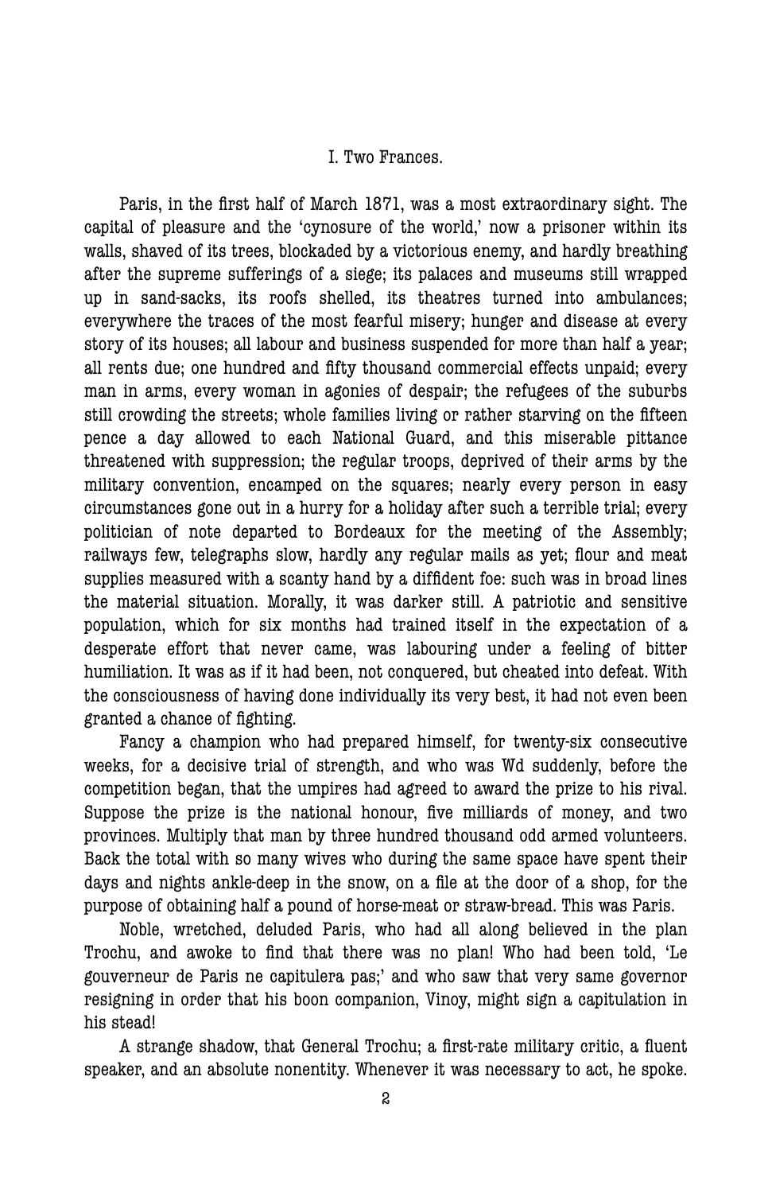## I. Two Frances.

Paris, in the first half of March 1871, was a most extraordinary sight. The capital of pleasure and the 'cynosure of the world,' now a prisoner within its walls, shaved of its trees, blockaded by a victorious enemy, and hardly breathing after the supreme sufferings of a siege; its palaces and museums still wrapped up in sand-sacks, its roofs shelled, its theatres turned into ambulances; everywhere the traces of the most fearful misery; hunger and disease at every story of its houses; all labour and business suspended for more than half a year; all rents due; one hundred and fifty thousand commercial effects unpaid; every man in arms, every woman in agonies of despair; the refugees of the suburbs still crowding the streets; whole families living or rather starving on the fifteen pence a day allowed to each National Guard, and this miserable pittance threatened with suppression; the regular troops, deprived of their arms by the military convention, encamped on the squares; nearly every person in easy circumstances gone out in a hurry for a holiday after such a terrible trial; every politician of note departed to Bordeaux for the meeting of the Assembly; railways few, telegraphs slow, hardly any regular mails as yet; flour and meat supplies measured with a scanty hand by a diffident foe: such was in broad lines the material situation. Morally, it was darker still. A patriotic and sensitive population, which for six months had trained itself in the expectation of a desperate effort that never came, was labouring under a feeling of bitter humiliation. It was as if it had been, not conquered, but cheated into defeat. With the consciousness of having done individually its very best, it had not even been granted a chance of fighting.

Fancy a champion who had prepared himself, for twenty-six consecutive weeks, for a decisive trial of strength, and who was Wd suddenly, before the competition began, that the umpires had agreed to award the prize to his rival. Suppose the prize is the national honour, five milliards of money, and two provinces. Multiply that man by three hundred thousand odd armed volunteers. Back the total with so many wives who during the same space have spent their days and nights ankle-deep in the snow, on a file at the door of a shop, for the purpose of obtaining half a pound of horse-meat or straw-bread. This was Paris.

Noble, wretched, deluded Paris, who had all along believed in the plan Trochu, and awoke to find that there was no plan! Who had been told, 'Le gouverneur de Paris ne capitulera pas;' and who saw that very same governor resigning in order that his boon companion, Vinoy, might sign a capitulation in his stead!

A strange shadow, that General Trochu; a first-rate military critic, a fluent speaker, and an absolute nonentity. Whenever it was necessary to act, he spoke.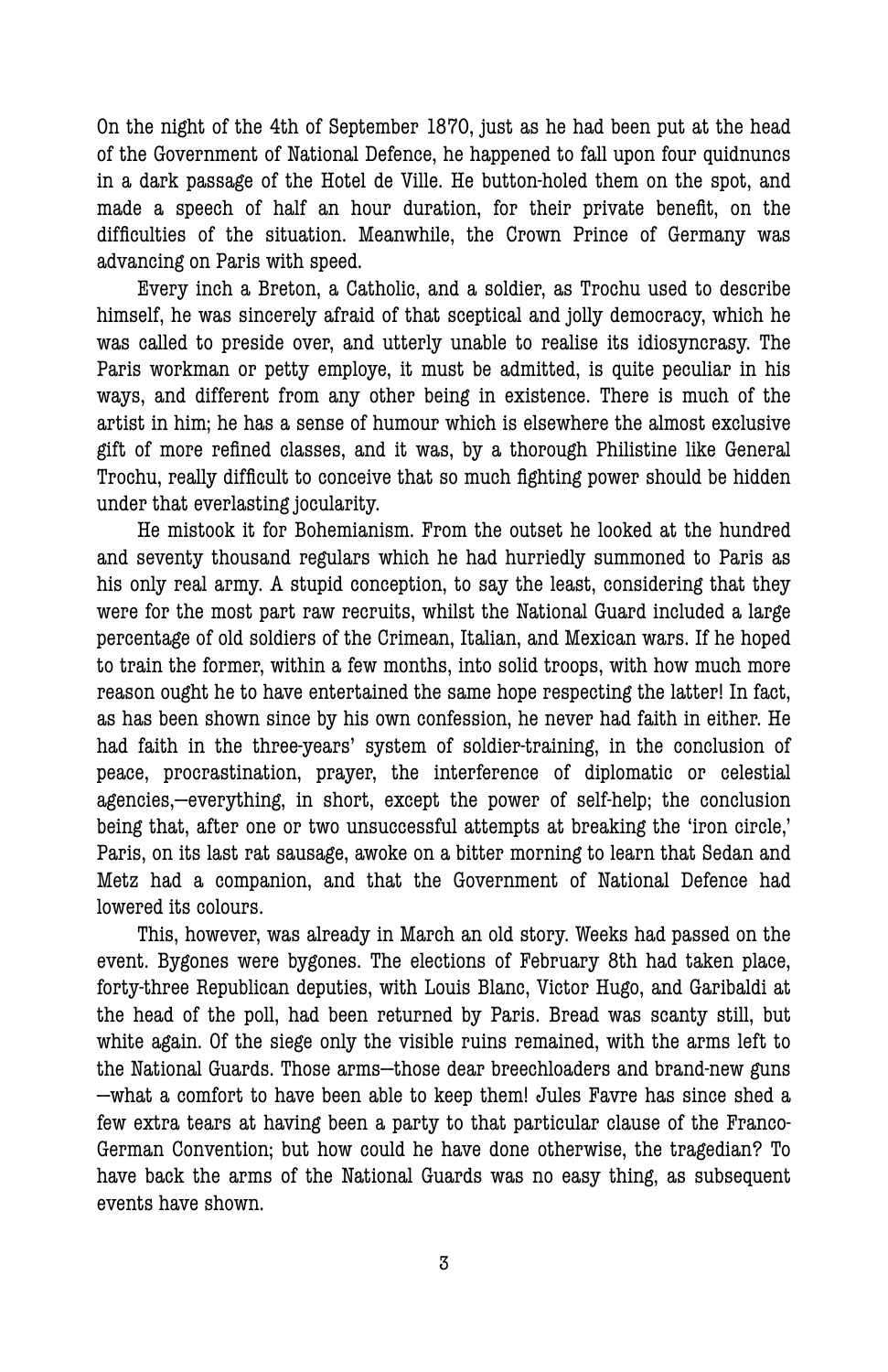On the night of the 4th of September 1870, just as he had been put at the head of the Government of National Defence, he happened to fall upon four quidnuncs in a dark passage of the Hotel de Ville. He button-holed them on the spot, and made a speech of half an hour duration, for their private benefit, on the difficulties of the situation. Meanwhile, the Crown Prince of Germany was advancing on Paris with speed.

Every inch a Breton, a Catholic, and a soldier, as Trochu used to describe himself, he was sincerely afraid of that sceptical and jolly democracy, which he was called to preside over, and utterly unable to realise its idiosyncrasy. The Paris workman or petty employe, it must be admitted, is quite peculiar in his ways, and different from any other being in existence. There is much of the artist in him; he has a sense of humour which is elsewhere the almost exclusive gift of more refined classes, and it was, by a thorough Philistine like General Trochu, really difficult to conceive that so much fighting power should be hidden under that everlasting jocularity.

He mistook it for Bohemianism. From the outset he looked at the hundred and seventy thousand regulars which he had hurriedly summoned to Paris as his only real army. A stupid conception, to say the least, considering that they were for the most part raw recruits, whilst the National Guard included a large percentage of old soldiers of the Crimean, Italian, and Mexican wars. If he hoped to train the former, within a few months, into solid troops, with how much more reason ought he to have entertained the same hope respecting the latter! In fact, as has been shown since by his own confession, he never had faith in either. He had faith in the three-years' system of soldier-training, in the conclusion of peace, procrastination, prayer, the interference of diplomatic or celestial agencies,—everything, in short, except the power of self-help; the conclusion being that, after one or two unsuccessful attempts at breaking the 'iron circle,' Paris, on its last rat sausage, awoke on a bitter morning to learn that Sedan and Metz had a companion, and that the Government of National Defence had lowered its colours.

This, however, was already in March an old story. Weeks had passed on the event. Bygones were bygones. The elections of February 8th had taken place, forty-three Republican deputies, with Louis Blanc, Victor Hugo, and Garibaldi at the head of the poll, had been returned by Paris. Bread was scanty still, but white again. Of the siege only the visible ruins remained, with the arms left to the National Guards. Those arms—those dear breechloaders and brand-new guns—what a comfort to have been able to keep them! Jules Favre has since shed a few extra tears at having been a party to that particular clause of the Franco-German Convention; but how could he have done otherwise, the tragedian? To have back the arms of the National Guards was no easy thing, as subsequent events have shown.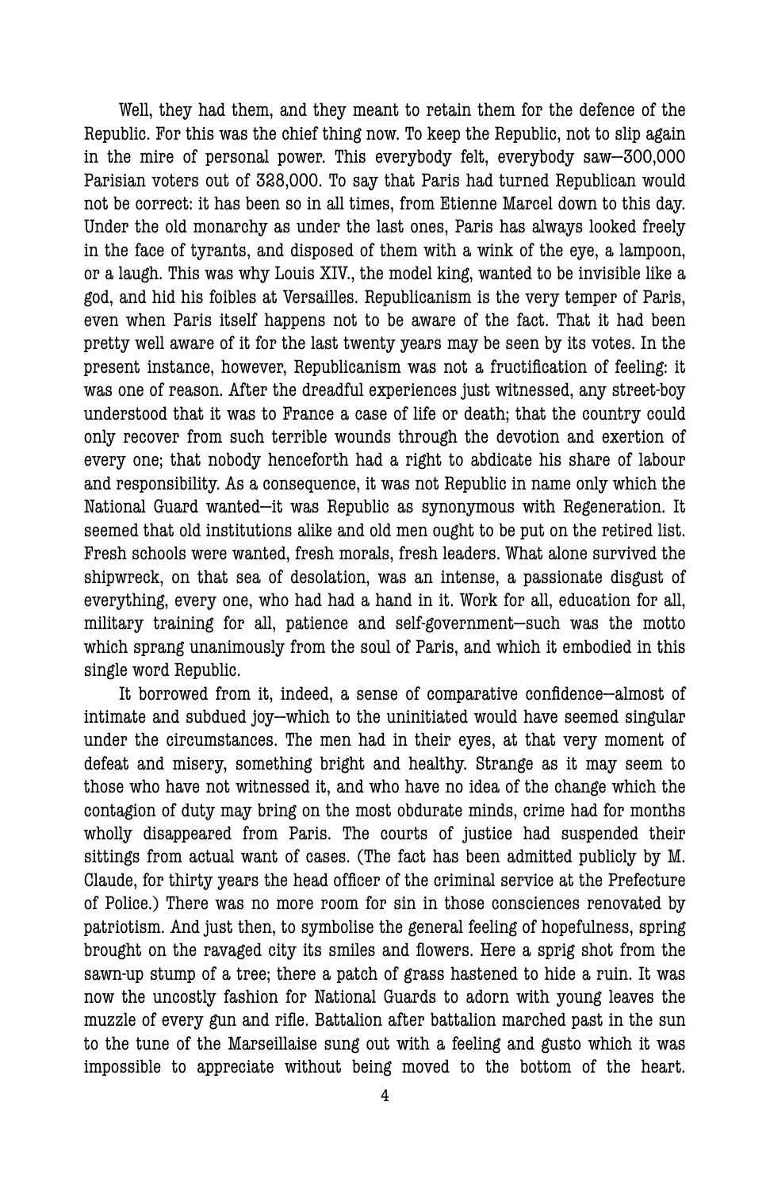Well, they had them, and they meant to retain them for the defence of the Republic. For this was the chief thing now. To keep the Republic, not to slip again in the mire of personal power. This everybody felt, everybody saw—300,000 Parisian voters out of 328,000. To say that Paris had turned Republican would not be correct: it has been so in all times, from Etienne Marcel down to this day. Under the old monarchy as under the last ones, Paris has always looked freely in the face of tyrants, and disposed of them with a wink of the eye, a lampoon, or a laugh. This was why Louis XIV., the model king, wanted to be invisible like a god, and hid his foibles at Versailles. Republicanism is the very temper of Paris, even when Paris itself happens not to be aware of the fact. That it had been pretty well aware of it for the last twenty years may be seen by its votes. In the present instance, however, Republicanism was not a fructification of feeling: it was one of reason. After the dreadful experiences just witnessed, any street-boy understood that it was to France a case of life or death; that the country could only recover from such terrible wounds through the devotion and exertion of every one; that nobody henceforth had a right to abdicate his share of labour and responsibility. As a consequence, it was not Republic in name only which the National Guard wanted—it was Republic as synonymous with Regeneration. It seemed that old institutions alike and old men ought to be put on the retired list. Fresh schools were wanted, fresh morals, fresh leaders. What alone survived the shipwreck, on that sea of desolation, was an intense, a passionate disgust of everything, every one, who had had a hand in it. Work for all, education for all, military training for all, patience and self-government—such was the motto which sprang unanimously from the soul of Paris, and which it embodied in this single word Republic.

It borrowed from it, indeed, a sense of comparative confidence—almost of intimate and subdued joy—which to the uninitiated would have seemed singular under the circumstances. The men had in their eyes, at that very moment of defeat and misery, something bright and healthy. Strange as it may seem to those who have not witnessed it, and who have no idea of the change which the contagion of duty may bring on the most obdurate minds, crime had for months wholly disappeared from Paris. The courts of justice had suspended their sittings from actual want of cases. (The fact has been admitted publicly by M. Claude, for thirty years the head officer of the criminal service at the Prefecture of Police.) There was no more room for sin in those consciences renovated by patriotism. And just then, to symbolise the general feeling of hopefulness, spring brought on the ravaged city its smiles and flowers. Here a sprig shot from the sawn-up stump of a tree; there a patch of grass hastened to hide a ruin. It was now the uncostly fashion for National Guards to adorn with young leaves the muzzle of every gun and rifle. Battalion after battalion marched past in the sun to the tune of the Marseillaise sung out with a feeling and gusto which it was impossible to appreciate without being moved to the bottom of the heart.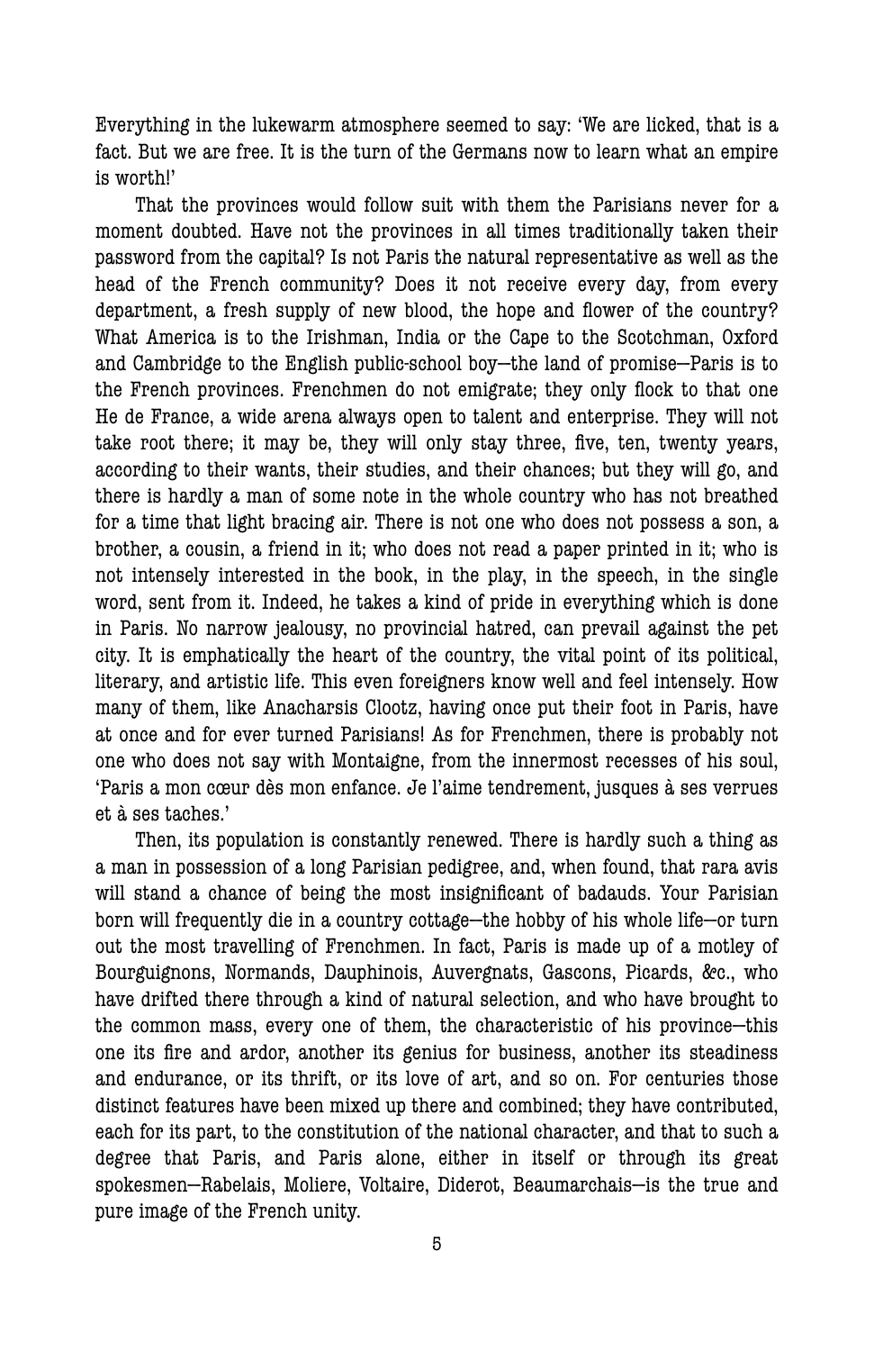Everything in the lukewarm atmosphere seemed to say: 'We are licked, that is a fact. But we are free. It is the turn of the Germans now to learn what an empire is worth!'

That the provinces would follow suit with them the Parisians never for a moment doubted. Have not the provinces in all times traditionally taken their password from the capital? Is not Paris the natural representative as well as the head of the French community? Does it not receive every day, from every department, a fresh supply of new blood, the hope and flower of the country? What America is to the Irishman, India or the Cape to the Scotchman, Oxford and Cambridge to the English public-school boy—the land of promise—Paris is to the French provinces. Frenchmen do not emigrate; they only flock to that one He de France, a wide arena always open to talent and enterprise. They will not take root there; it may be, they will only stay three, five, ten, twenty years, according to their wants, their studies, and their chances; but they will go, and there is hardly a man of some note in the whole country who has not breathed for a time that light bracing air. There is not one who does not possess a son, a brother, a cousin, a friend in it; who does not read a paper printed in it; who is not intensely interested in the book, in the play, in the speech, in the single word, sent from it. Indeed, he takes a kind of pride in everything which is done in Paris. No narrow jealousy, no provincial hatred, can prevail against the pet city. It is emphatically the heart of the country, the vital point of its political, literary, and artistic life. This even foreigners know well and feel intensely. How many of them, like Anacharsis Clootz, having once put their foot in Paris, have at once and for ever turned Parisians! As for Frenchmen, there is probably not one who does not say with Montaigne, from the innermost recesses of his soul, 'Paris a mon cœur dès mon enfance. Je l'aime tendrement, jusques à ses verrues et à ses taches.'

Then, its population is constantly renewed. There is hardly such a thing as a man in possession of a long Parisian pedigree, and, when found, that rara avis will stand a chance of being the most insignificant of badauds. Your Parisian born will frequently die in a country cottage—the hobby of his whole life—or turn out the most travelling of Frenchmen. In fact, Paris is made up of a motley of Bourguignons, Normands, Dauphinois, Auvergnats, Gascons, Picards, &c., who have drifted there through a kind of natural selection, and who have brought to the common mass, every one of them, the characteristic of his province—this one its fire and ardor, another its genius for business, another its steadiness and endurance, or its thrift, or its love of art, and so on. For centuries those distinct features have been mixed up there and combined; they have contributed, each for its part, to the constitution of the national character, and that to such a degree that Paris, and Paris alone, either in itself or through its great spokesmen—Rabelais, Moliere, Voltaire, Diderot, Beaumarchais—is the true and pure image of the French unity.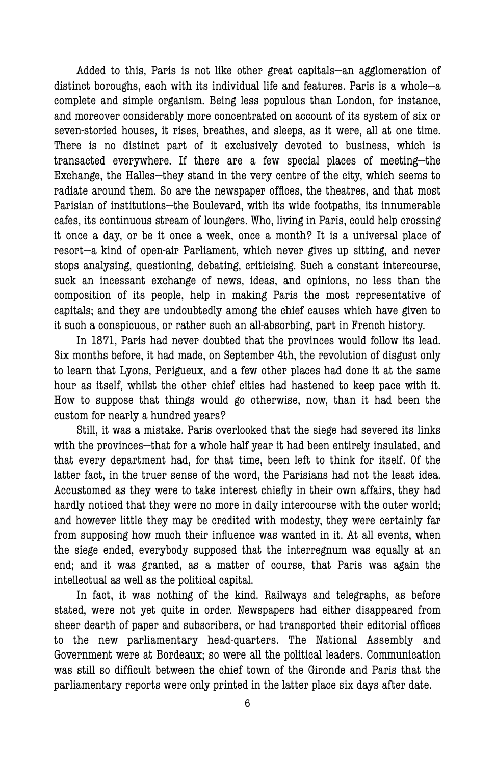Added to this, Paris is not like other great capitals—an agglomeration of distinct boroughs, each with its individual life and features. Paris is a whole—a complete and simple organism. Being less populous than London, for instance, and moreover considerably more concentrated on account of its system of six or seven-storied houses, it rises, breathes, and sleeps, as it were, all at one time. There is no distinct part of it exclusively devoted to business, which is transacted everywhere. If there are a few special places of meeting—the Exchange, the Halles—they stand in the very centre of the city, which seems to radiate around them. So are the newspaper offices, the theatres, and that most Parisian of institutions—the Boulevard, with its wide footpaths, its innumerable cafes, its continuous stream of loungers. Who, living in Paris, could help crossing it once a day, or be it once a week, once a month? It is a universal place of resort—a kind of open-air Parliament, which never gives up sitting, and never stops analysing, questioning, debating, criticising. Such a constant intercourse, suck an incessant exchange of news, ideas, and opinions, no less than the composition of its people, help in making Paris the most representative of capitals; and they are undoubtedly among the chief causes which have given to it such a conspicuous, or rather such an all-absorbing, part in French history.

In 1871, Paris had never doubted that the provinces would follow its lead. Six months before, it had made, on September 4th, the revolution of disgust only to learn that Lyons, Perigueux, and a few other places had done it at the same hour as itself, whilst the other chief cities had hastened to keep pace with it. How to suppose that things would go otherwise, now, than it had been the custom for nearly a hundred years?

Still, it was a mistake. Paris overlooked that the siege had severed its links with the provinces—that for a whole half year it had been entirely insulated, and that every department had, for that time, been left to think for itself. Of the latter fact, in the truer sense of the word, the Parisians had not the least idea. Accustomed as they were to take interest chiefly in their own affairs, they had hardly noticed that they were no more in daily intercourse with the outer world; and however little they may be credited with modesty, they were certainly far from supposing how much their influence was wanted in it. At all events, when the siege ended, everybody supposed that the interregnum was equally at an end; and it was granted, as a matter of course, that Paris was again the intellectual as well as the political capital.

In fact, it was nothing of the kind. Railways and telegraphs, as before stated, were not yet quite in order. Newspapers had either disappeared from sheer dearth of paper and subscribers, or had transported their editorial offices to the new parliamentary head-quarters. The National Assembly and Government were at Bordeaux; so were all the political leaders. Communication was still so difficult between the chief town of the Gironde and Paris that the parliamentary reports were only printed in the latter place six days after date.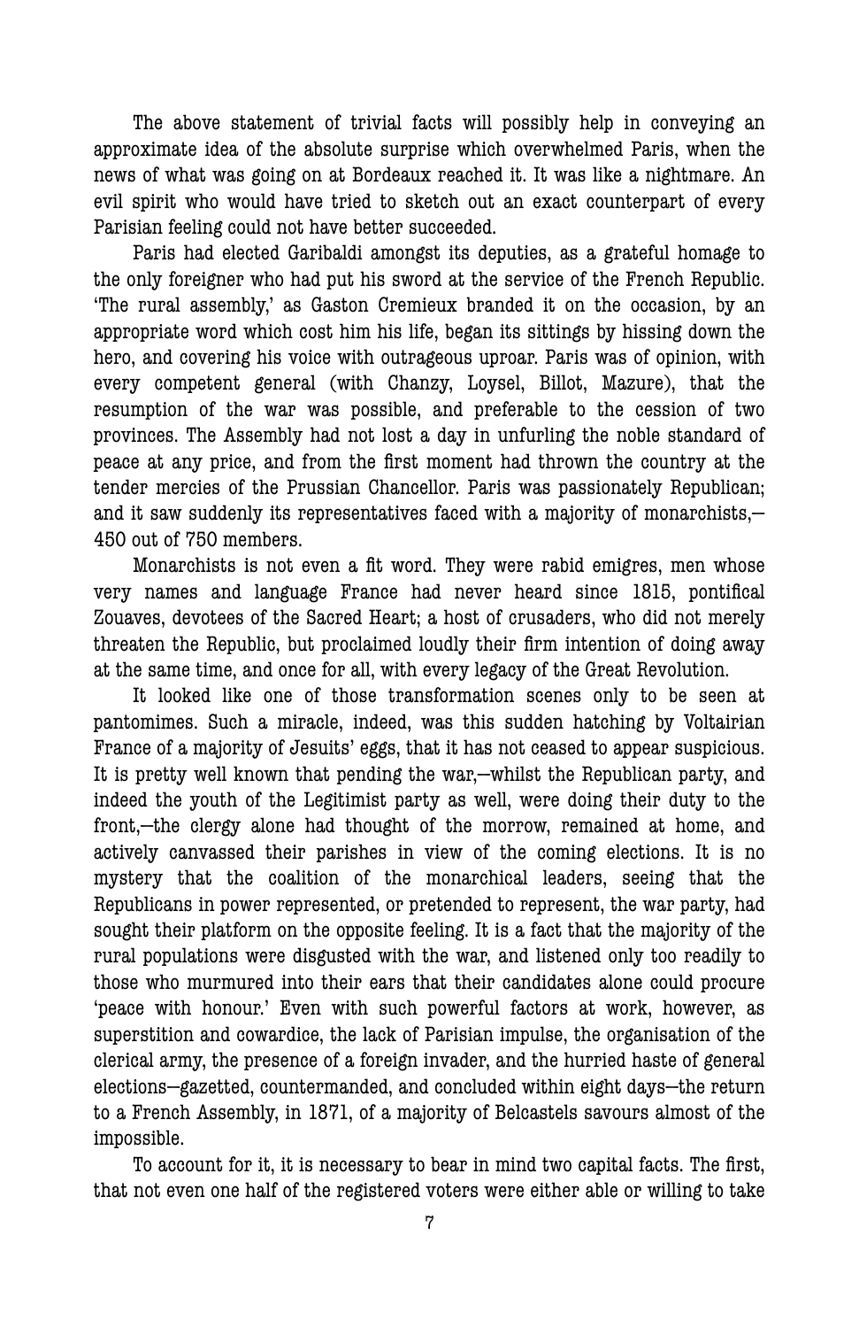The above statement of trivial facts will possibly help in conveying an approximate idea of the absolute surprise which overwhelmed Paris, when the news of what was going on at Bordeaux reached it. It was like a nightmare. An evil spirit who would have tried to sketch out an exact counterpart of every Parisian feeling could not have better succeeded.

Paris had elected Garibaldi amongst its deputies, as a grateful homage to the only foreigner who had put his sword at the service of the French Republic. 'The rural assembly,' as Gaston Cremieux branded it on the occasion, by an appropriate word which cost him his life, began its sittings by hissing down the hero, and covering his voice with outrageous uproar. Paris was of opinion, with every competent general (with Chanzy, Loysel, Billot, Mazure), that the resumption of the war was possible, and preferable to the cession of two provinces. The Assembly had not lost a day in unfurling the noble standard of peace at any price, and from the first moment had thrown the country at the tender mercies of the Prussian Chancellor. Paris was passionately Republican; and it saw suddenly its representatives faced with a majority of monarchists,—450 out of 750 members.

Monarchists is not even a fit word. They were rabid emigres, men whose very names and language France had never heard since 1815, pontifical Zouaves, devotees of the Sacred Heart; a host of crusaders, who did not merely threaten the Republic, but proclaimed loudly their firm intention of doing away at the same time, and once for all, with every legacy of the Great Revolution.

It looked like one of those transformation scenes only to be seen at pantomimes. Such a miracle, indeed, was this sudden hatching by Voltairian France of a majority of Jesuits' eggs, that it has not ceased to appear suspicious. It is pretty well known that pending the war,—whilst the Republican party, and indeed the youth of the Legitimist party as well, were doing their duty to the front,—the clergy alone had thought of the morrow, remained at home, and actively canvassed their parishes in view of the coming elections. It is no mystery that the coalition of the monarchical leaders, seeing that the Republicans in power represented, or pretended to represent, the war party, had sought their platform on the opposite feeling. It is a fact that the majority of the rural populations were disgusted with the war, and listened only too readily to those who murmured into their ears that their candidates alone could procure 'peace with honour.' Even with such powerful factors at work, however, as superstition and cowardice, the lack of Parisian impulse, the organisation of the clerical army, the presence of a foreign invader, and the hurried haste of general elections—gazetted, countermanded, and concluded within eight days—the return to a French Assembly, in 1871, of a majority of Belcastels savours almost of the impossible.

To account for it, it is necessary to bear in mind two capital facts. The first, that not even one half of the registered voters were either able or willing to take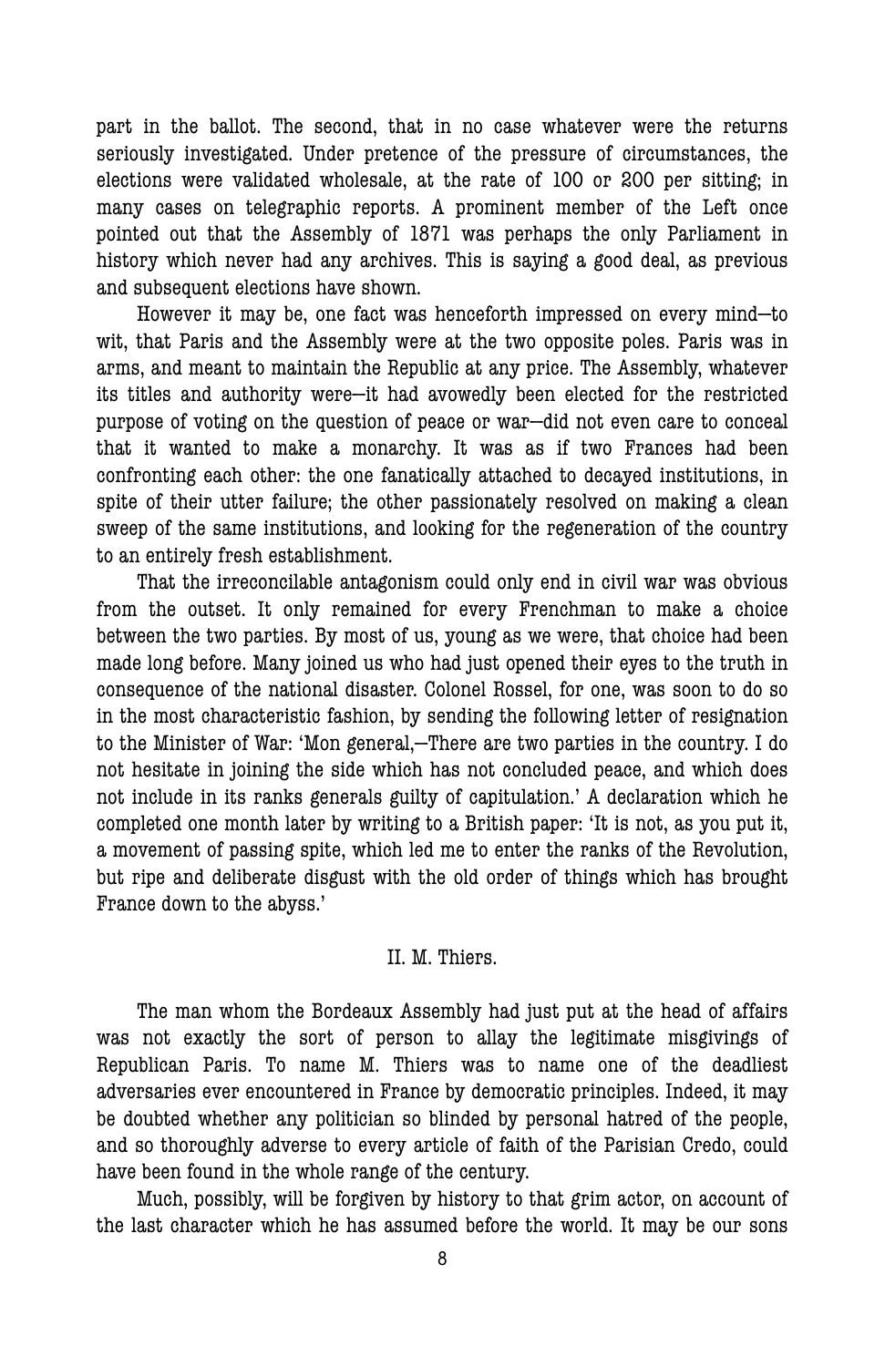part in the ballot. The second, that in no case whatever were the returns seriously investigated. Under pretence of the pressure of circumstances, the elections were validated wholesale, at the rate of 100 or 200 per sitting; in many cases on telegraphic reports. A prominent member of the Left once pointed out that the Assembly of 1871 was perhaps the only Parliament in history which never had any archives. This is saying a good deal, as previous and subsequent elections have shown.

However it may be, one fact was henceforth impressed on every mind—to wit, that Paris and the Assembly were at the two opposite poles. Paris was in arms, and meant to maintain the Republic at any price. The Assembly, whatever its titles and authority were—it had avowedly been elected for the restricted purpose of voting on the question of peace or war—did not even care to conceal that it wanted to make a monarchy. It was as if two Frances had been confronting each other: the one fanatically attached to decayed institutions, in spite of their utter failure; the other passionately resolved on making a clean sweep of the same institutions, and looking for the regeneration of the country to an entirely fresh establishment.

That the irreconcilable antagonism could only end in civil war was obvious from the outset. It only remained for every Frenchman to make a choice between the two parties. By most of us, young as we were, that choice had been made long before. Many joined us who had just opened their eyes to the truth in consequence of the national disaster. Colonel Rossel, for one, was soon to do so in the most characteristic fashion, by sending the following letter of resignation to the Minister of War: 'Mon general,—There are two parties in the country. I do not hesitate in joining the side which has not concluded peace, and which does not include in its ranks generals guilty of capitulation.' A declaration which he completed one month later by writing to a British paper: 'It is not, as you put it, a movement of passing spite, which led me to enter the ranks of the Revolution, but ripe and deliberate disgust with the old order of things which has brought France down to the abyss.'

## II. M. Thiers.

The man whom the Bordeaux Assembly had just put at the head of affairs was not exactly the sort of person to allay the legitimate misgivings of Republican Paris. To name M. Thiers was to name one of the deadliest adversaries ever encountered in France by democratic principles. Indeed, it may be doubted whether any politician so blinded by personal hatred of the people, and so thoroughly adverse to every article of faith of the Parisian Credo, could have been found in the whole range of the century.

Much, possibly, will be forgiven by history to that grim actor, on account of the last character which he has assumed before the world. It may be our sons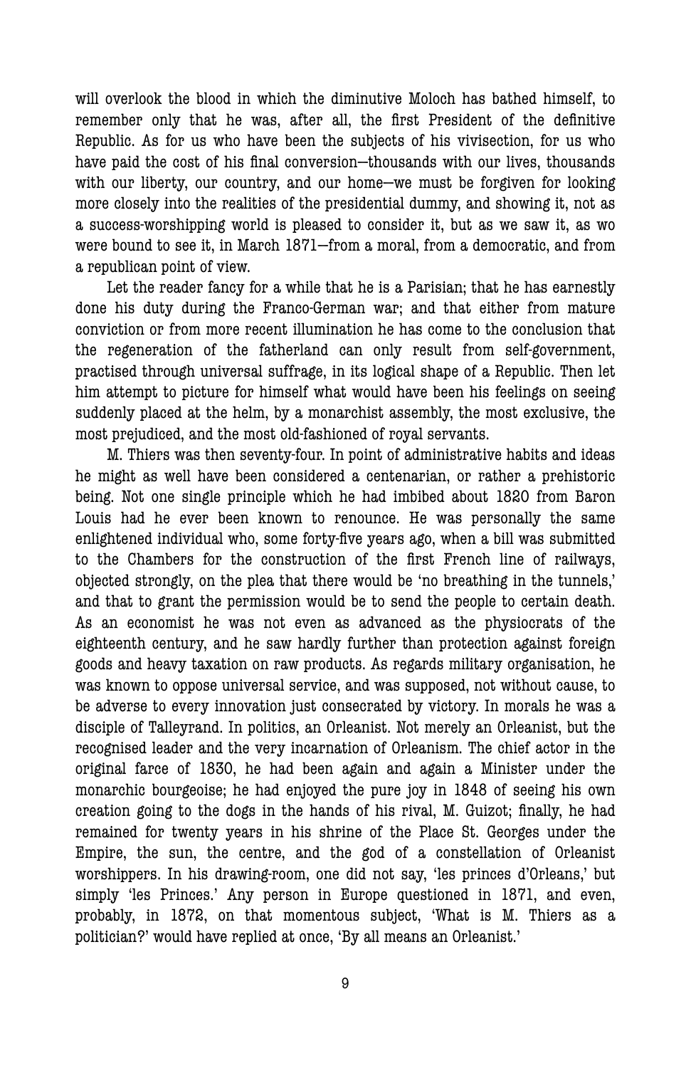will overlook the blood in which the diminutive Moloch has bathed himself, to remember only that he was, after all, the first President of the definitive Republic. As for us who have been the subjects of his vivisection, for us who have paid the cost of his final conversion—thousands with our lives, thousands with our liberty, our country, and our home—we must be forgiven for looking more closely into the realities of the presidential dummy, and showing it, not as a success-worshipping world is pleased to consider it, but as we saw it, as wo were bound to see it, in March 1871—from a moral, from a democratic, and from a republican point of view.

Let the reader fancy for a while that he is a Parisian; that he has earnestly done his duty during the Franco-German war; and that either from mature conviction or from more recent illumination he has come to the conclusion that the regeneration of the fatherland can only result from self-government, practised through universal suffrage, in its logical shape of a Republic. Then let him attempt to picture for himself what would have been his feelings on seeing suddenly placed at the helm, by a monarchist assembly, the most exclusive, the most prejudiced, and the most old-fashioned of royal servants.

M. Thiers was then seventy-four. In point of administrative habits and ideas he might as well have been considered a centenarian, or rather a prehistoric being. Not one single principle which he had imbibed about 1820 from Baron Louis had he ever been known to renounce. He was personally the same enlightened individual who, some forty-five years ago, when a bill was submitted to the Chambers for the construction of the first French line of railways, objected strongly, on the plea that there would be 'no breathing in the tunnels,' and that to grant the permission would be to send the people to certain death. As an economist he was not even as advanced as the physiocrats of the eighteenth century, and he saw hardly further than protection against foreign goods and heavy taxation on raw products. As regards military organisation, he was known to oppose universal service, and was supposed, not without cause, to be adverse to every innovation just consecrated by victory. In morals he was a disciple of Talleyrand. In politics, an Orleanist. Not merely an Orleanist, but the recognised leader and the very incarnation of Orleanism. The chief actor in the original farce of 1830, he had been again and again a Minister under the monarchic bourgeoise; he had enjoyed the pure joy in 1848 of seeing his own creation going to the dogs in the hands of his rival, M. Guizot; finally, he had remained for twenty years in his shrine of the Place St. Georges under the Empire, the sun, the centre, and the god of a constellation of Orleanist worshippers. In his drawing-room, one did not say, 'les princes d'Orleans,' but simply 'les Princes.' Any person in Europe questioned in 1871, and even, probably, in 1872, on that momentous subject, 'What is M. Thiers as a politician?' would have replied at once, 'By all means an Orleanist.'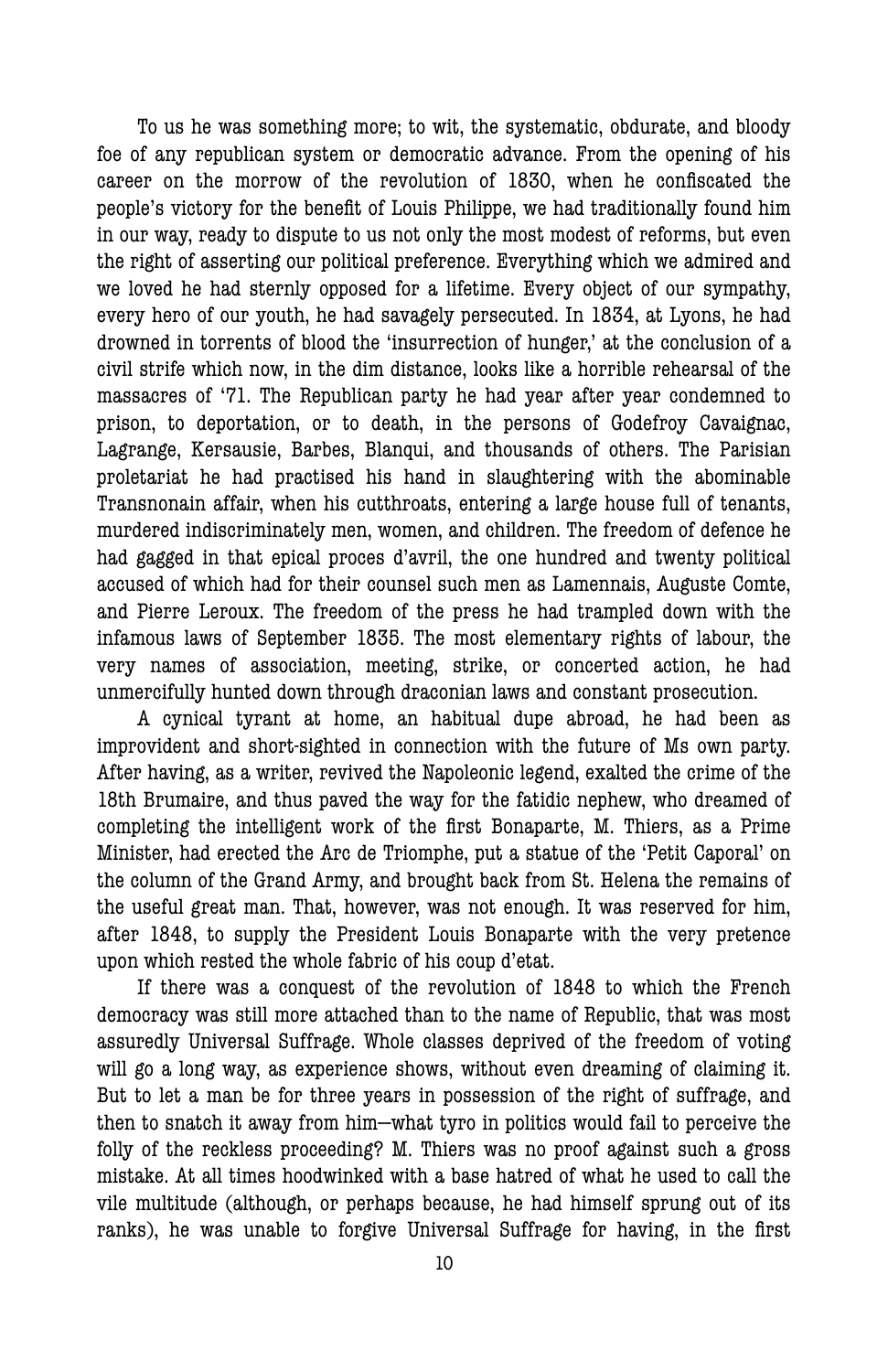To us he was something more; to wit, the systematic, obdurate, and bloody foe of any republican system or democratic advance. From the opening of his career on the morrow of the revolution of 1830, when he confiscated the people's victory for the benefit of Louis Philippe, we had traditionally found him in our way, ready to dispute to us not only the most modest of reforms, but even the right of asserting our political preference. Everything which we admired and we loved he had sternly opposed for a lifetime. Every object of our sympathy, every hero of our youth, he had savagely persecuted. In 1834, at Lyons, he had drowned in torrents of blood the 'insurrection of hunger,' at the conclusion of a civil strife which now, in the dim distance, looks like a horrible rehearsal of the massacres of '71. The Republican party he had year after year condemned to prison, to deportation, or to death, in the persons of Godefroy Cavaignac, Lagrange, Kersausie, Barbes, Blanqui, and thousands of others. The Parisian proletariat he had practised his hand in slaughtering with the abominable Transnonain affair, when his cutthroats, entering a large house full of tenants, murdered indiscriminately men, women, and children. The freedom of defence he had gagged in that epical proces d'avril, the one hundred and twenty political accused of which had for their counsel such men as Lamennais, Auguste Comte, and Pierre Leroux. The freedom of the press he had trampled down with the infamous laws of September 1835. The most elementary rights of labour, the very names of association, meeting, strike, or concerted action, he had unmercifully hunted down through draconian laws and constant prosecution.

A cynical tyrant at home, an habitual dupe abroad, he had been as improvident and short-sighted in connection with the future of Ms own party. After having, as a writer, revived the Napoleonic legend, exalted the crime of the 18th Brumaire, and thus paved the way for the fatidic nephew, who dreamed of completing the intelligent work of the first Bonaparte, M. Thiers, as a Prime Minister, had erected the Arc de Triomphe, put a statue of the 'Petit Caporal' on the column of the Grand Army, and brought back from St. Helena the remains of the useful great man. That, however, was not enough. It was reserved for him, after 1848, to supply the President Louis Bonaparte with the very pretence upon which rested the whole fabric of his coup d'etat.

If there was a conquest of the revolution of 1848 to which the French democracy was still more attached than to the name of Republic, that was most assuredly Universal Suffrage. Whole classes deprived of the freedom of voting will go a long way, as experience shows, without even dreaming of claiming it. But to let a man be for three years in possession of the right of suffrage, and then to snatch it away from him—what tyro in politics would fail to perceive the folly of the reckless proceeding? M. Thiers was no proof against such a gross mistake. At all times hoodwinked with a base hatred of what he used to call the vile multitude (although, or perhaps because, he had himself sprung out of its ranks), he was unable to forgive Universal Suffrage for having, in the first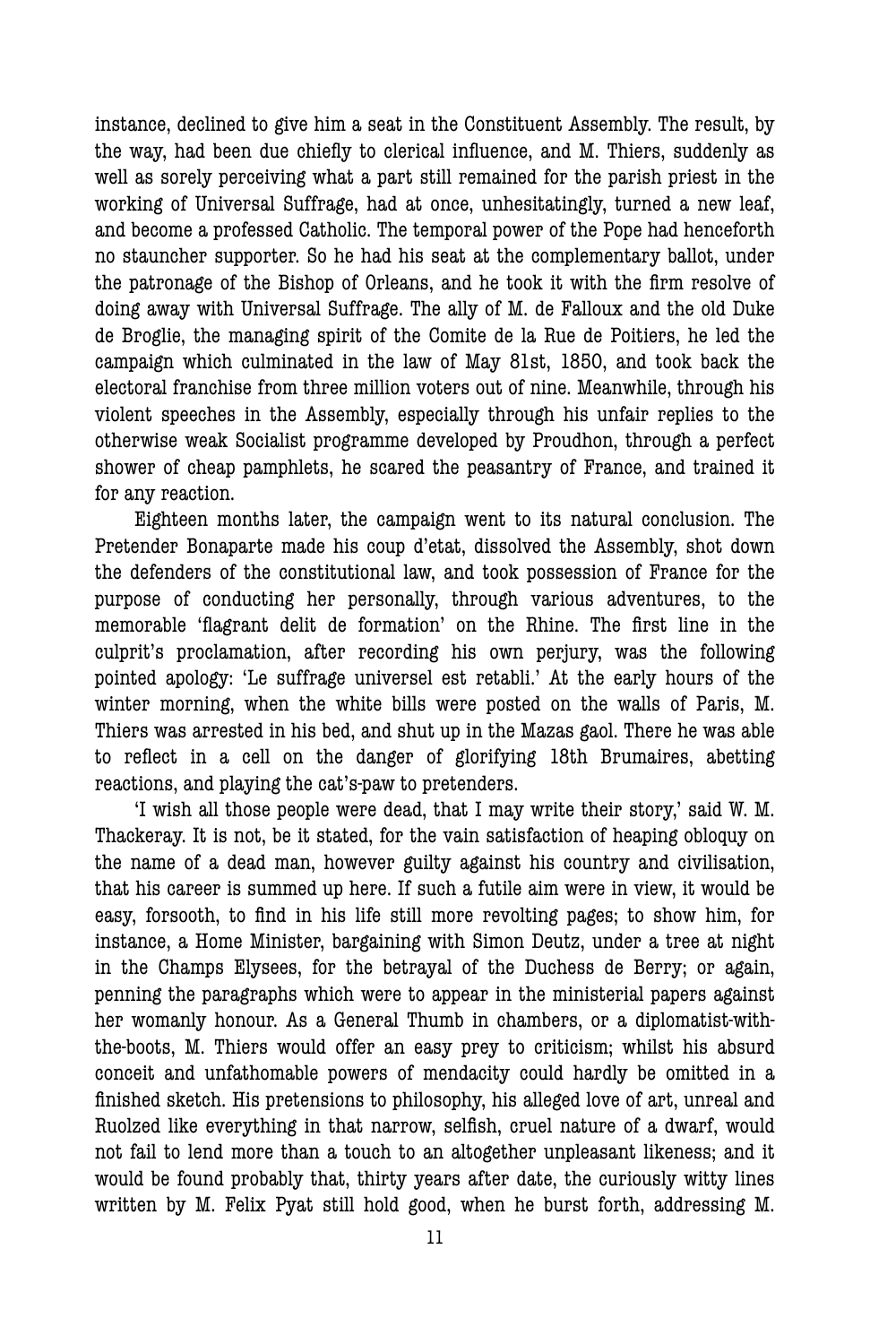instance, declined to give him a seat in the Constituent Assembly. The result, by the way, had been due chiefly to clerical influence, and M. Thiers, suddenly as well as sorely perceiving what a part still remained for the parish priest in the working of Universal Suffrage, had at once, unhesitatingly, turned a new leaf, and become a professed Catholic. The temporal power of the Pope had henceforth no stauncher supporter. So he had his seat at the complementary ballot, under the patronage of the Bishop of Orleans, and he took it with the firm resolve of doing away with Universal Suffrage. The ally of M. de Falloux and the old Duke de Broglie, the managing spirit of the Comite de la Rue de Poitiers, he led the campaign which culminated in the law of May 81st, 1850, and took back the electoral franchise from three million voters out of nine. Meanwhile, through his violent speeches in the Assembly, especially through his unfair replies to the otherwise weak Socialist programme developed by Proudhon, through a perfect shower of cheap pamphlets, he scared the peasantry of France, and trained it for any reaction.

Eighteen months later, the campaign went to its natural conclusion. The Pretender Bonaparte made his coup d'etat, dissolved the Assembly, shot down the defenders of the constitutional law, and took possession of France for the purpose of conducting her personally, through various adventures, to the memorable 'flagrant delit de formation' on the Rhine. The first line in the culprit's proclamation, after recording his own perjury, was the following pointed apology: 'Le suffrage universel est retabli.' At the early hours of the winter morning, when the white bills were posted on the walls of Paris, M. Thiers was arrested in his bed, and shut up in the Mazas gaol. There he was able to reflect in a cell on the danger of glorifying 18th Brumaires, abetting reactions, and playing the cat's-paw to pretenders.

'I wish all those people were dead, that I may write their story,' said W. M. Thackeray. It is not, be it stated, for the vain satisfaction of heaping obloquy on the name of a dead man, however guilty against his country and civilisation, that his career is summed up here. If such a futile aim were in view, it would be easy, forsooth, to find in his life still more revolting pages; to show him, for instance, a Home Minister, bargaining with Simon Deutz, under a tree at night in the Champs Elysees, for the betrayal of the Duchess de Berry; or again, penning the paragraphs which were to appear in the ministerial papers against her womanly honour. As a General Thumb in chambers, or a diplomatist-with-the-boots, M. Thiers would offer an easy prey to criticism; whilst his absurd conceit and unfathomable powers of mendacity could hardly be omitted in a finished sketch. His pretensions to philosophy, his alleged love of art, unreal and Ruolzed like everything in that narrow, selfish, cruel nature of a dwarf, would not fail to lend more than a touch to an altogether unpleasant likeness; and it would be found probably that, thirty years after date, the curiously witty lines written by M. Felix Pyat still hold good, when he burst forth, addressing M.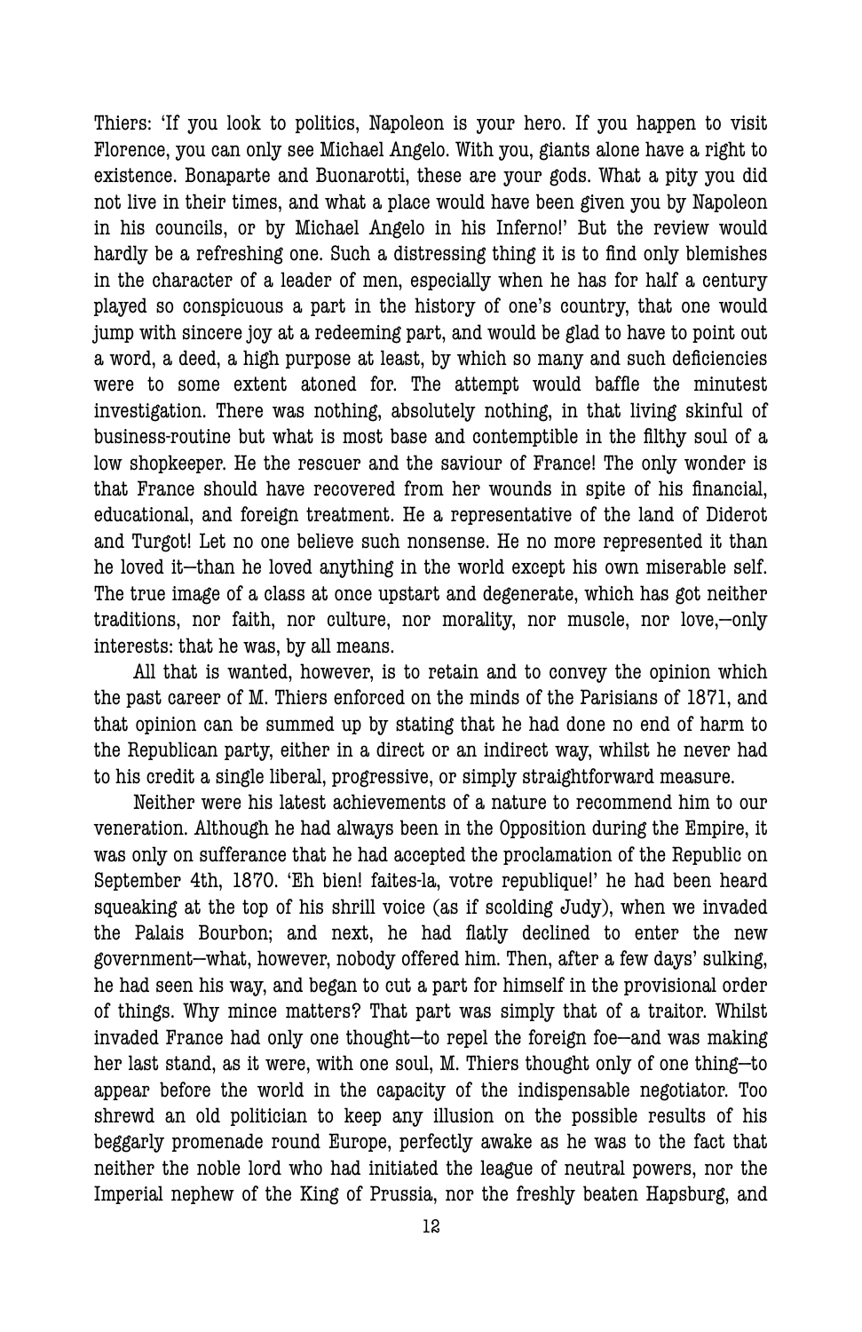Thiers: 'If you look to politics, Napoleon is your hero. If you happen to visit Florence, you can only see Michael Angelo. With you, giants alone have a right to existence. Bonaparte and Buonarotti, these are your gods. What a pity you did not live in their times, and what a place would have been given you by Napoleon in his councils, or by Michael Angelo in his Inferno!' But the review would hardly be a refreshing one. Such a distressing thing it is to find only blemishes in the character of a leader of men, especially when he has for half a century played so conspicuous a part in the history of one's country, that one would jump with sincere joy at a redeeming part, and would be glad to have to point out a word, a deed, a high purpose at least, by which so many and such deficiencies were to some extent atoned for. The attempt would baffle the minutest investigation. There was nothing, absolutely nothing, in that living skinful of business-routine but what is most base and contemptible in the filthy soul of a low shopkeeper. He the rescuer and the saviour of France! The only wonder is that France should have recovered from her wounds in spite of his financial, educational, and foreign treatment. He a representative of the land of Diderot and Turgot! Let no one believe such nonsense. He no more represented it than he loved it—than he loved anything in the world except his own miserable self. The true image of a class at once upstart and degenerate, which has got neither traditions, nor faith, nor culture, nor morality, nor muscle, nor love,—only interests: that he was, by all means.

All that is wanted, however, is to retain and to convey the opinion which the past career of M. Thiers enforced on the minds of the Parisians of 1871, and that opinion can be summed up by stating that he had done no end of harm to the Republican party, either in a direct or an indirect way, whilst he never had to his credit a single liberal, progressive, or simply straightforward measure.

Neither were his latest achievements of a nature to recommend him to our veneration. Although he had always been in the Opposition during the Empire, it was only on sufferance that he had accepted the proclamation of the Republic on September 4th, 1870. 'Eh bien! faites-la, votre republique!' he had been heard squeaking at the top of his shrill voice (as if scolding Judy), when we invaded the Palais Bourbon; and next, he had flatly declined to enter the new government—what, however, nobody offered him. Then, after a few days' sulking, he had seen his way, and began to cut a part for himself in the provisional order of things. Why mince matters? That part was simply that of a traitor. Whilst invaded France had only one thought—to repel the foreign foe—and was making her last stand, as it were, with one soul, M. Thiers thought only of one thing—to appear before the world in the capacity of the indispensable negotiator. Too shrewd an old politician to keep any illusion on the possible results of his beggarly promenade round Europe, perfectly awake as he was to the fact that neither the noble lord who had initiated the league of neutral powers, nor the Imperial nephew of the King of Prussia, nor the freshly beaten Hapsburg, and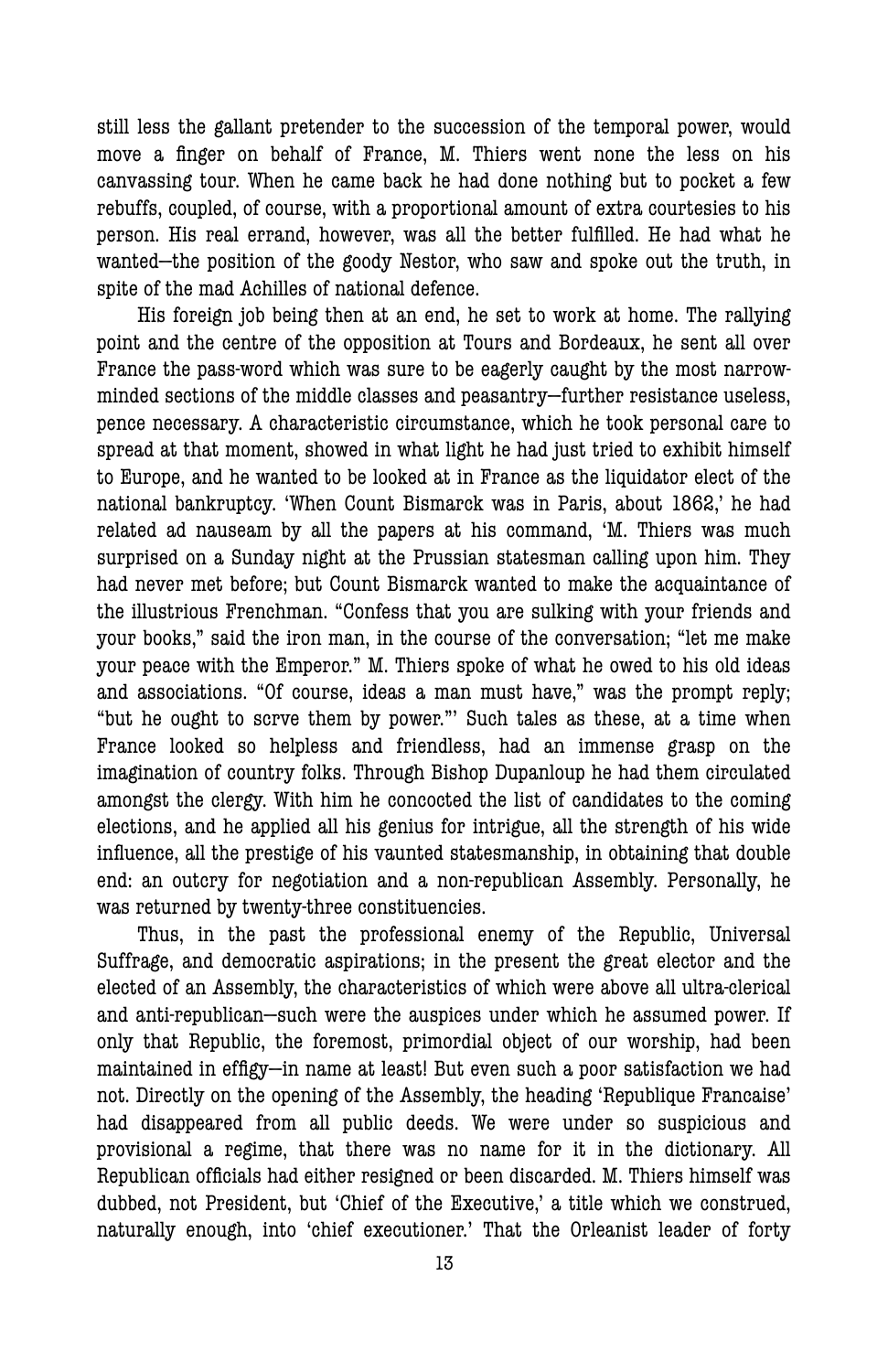still less the gallant pretender to the succession of the temporal power, would move a finger on behalf of France, M. Thiers went none the less on his canvassing tour. When he came back he had done nothing but to pocket a few rebuffs, coupled, of course, with a proportional amount of extra courtesies to his person. His real errand, however, was all the better fulfilled. He had what he wanted—the position of the goody Nestor, who saw and spoke out the truth, in spite of the mad Achilles of national defence.

His foreign job being then at an end, he set to work at home. The rallying point and the centre of the opposition at Tours and Bordeaux, he sent all over France the pass-word which was sure to be eagerly caught by the most narrow-minded sections of the middle classes and peasantry—further resistance useless, pence necessary. A characteristic circumstance, which he took personal care to spread at that moment, showed in what light he had just tried to exhibit himself to Europe, and he wanted to be looked at in France as the liquidator elect of the national bankruptcy. 'When Count Bismarck was in Paris, about 1862,' he had related ad nauseam by all the papers at his command, 'M. Thiers was much surprised on a Sunday night at the Prussian statesman calling upon him. They had never met before; but Count Bismarck wanted to make the acquaintance of the illustrious Frenchman. "Confess that you are sulking with your friends and your books," said the iron man, in the course of the conversation; "let me make your peace with the Emperor." M. Thiers spoke of what he owed to his old ideas and associations. "Of course, ideas a man must have," was the prompt reply; "but he ought to scrve them by power."' Such tales as these, at a time when France looked so helpless and friendless, had an immense grasp on the imagination of country folks. Through Bishop Dupanloup he had them circulated amongst the clergy. With him he concocted the list of candidates to the coming elections, and he applied all his genius for intrigue, all the strength of his wide influence, all the prestige of his vaunted statesmanship, in obtaining that double end: an outcry for negotiation and a non-republican Assembly. Personally, he was returned by twenty-three constituencies.

Thus, in the past the professional enemy of the Republic, Universal Suffrage, and democratic aspirations; in the present the great elector and the elected of an Assembly, the characteristics of which were above all ultra-clerical and anti-republican—such were the auspices under which he assumed power. If only that Republic, the foremost, primordial object of our worship, had been maintained in effigy—in name at least! But even such a poor satisfaction we had not. Directly on the opening of the Assembly, the heading 'Republique Francaise' had disappeared from all public deeds. We were under so suspicious and provisional a regime, that there was no name for it in the dictionary. All Republican officials had either resigned or been discarded. M. Thiers himself was dubbed, not President, but 'Chief of the Executive,' a title which we construed, naturally enough, into 'chief executioner.' That the Orleanist leader of forty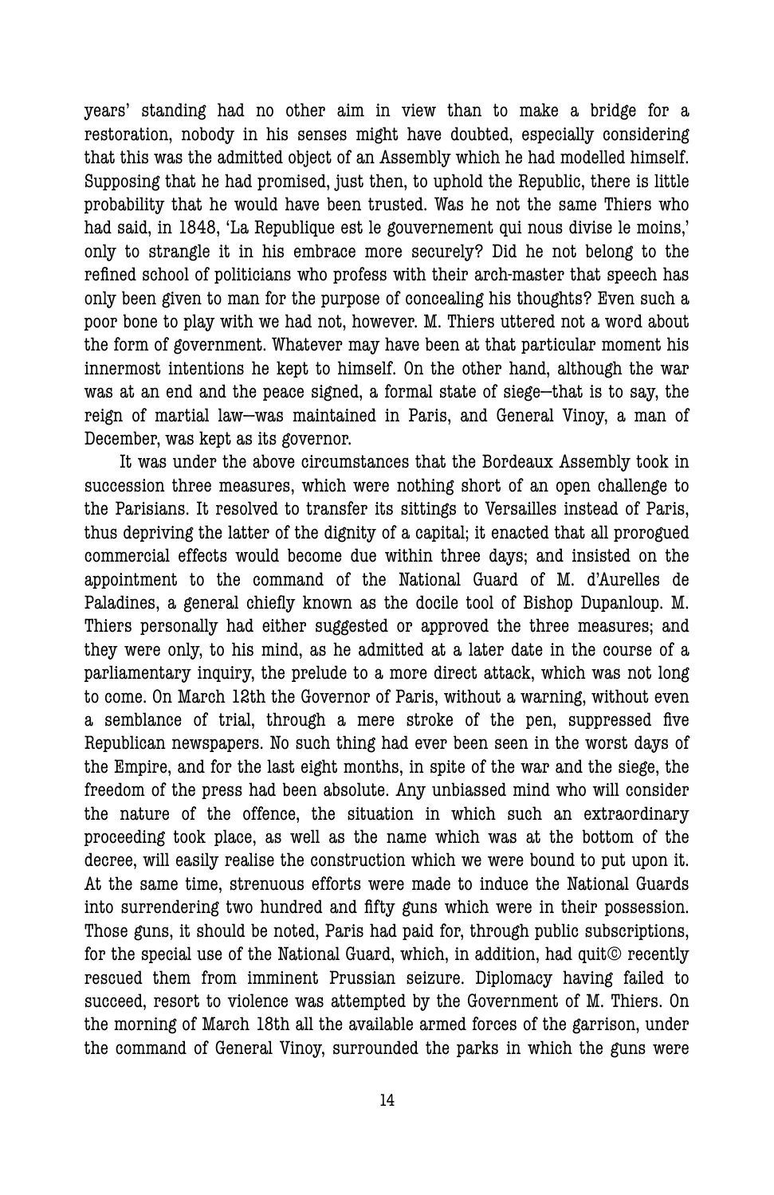years' standing had no other aim in view than to make a bridge for a restoration, nobody in his senses might have doubted, especially considering that this was the admitted object of an Assembly which he had modelled himself. Supposing that he had promised, just then, to uphold the Republic, there is little probability that he would have been trusted. Was he not the same Thiers who had said, in 1848, 'La Republique est le gouvernement qui nous divise le moins,' only to strangle it in his embrace more securely? Did he not belong to the refined school of politicians who profess with their arch-master that speech has only been given to man for the purpose of concealing his thoughts? Even such a poor bone to play with we had not, however. M. Thiers uttered not a word about the form of government. Whatever may have been at that particular moment his innermost intentions he kept to himself. On the other hand, although the war was at an end and the peace signed, a formal state of siege—that is to say, the reign of martial law—was maintained in Paris, and General Vinoy, a man of December, was kept as its governor.

It was under the above circumstances that the Bordeaux Assembly took in succession three measures, which were nothing short of an open challenge to the Parisians. It resolved to transfer its sittings to Versailles instead of Paris, thus depriving the latter of the dignity of a capital; it enacted that all prorogued commercial effects would become due within three days; and insisted on the appointment to the command of the National Guard of M. d'Aurelles de Paladines, a general chiefly known as the docile tool of Bishop Dupanloup. M. Thiers personally had either suggested or approved the three measures; and they were only, to his mind, as he admitted at a later date in the course of a parliamentary inquiry, the prelude to a more direct attack, which was not long to come. On March 12th the Governor of Paris, without a warning, without even a semblance of trial, through a mere stroke of the pen, suppressed five Republican newspapers. No such thing had ever been seen in the worst days of the Empire, and for the last eight months, in spite of the war and the siege, the freedom of the press had been absolute. Any unbiassed mind who will consider the nature of the offence, the situation in which such an extraordinary proceeding took place, as well as the name which was at the bottom of the decree, will easily realise the construction which we were bound to put upon it. At the same time, strenuous efforts were made to induce the National Guards into surrendering two hundred and fifty guns which were in their possession. Those guns, it should be noted, Paris had paid for, through public subscriptions, for the special use of the National Guard, which, in addition, had quit© recently rescued them from imminent Prussian seizure. Diplomacy having failed to succeed, resort to violence was attempted by the Government of M. Thiers. On the morning of March 18th all the available armed forces of the garrison, under the command of General Vinoy, surrounded the parks in which the guns were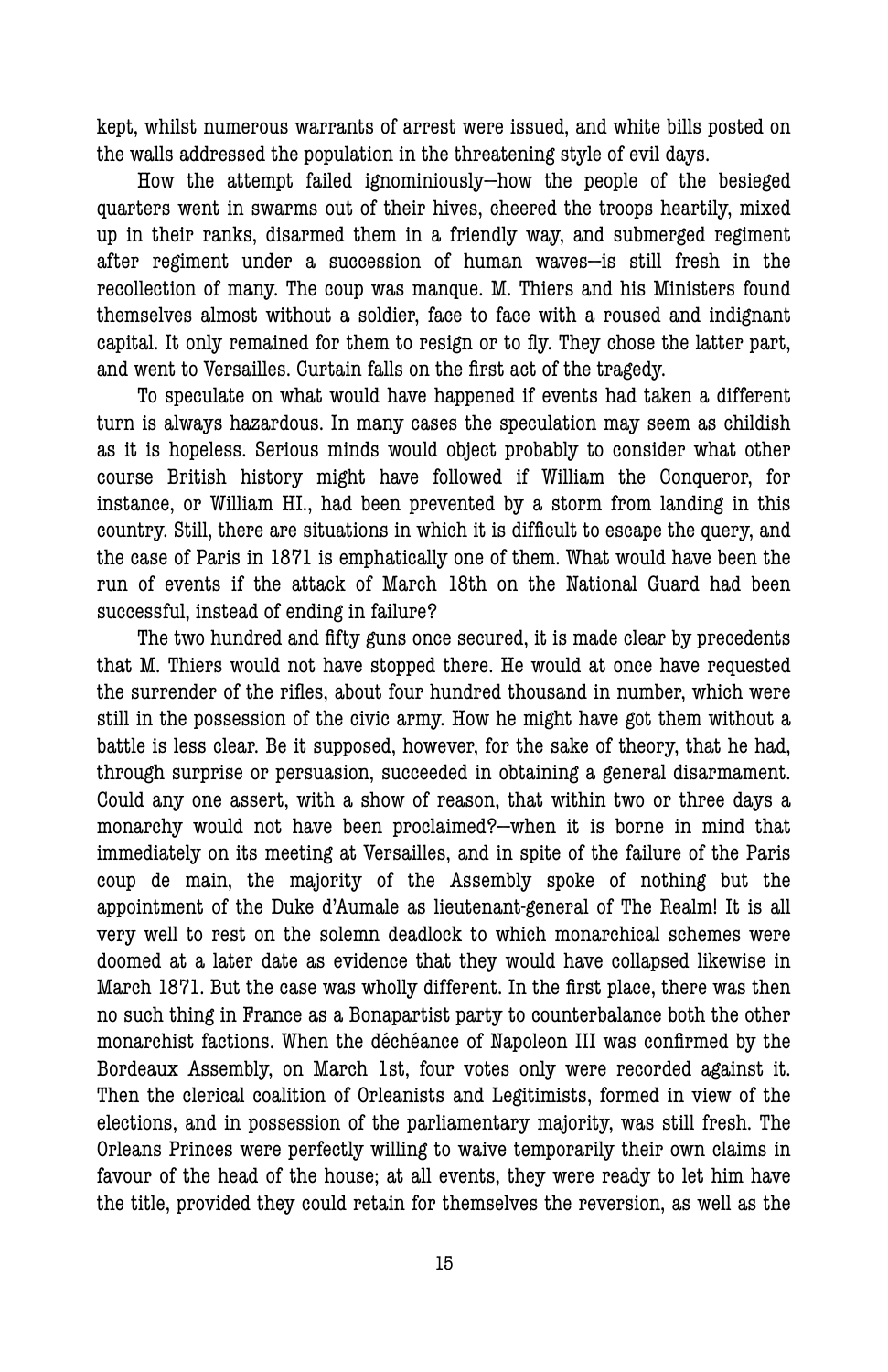kept, whilst numerous warrants of arrest were issued, and white bills posted on the walls addressed the population in the threatening style of evil days.

How the attempt failed ignominiously—how the people of the besieged quarters went in swarms out of their hives, cheered the troops heartily, mixed up in their ranks, disarmed them in a friendly way, and submerged regiment after regiment under a succession of human waves—is still fresh in the recollection of many. The coup was manque. M. Thiers and his Ministers found themselves almost without a soldier, face to face with a roused and indignant capital. It only remained for them to resign or to fly. They chose the latter part, and went to Versailles. Curtain falls on the first act of the tragedy.

To speculate on what would have happened if events had taken a different turn is always hazardous. In many cases the speculation may seem as childish as it is hopeless. Serious minds would object probably to consider what other course British history might have followed if William the Conqueror, for instance, or William HI., had been prevented by a storm from landing in this country. Still, there are situations in which it is difficult to escape the query, and the case of Paris in 1871 is emphatically one of them. What would have been the run of events if the attack of March 18th on the National Guard had been successful, instead of ending in failure?

The two hundred and fifty guns once secured, it is made clear by precedents that M. Thiers would not have stopped there. He would at once have requested the surrender of the rifles, about four hundred thousand in number, which were still in the possession of the civic army. How he might have got them without a battle is less clear. Be it supposed, however, for the sake of theory, that he had, through surprise or persuasion, succeeded in obtaining a general disarmament. Could any one assert, with a show of reason, that within two or three days a monarchy would not have been proclaimed?—when it is borne in mind that immediately on its meeting at Versailles, and in spite of the failure of the Paris coup de main, the majority of the Assembly spoke of nothing but the appointment of the Duke d'Aumale as lieutenant-general of The Realm! It is all very well to rest on the solemn deadlock to which monarchical schemes were doomed at a later date as evidence that they would have collapsed likewise in March 1871. But the case was wholly different. In the first place, there was then no such thing in France as a Bonapartist party to counterbalance both the other monarchist factions. When the déchéance of Napoleon III was confirmed by the Bordeaux Assembly, on March 1st, four votes only were recorded against it. Then the clerical coalition of Orleanists and Legitimists, formed in view of the elections, and in possession of the parliamentary majority, was still fresh. The Orleans Princes were perfectly willing to waive temporarily their own claims in favour of the head of the house; at all events, they were ready to let him have the title, provided they could retain for themselves the reversion, as well as the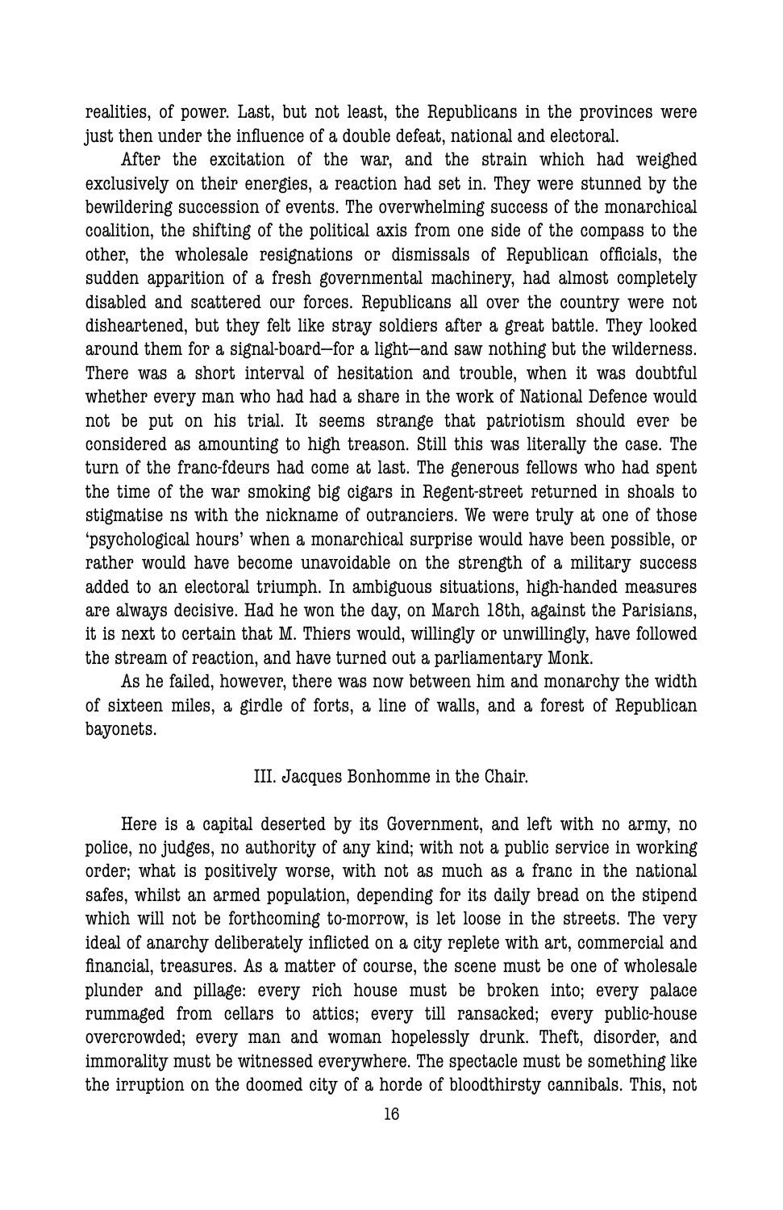realities, of power. Last, but not least, the Republicans in the provinces were just then under the influence of a double defeat, national and electoral.

After the excitation of the war, and the strain which had weighed exclusively on their energies, a reaction had set in. They were stunned by the bewildering succession of events. The overwhelming success of the monarchical coalition, the shifting of the political axis from one side of the compass to the other, the wholesale resignations or dismissals of Republican officials, the sudden apparition of a fresh governmental machinery, had almost completely disabled and scattered our forces. Republicans all over the country were not disheartened, but they felt like stray soldiers after a great battle. They looked around them for a signal-board—for a light—and saw nothing but the wilderness. There was a short interval of hesitation and trouble, when it was doubtful whether every man who had had a share in the work of National Defence would not be put on his trial. It seems strange that patriotism should ever be considered as amounting to high treason. Still this was literally the case. The turn of the franc-fdeurs had come at last. The generous fellows who had spent the time of the war smoking big cigars in Regent-street returned in shoals to stigmatise ns with the nickname of outranciers. We were truly at one of those 'psychological hours' when a monarchical surprise would have been possible, or rather would have become unavoidable on the strength of a military success added to an electoral triumph. In ambiguous situations, high-handed measures are always decisive. Had he won the day, on March 18th, against the Parisians, it is next to certain that M. Thiers would, willingly or unwillingly, have followed the stream of reaction, and have turned out a parliamentary Monk.

As he failed, however, there was now between him and monarchy the width of sixteen miles, a girdle of forts, a line of walls, and a forest of Republican bayonets.

## III. Jacques Bonhomme in the Chair.

Here is a capital deserted by its Government, and left with no army, no police, no judges, no authority of any kind; with not a public service in working order; what is positively worse, with not as much as a franc in the national safes, whilst an armed population, depending for its daily bread on the stipend which will not be forthcoming to-morrow, is let loose in the streets. The very ideal of anarchy deliberately inflicted on a city replete with art, commercial and financial, treasures. As a matter of course, the scene must be one of wholesale plunder and pillage: every rich house must be broken into; every palace rummaged from cellars to attics; every till ransacked; every public-house overcrowded; every man and woman hopelessly drunk. Theft, disorder, and immorality must be witnessed everywhere. The spectacle must be something like the irruption on the doomed city of a horde of bloodthirsty cannibals. This, not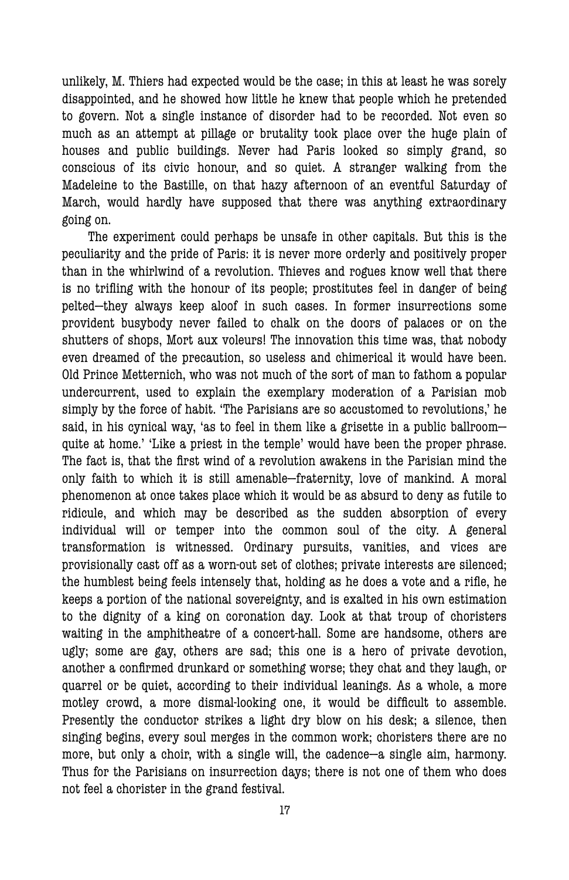unlikely, M. Thiers had expected would be the case; in this at least he was sorely disappointed, and he showed how little he knew that people which he pretended to govern. Not a single instance of disorder had to be recorded. Not even so much as an attempt at pillage or brutality took place over the huge plain of houses and public buildings. Never had Paris looked so simply grand, so conscious of its civic honour, and so quiet. A stranger walking from the Madeleine to the Bastille, on that hazy afternoon of an eventful Saturday of March, would hardly have supposed that there was anything extraordinary going on.

The experiment could perhaps be unsafe in other capitals. But this is the peculiarity and the pride of Paris: it is never more orderly and positively proper than in the whirlwind of a revolution. Thieves and rogues know well that there is no trifling with the honour of its people; prostitutes feel in danger of being pelted—they always keep aloof in such cases. In former insurrections some provident busybody never failed to chalk on the doors of palaces or on the shutters of shops, Mort aux voleurs! The innovation this time was, that nobody even dreamed of the precaution, so useless and chimerical it would have been. Old Prince Metternich, who was not much of the sort of man to fathom a popular undercurrent, used to explain the exemplary moderation of a Parisian mob simply by the force of habit. 'The Parisians are so accustomed to revolutions,' he said, in his cynical way, 'as to feel in them like a grisette in a public ballroom—quite at home.' 'Like a priest in the temple' would have been the proper phrase. The fact is, that the first wind of a revolution awakens in the Parisian mind the only faith to which it is still amenable—fraternity, love of mankind. A moral phenomenon at once takes place which it would be as absurd to deny as futile to ridicule, and which may be described as the sudden absorption of every individual will or temper into the common soul of the city. A general transformation is witnessed. Ordinary pursuits, vanities, and vices are provisionally cast off as a worn-out set of clothes; private interests are silenced; the humblest being feels intensely that, holding as he does a vote and a rifle, he keeps a portion of the national sovereignty, and is exalted in his own estimation to the dignity of a king on coronation day. Look at that troup of choristers waiting in the amphitheatre of a concert-hall. Some are handsome, others are ugly; some are gay, others are sad; this one is a hero of private devotion, another a confirmed drunkard or something worse; they chat and they laugh, or quarrel or be quiet, according to their individual leanings. As a whole, a more motley crowd, a more dismal-looking one, it would be difficult to assemble. Presently the conductor strikes a light dry blow on his desk; a silence, then singing begins, every soul merges in the common work; choristers there are no more, but only a choir, with a single will, the cadence—a single aim, harmony. Thus for the Parisians on insurrection days; there is not one of them who does not feel a chorister in the grand festival.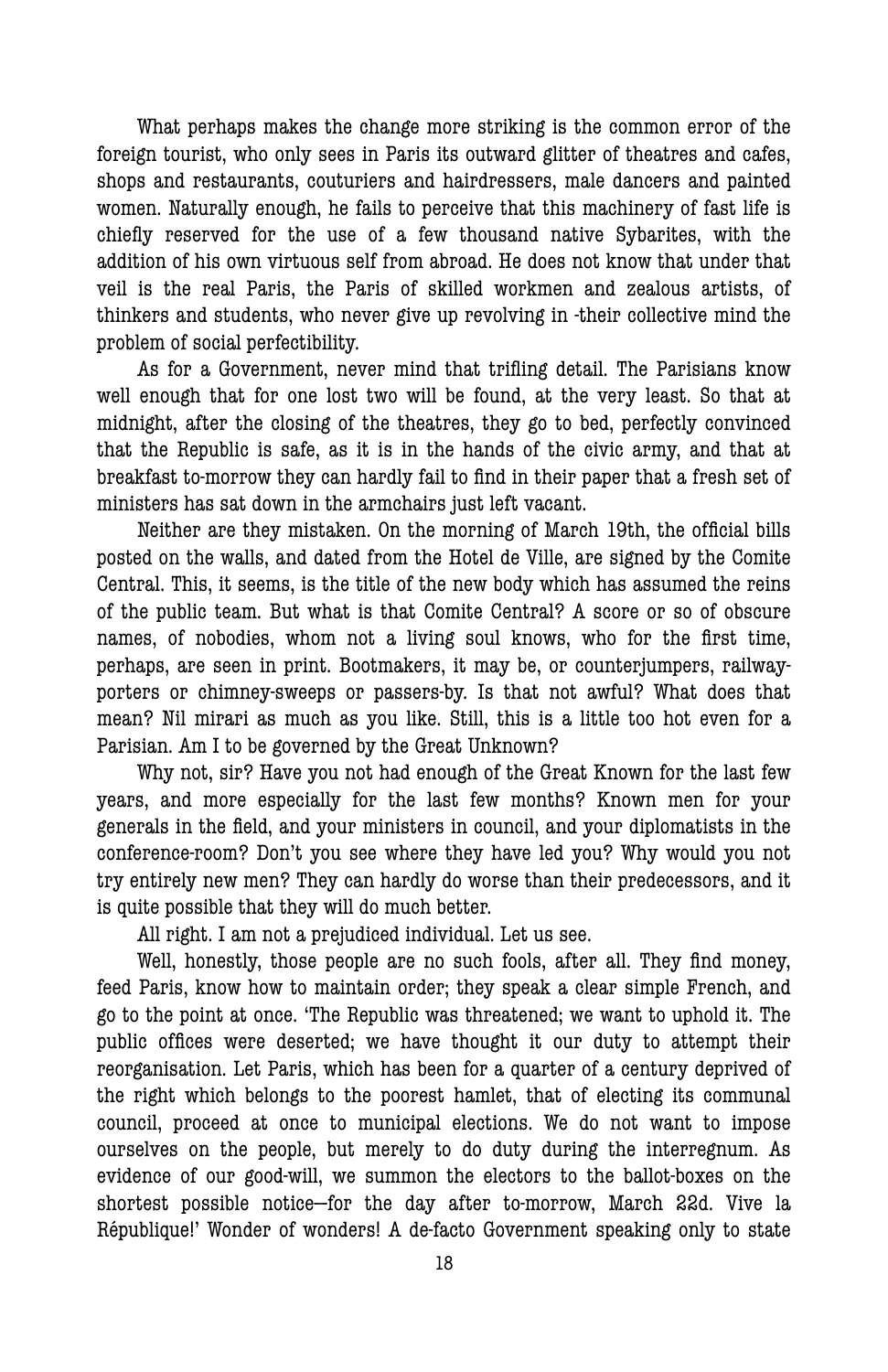What perhaps makes the change more striking is the common error of the foreign tourist, who only sees in Paris its outward glitter of theatres and cafes, shops and restaurants, couturiers and hairdressers, male dancers and painted women. Naturally enough, he fails to perceive that this machinery of fast life is chiefly reserved for the use of a few thousand native Sybarites, with the addition of his own virtuous self from abroad. He does not know that under that veil is the real Paris, the Paris of skilled workmen and zealous artists, of thinkers and students, who never give up revolving in -their collective mind the problem of social perfectibility.

As for a Government, never mind that trifling detail. The Parisians know well enough that for one lost two will be found, at the very least. So that at midnight, after the closing of the theatres, they go to bed, perfectly convinced that the Republic is safe, as it is in the hands of the civic army, and that at breakfast to-morrow they can hardly fail to find in their paper that a fresh set of ministers has sat down in the armchairs just left vacant.

Neither are they mistaken. On the morning of March 19th, the official bills posted on the walls, and dated from the Hotel de Ville, are signed by the Comite Central. This, it seems, is the title of the new body which has assumed the reins of the public team. But what is that Comite Central? A score or so of obscure names, of nobodies, whom not a living soul knows, who for the first time, perhaps, are seen in print. Bootmakers, it may be, or counterjumpers, railway-porters or chimney-sweeps or passers-by. Is that not awful? What does that mean? Nil mirari as much as you like. Still, this is a little too hot even for a Parisian. Am I to be governed by the Great Unknown?

Why not, sir? Have you not had enough of the Great Known for the last few years, and more especially for the last few months? Known men for your generals in the field, and your ministers in council, and your diplomatists in the conference-room? Don't you see where they have led you? Why would you not try entirely new men? They can hardly do worse than their predecessors, and it is quite possible that they will do much better.

All right. I am not a prejudiced individual. Let us see.

Well, honestly, those people are no such fools, after all. They find money, feed Paris, know how to maintain order; they speak a clear simple French, and go to the point at once. 'The Republic was threatened; we want to uphold it. The public offices were deserted; we have thought it our duty to attempt their reorganisation. Let Paris, which has been for a quarter of a century deprived of the right which belongs to the poorest hamlet, that of electing its communal council, proceed at once to municipal elections. We do not want to impose ourselves on the people, but merely to do duty during the interregnum. As evidence of our good-will, we summon the electors to the ballot-boxes on the shortest possible notice—for the day after to-morrow, March 22d. Vive la République!' Wonder of wonders! A de-facto Government speaking only to state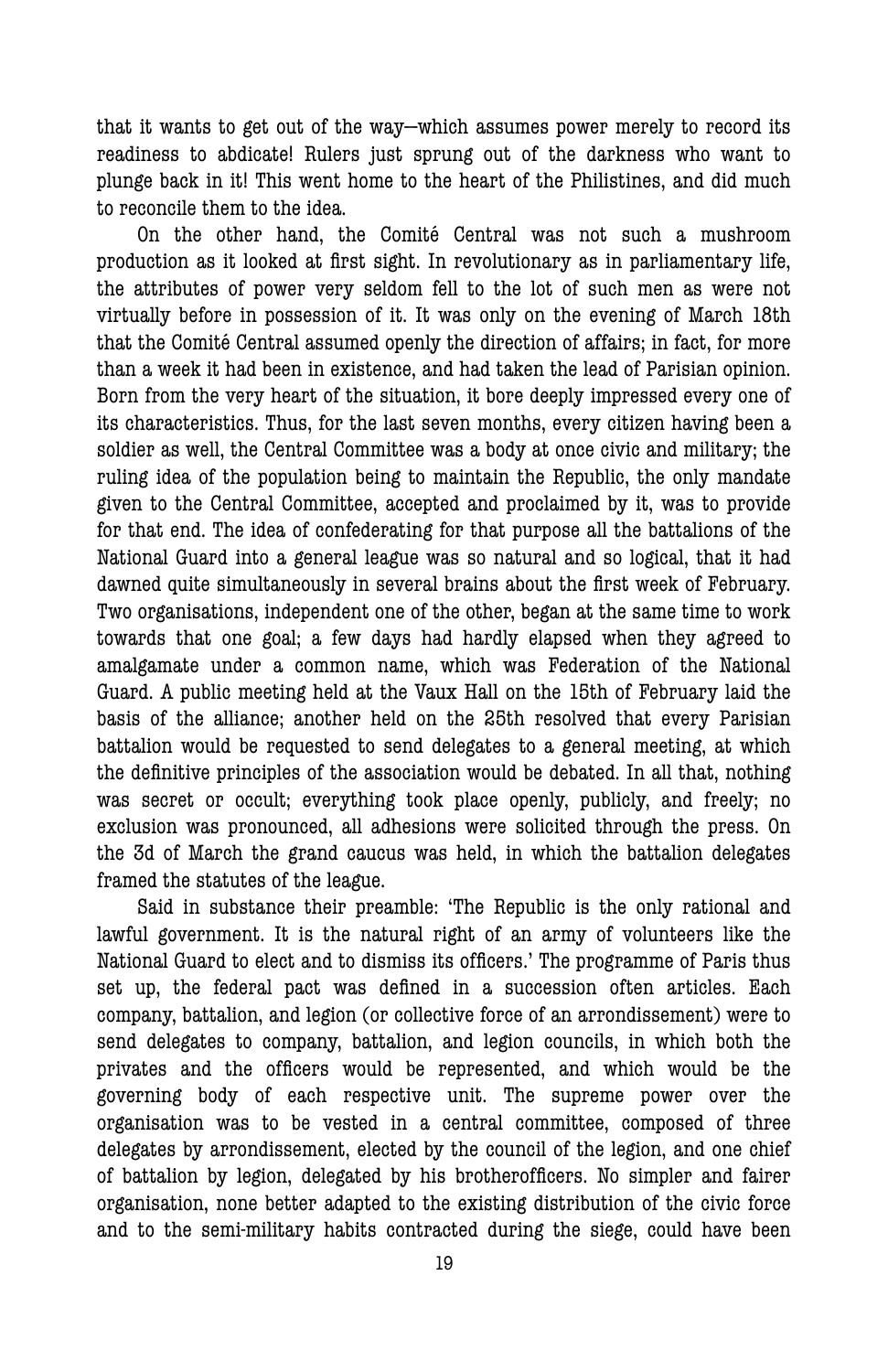that it wants to get out of the way—which assumes power merely to record its readiness to abdicate! Rulers just sprung out of the darkness who want to plunge back in it! This went home to the heart of the Philistines, and did much to reconcile them to the idea.

On the other hand, the Comité Central was not such a mushroom production as it looked at first sight. In revolutionary as in parliamentary life, the attributes of power very seldom fell to the lot of such men as were not virtually before in possession of it. It was only on the evening of March 18th that the Comité Central assumed openly the direction of affairs; in fact, for more than a week it had been in existence, and had taken the lead of Parisian opinion. Born from the very heart of the situation, it bore deeply impressed every one of its characteristics. Thus, for the last seven months, every citizen having been a soldier as well, the Central Committee was a body at once civic and military; the ruling idea of the population being to maintain the Republic, the only mandate given to the Central Committee, accepted and proclaimed by it, was to provide for that end. The idea of confederating for that purpose all the battalions of the National Guard into a general league was so natural and so logical, that it had dawned quite simultaneously in several brains about the first week of February. Two organisations, independent one of the other, began at the same time to work towards that one goal; a few days had hardly elapsed when they agreed to amalgamate under a common name, which was Federation of the National Guard. A public meeting held at the Vaux Hall on the 15th of February laid the basis of the alliance; another held on the 25th resolved that every Parisian battalion would be requested to send delegates to a general meeting, at which the definitive principles of the association would be debated. In all that, nothing was secret or occult; everything took place openly, publicly, and freely; no exclusion was pronounced, all adhesions were solicited through the press. On the 3d of March the grand caucus was held, in which the battalion delegates framed the statutes of the league.

Said in substance their preamble: 'The Republic is the only rational and lawful government. It is the natural right of an army of volunteers like the National Guard to elect and to dismiss its officers.' The programme of Paris thus set up, the federal pact was defined in a succession often articles. Each company, battalion, and legion (or collective force of an arrondissement) were to send delegates to company, battalion, and legion councils, in which both the privates and the officers would be represented, and which would be the governing body of each respective unit. The supreme power over the organisation was to be vested in a central committee, composed of three delegates by arrondissement, elected by the council of the legion, and one chief of battalion by legion, delegated by his brotherofficers. No simpler and fairer organisation, none better adapted to the existing distribution of the civic force and to the semi-military habits contracted during the siege, could have been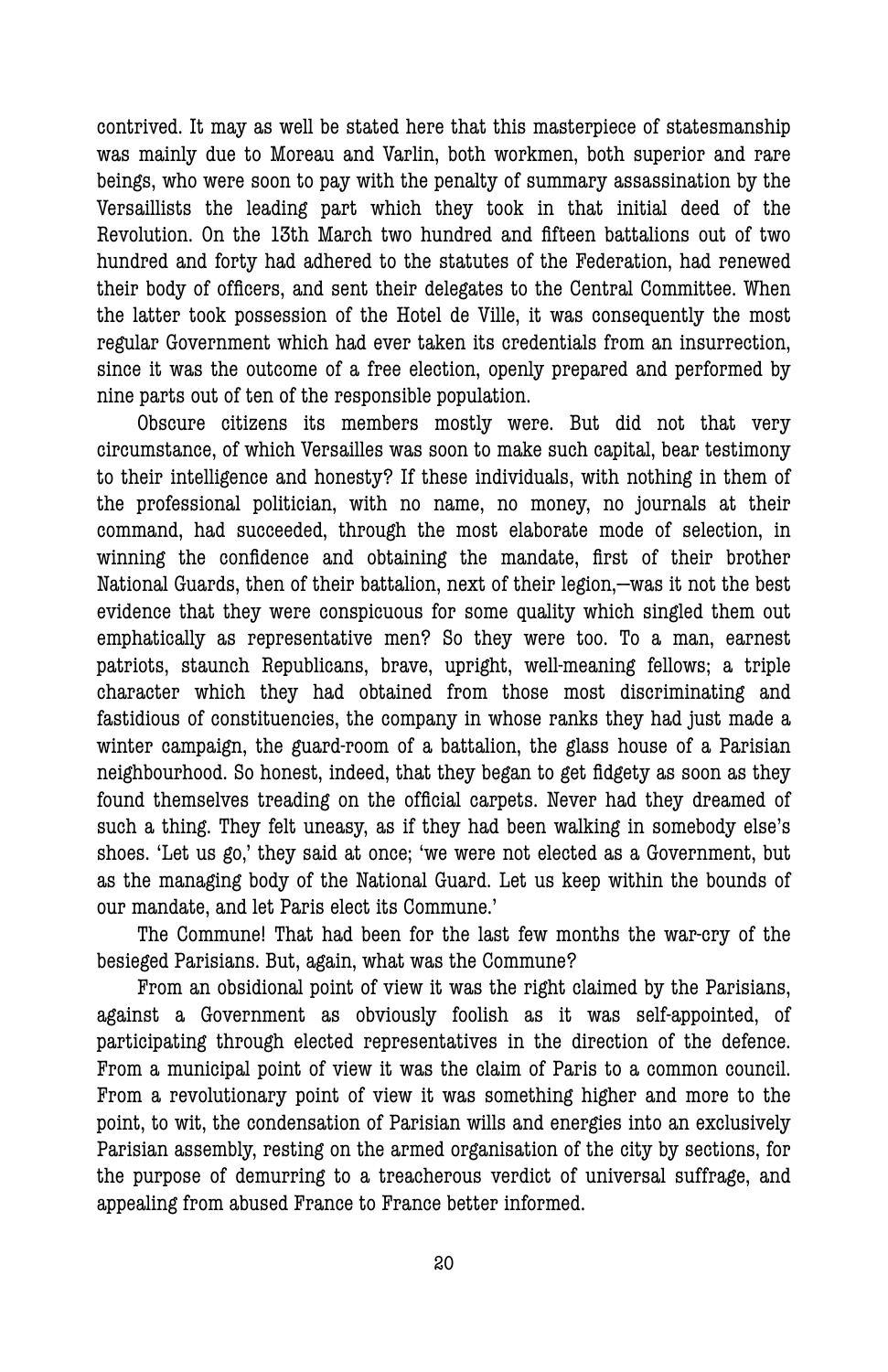contrived. It may as well be stated here that this masterpiece of statesmanship was mainly due to Moreau and Varlin, both workmen, both superior and rare beings, who were soon to pay with the penalty of summary assassination by the Versaillists the leading part which they took in that initial deed of the Revolution. On the 13th March two hundred and fifteen battalions out of two hundred and forty had adhered to the statutes of the Federation, had renewed their body of officers, and sent their delegates to the Central Committee. When the latter took possession of the Hotel de Ville, it was consequently the most regular Government which had ever taken its credentials from an insurrection, since it was the outcome of a free election, openly prepared and performed by nine parts out of ten of the responsible population.

Obscure citizens its members mostly were. But did not that very circumstance, of which Versailles was soon to make such capital, bear testimony to their intelligence and honesty? If these individuals, with nothing in them of the professional politician, with no name, no money, no journals at their command, had succeeded, through the most elaborate mode of selection, in winning the confidence and obtaining the mandate, first of their brother National Guards, then of their battalion, next of their legion,—was it not the best evidence that they were conspicuous for some quality which singled them out emphatically as representative men? So they were too. To a man, earnest patriots, staunch Republicans, brave, upright, well-meaning fellows; a triple character which they had obtained from those most discriminating and fastidious of constituencies, the company in whose ranks they had just made a winter campaign, the guard-room of a battalion, the glass house of a Parisian neighbourhood. So honest, indeed, that they began to get fidgety as soon as they found themselves treading on the official carpets. Never had they dreamed of such a thing. They felt uneasy, as if they had been walking in somebody else's shoes. 'Let us go,' they said at once; 'we were not elected as a Government, but as the managing body of the National Guard. Let us keep within the bounds of our mandate, and let Paris elect its Commune.'

The Commune! That had been for the last few months the war-cry of the besieged Parisians. But, again, what was the Commune?

From an obsidional point of view it was the right claimed by the Parisians, against a Government as obviously foolish as it was self-appointed, of participating through elected representatives in the direction of the defence. From a municipal point of view it was the claim of Paris to a common council. From a revolutionary point of view it was something higher and more to the point, to wit, the condensation of Parisian wills and energies into an exclusively Parisian assembly, resting on the armed organisation of the city by sections, for the purpose of demurring to a treacherous verdict of universal suffrage, and appealing from abused France to France better informed.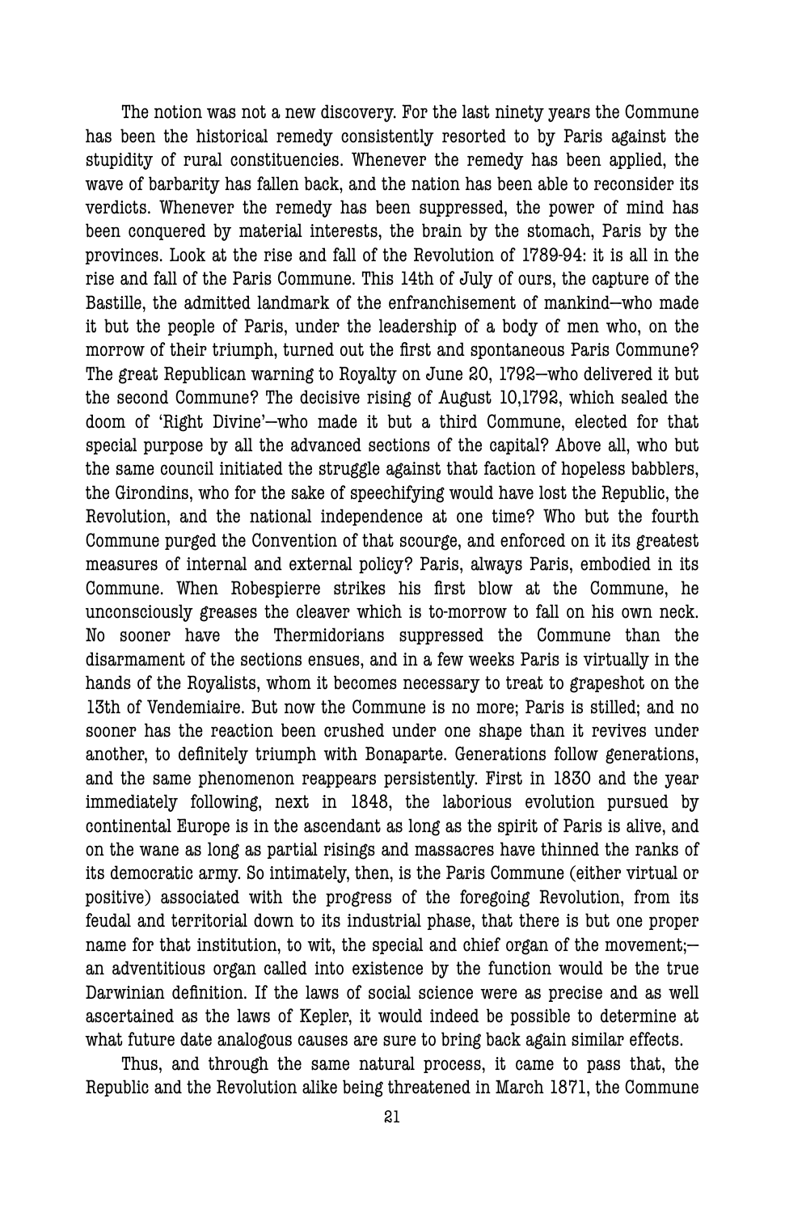The notion was not a new discovery. For the last ninety years the Commune has been the historical remedy consistently resorted to by Paris against the stupidity of rural constituencies. Whenever the remedy has been applied, the wave of barbarity has fallen back, and the nation has been able to reconsider its verdicts. Whenever the remedy has been suppressed, the power of mind has been conquered by material interests, the brain by the stomach, Paris by the provinces. Look at the rise and fall of the Revolution of 1789-94: it is all in the rise and fall of the Paris Commune. This 14th of July of ours, the capture of the Bastille, the admitted landmark of the enfranchisement of mankind—who made it but the people of Paris, under the leadership of a body of men who, on the morrow of their triumph, turned out the first and spontaneous Paris Commune? The great Republican warning to Royalty on June 20, 1792—who delivered it but the second Commune? The decisive rising of August 10,1792, which sealed the doom of 'Right Divine'—who made it but a third Commune, elected for that special purpose by all the advanced sections of the capital? Above all, who but the same council initiated the struggle against that faction of hopeless babblers, the Girondins, who for the sake of speechifying would have lost the Republic, the Revolution, and the national independence at one time? Who but the fourth Commune purged the Convention of that scourge, and enforced on it its greatest measures of internal and external policy? Paris, always Paris, embodied in its Commune. When Robespierre strikes his first blow at the Commune, he unconsciously greases the cleaver which is to-morrow to fall on his own neck. No sooner have the Thermidorians suppressed the Commune than the disarmament of the sections ensues, and in a few weeks Paris is virtually in the hands of the Royalists, whom it becomes necessary to treat to grapeshot on the 13th of Vendemiaire. But now the Commune is no more; Paris is stilled; and no sooner has the reaction been crushed under one shape than it revives under another, to definitely triumph with Bonaparte. Generations follow generations, and the same phenomenon reappears persistently. First in 1830 and the year immediately following, next in 1848, the laborious evolution pursued by continental Europe is in the ascendant as long as the spirit of Paris is alive, and on the wane as long as partial risings and massacres have thinned the ranks of its democratic army. So intimately, then, is the Paris Commune (either virtual or positive) associated with the progress of the foregoing Revolution, from its feudal and territorial down to its industrial phase, that there is but one proper name for that institution, to wit, the special and chief organ of the movement;—an adventitious organ called into existence by the function would be the true Darwinian definition. If the laws of social science were as precise and as well ascertained as the laws of Kepler, it would indeed be possible to determine at what future date analogous causes are sure to bring back again similar effects.

Thus, and through the same natural process, it came to pass that, the Republic and the Revolution alike being threatened in March 1871, the Commune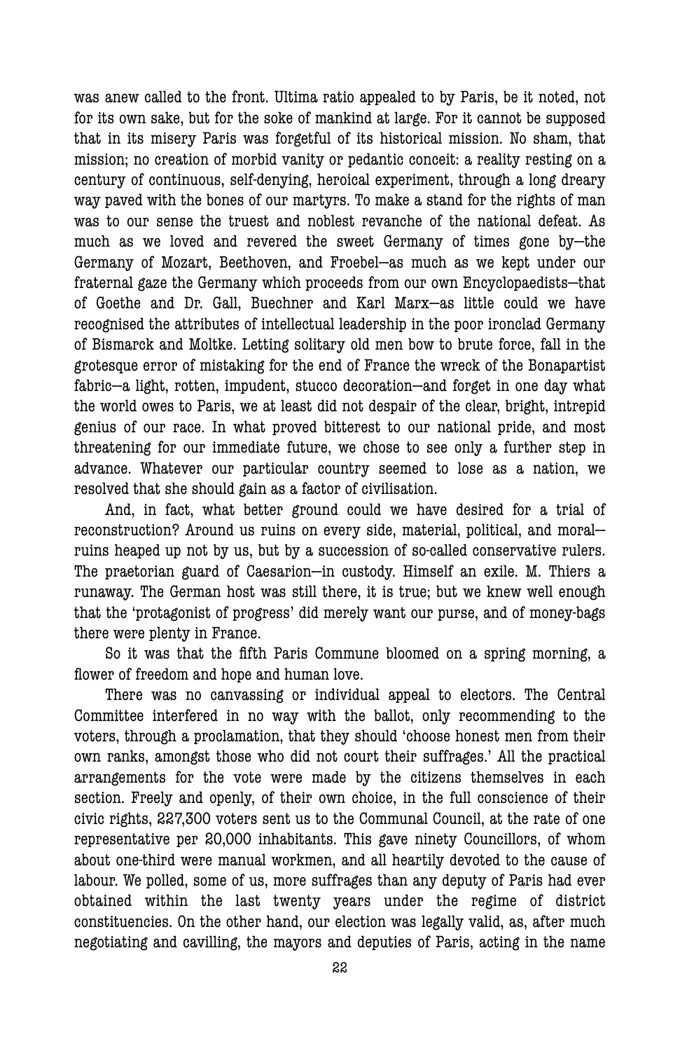was anew called to the front. Ultima ratio appealed to by Paris, be it noted, not for its own sake, but for the soke of mankind at large. For it cannot be supposed that in its misery Paris was forgetful of its historical mission. No sham, that mission; no creation of morbid vanity or pedantic conceit: a reality resting on a century of continuous, self-denying, heroical experiment, through a long dreary way paved with the bones of our martyrs. To make a stand for the rights of man was to our sense the truest and noblest revanche of the national defeat. As much as we loved and revered the sweet Germany of times gone by—the Germany of Mozart, Beethoven, and Froebel—as much as we kept under our fraternal gaze the Germany which proceeds from our own Encyclopaedists—that of Goethe and Dr. Gall, Buechner and Karl Marx—as little could we have recognised the attributes of intellectual leadership in the poor ironclad Germany of Bismarck and Moltke. Letting solitary old men bow to brute force, fall in the grotesque error of mistaking for the end of France the wreck of the Bonapartist fabric—a light, rotten, impudent, stucco decoration—and forget in one day what the world owes to Paris, we at least did not despair of the clear, bright, intrepid genius of our race. In what proved bitterest to our national pride, and most threatening for our immediate future, we chose to see only a further step in advance. Whatever our particular country seemed to lose as a nation, we resolved that she should gain as a factor of civilisation.

And, in fact, what better ground could we have desired for a trial of reconstruction? Around us ruins on every side, material, political, and moral—ruins heaped up not by us, but by a succession of so-called conservative rulers. The praetorian guard of Caesarion—in custody. Himself an exile. M. Thiers a runaway. The German host was still there, it is true; but we knew well enough that the 'protagonist of progress' did merely want our purse, and of money-bags there were plenty in France.

So it was that the fifth Paris Commune bloomed on a spring morning, a flower of freedom and hope and human love.

There was no canvassing or individual appeal to electors. The Central Committee interfered in no way with the ballot, only recommending to the voters, through a proclamation, that they should 'choose honest men from their own ranks, amongst those who did not court their suffrages.' All the practical arrangements for the vote were made by the citizens themselves in each section. Freely and openly, of their own choice, in the full conscience of their civic rights, 227,300 voters sent us to the Communal Council, at the rate of one representative per 20,000 inhabitants. This gave ninety Councillors, of whom about one-third were manual workmen, and all heartily devoted to the cause of labour. We polled, some of us, more suffrages than any deputy of Paris had ever obtained within the last twenty years under the regime of district constituencies. On the other hand, our election was legally valid, as, after much negotiating and cavilling, the mayors and deputies of Paris, acting in the name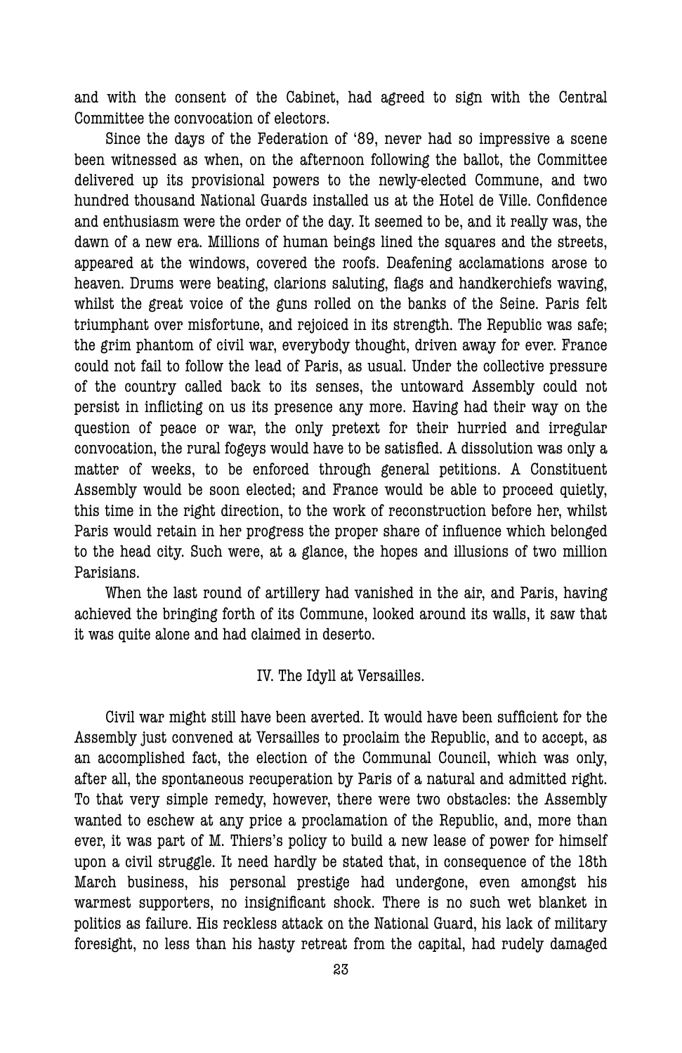and with the consent of the Cabinet, had agreed to sign with the Central Committee the convocation of electors.

Since the days of the Federation of '89, never had so impressive a scene been witnessed as when, on the afternoon following the ballot, the Committee delivered up its provisional powers to the newly-elected Commune, and two hundred thousand National Guards installed us at the Hotel de Ville. Confidence and enthusiasm were the order of the day. It seemed to be, and it really was, the dawn of a new era. Millions of human beings lined the squares and the streets, appeared at the windows, covered the roofs. Deafening acclamations arose to heaven. Drums were beating, clarions saluting, flags and handkerchiefs waving, whilst the great voice of the guns rolled on the banks of the Seine. Paris felt triumphant over misfortune, and rejoiced in its strength. The Republic was safe; the grim phantom of civil war, everybody thought, driven away for ever. France could not fail to follow the lead of Paris, as usual. Under the collective pressure of the country called back to its senses, the untoward Assembly could not persist in inflicting on us its presence any more. Having had their way on the question of peace or war, the only pretext for their hurried and irregular convocation, the rural fogeys would have to be satisfied. A dissolution was only a matter of weeks, to be enforced through general petitions. A Constituent Assembly would be soon elected; and France would be able to proceed quietly, this time in the right direction, to the work of reconstruction before her, whilst Paris would retain in her progress the proper share of influence which belonged to the head city. Such were, at a glance, the hopes and illusions of two million Parisians.

When the last round of artillery had vanished in the air, and Paris, having achieved the bringing forth of its Commune, looked around its walls, it saw that it was quite alone and had claimed in deserto.

## IV. The Idyll at Versailles.

Civil war might still have been averted. It would have been sufficient for the Assembly just convened at Versailles to proclaim the Republic, and to accept, as an accomplished fact, the election of the Communal Council, which was only, after all, the spontaneous recuperation by Paris of a natural and admitted right. To that very simple remedy, however, there were two obstacles: the Assembly wanted to eschew at any price a proclamation of the Republic, and, more than ever, it was part of M. Thiers's policy to build a new lease of power for himself upon a civil struggle. It need hardly be stated that, in consequence of the 18th March business, his personal prestige had undergone, even amongst his warmest supporters, no insignificant shock. There is no such wet blanket in politics as failure. His reckless attack on the National Guard, his lack of military foresight, no less than his hasty retreat from the capital, had rudely damaged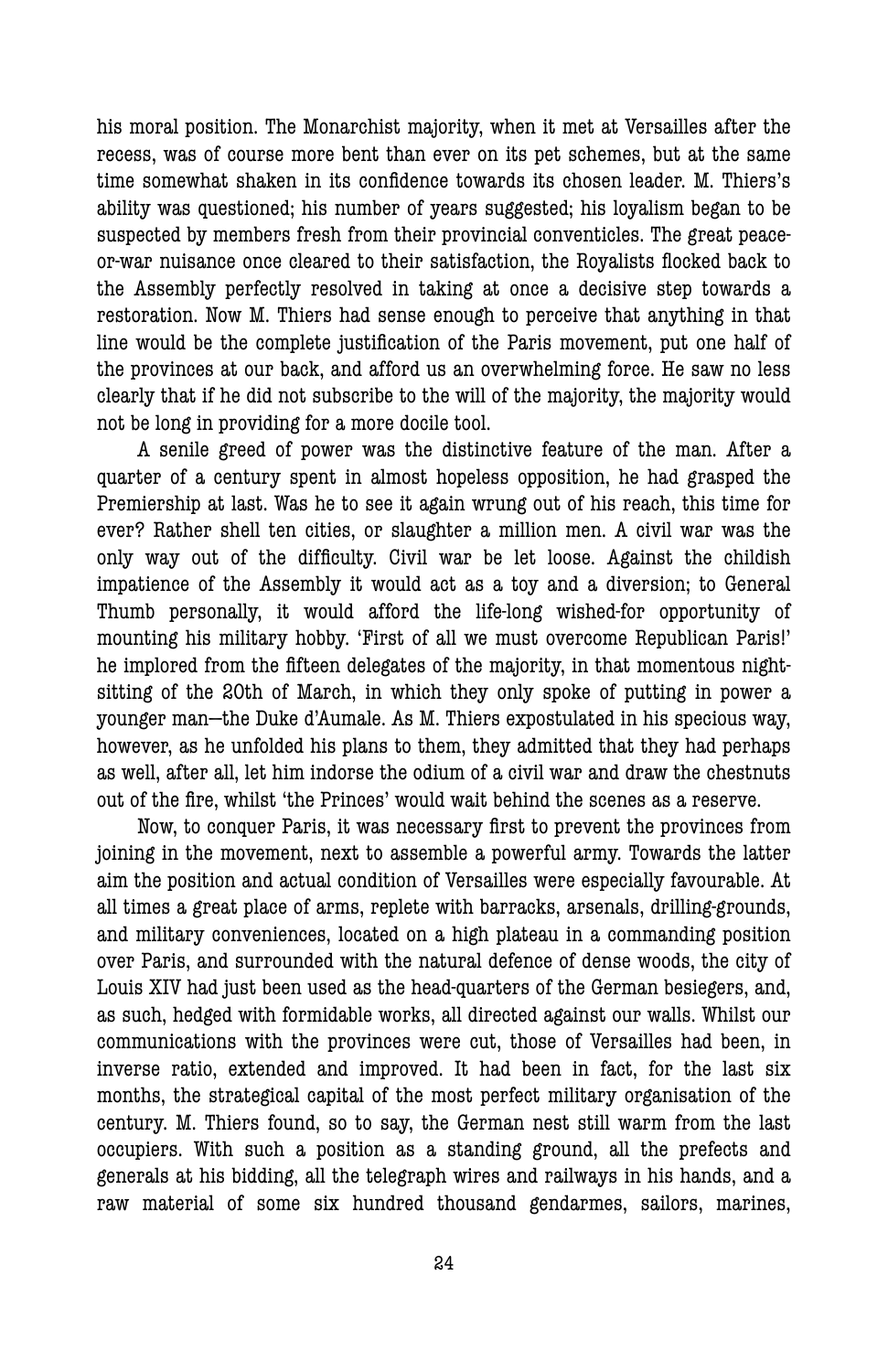his moral position. The Monarchist majority, when it met at Versailles after the recess, was of course more bent than ever on its pet schemes, but at the same time somewhat shaken in its confidence towards its chosen leader. M. Thiers's ability was questioned; his number of years suggested; his loyalism began to be suspected by members fresh from their provincial conventicles. The great peace-or-war nuisance once cleared to their satisfaction, the Royalists flocked back to the Assembly perfectly resolved in taking at once a decisive step towards a restoration. Now M. Thiers had sense enough to perceive that anything in that line would be the complete justification of the Paris movement, put one half of the provinces at our back, and afford us an overwhelming force. He saw no less clearly that if he did not subscribe to the will of the majority, the majority would not be long in providing for a more docile tool.

A senile greed of power was the distinctive feature of the man. After a quarter of a century spent in almost hopeless opposition, he had grasped the Premiership at last. Was he to see it again wrung out of his reach, this time for ever? Rather shell ten cities, or slaughter a million men. A civil war was the only way out of the difficulty. Civil war be let loose. Against the childish impatience of the Assembly it would act as a toy and a diversion; to General Thumb personally, it would afford the life-long wished-for opportunity of mounting his military hobby. 'First of all we must overcome Republican Paris!' he implored from the fifteen delegates of the majority, in that momentous night-sitting of the 20th of March, in which they only spoke of putting in power a younger man—the Duke d'Aumale. As M. Thiers expostulated in his specious way, however, as he unfolded his plans to them, they admitted that they had perhaps as well, after all, let him indorse the odium of a civil war and draw the chestnuts out of the fire, whilst 'the Princes' would wait behind the scenes as a reserve.

Now, to conquer Paris, it was necessary first to prevent the provinces from joining in the movement, next to assemble a powerful army. Towards the latter aim the position and actual condition of Versailles were especially favourable. At all times a great place of arms, replete with barracks, arsenals, drilling-grounds, and military conveniences, located on a high plateau in a commanding position over Paris, and surrounded with the natural defence of dense woods, the city of Louis XIV had just been used as the head-quarters of the German besiegers, and, as such, hedged with formidable works, all directed against our walls. Whilst our communications with the provinces were cut, those of Versailles had been, in inverse ratio, extended and improved. It had been in fact, for the last six months, the strategical capital of the most perfect military organisation of the century. M. Thiers found, so to say, the German nest still warm from the last occupiers. With such a position as a standing ground, all the prefects and generals at his bidding, all the telegraph wires and railways in his hands, and a raw material of some six hundred thousand gendarmes, sailors, marines,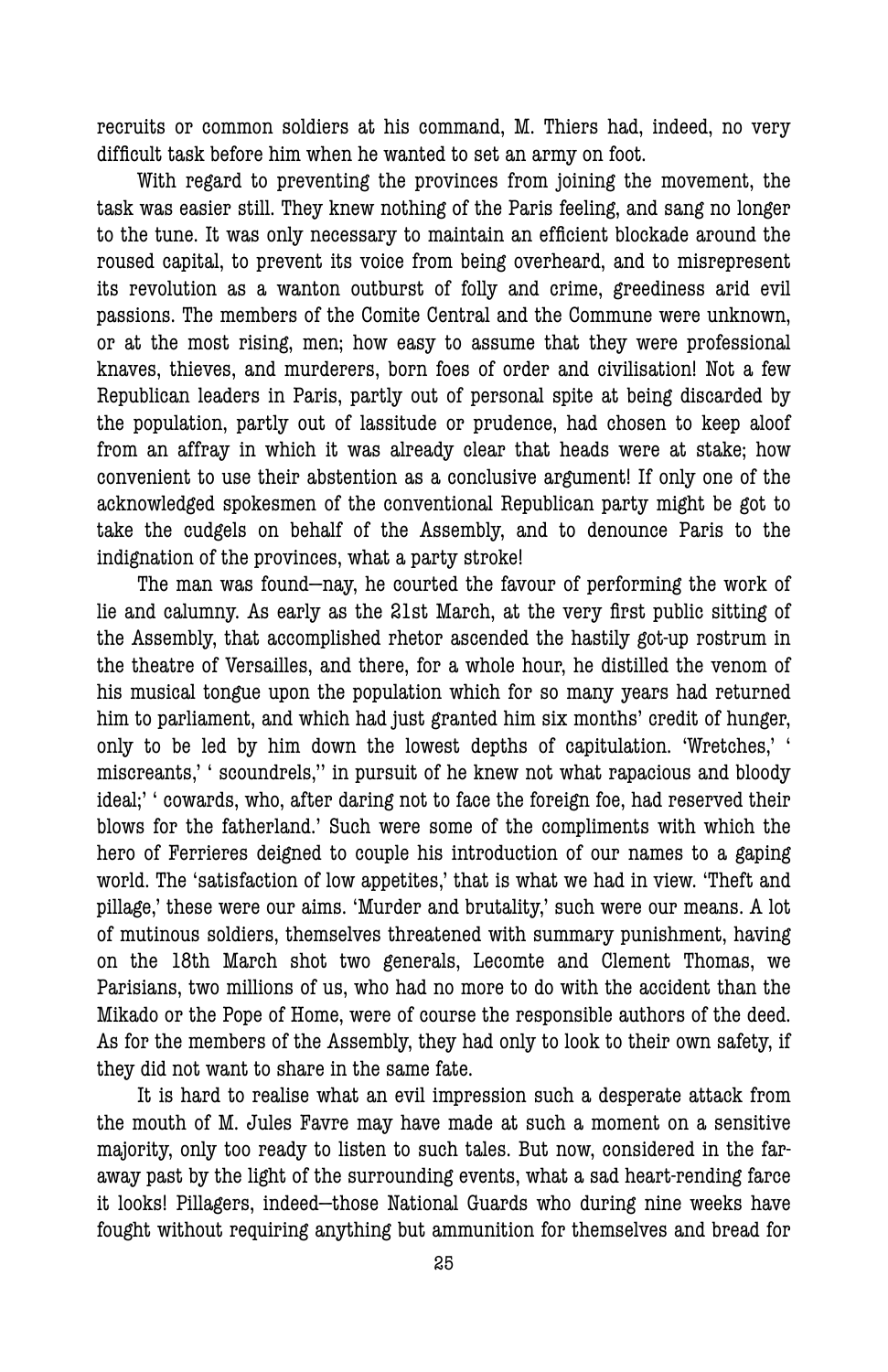recruits or common soldiers at his command, M. Thiers had, indeed, no very difficult task before him when he wanted to set an army on foot.

With regard to preventing the provinces from joining the movement, the task was easier still. They knew nothing of the Paris feeling, and sang no longer to the tune. It was only necessary to maintain an efficient blockade around the roused capital, to prevent its voice from being overheard, and to misrepresent its revolution as a wanton outburst of folly and crime, greediness arid evil passions. The members of the Comite Central and the Commune were unknown, or at the most rising, men; how easy to assume that they were professional knaves, thieves, and murderers, born foes of order and civilisation! Not a few Republican leaders in Paris, partly out of personal spite at being discarded by the population, partly out of lassitude or prudence, had chosen to keep aloof from an affray in which it was already clear that heads were at stake; how convenient to use their abstention as a conclusive argument! If only one of the acknowledged spokesmen of the conventional Republican party might be got to take the cudgels on behalf of the Assembly, and to denounce Paris to the indignation of the provinces, what a party stroke!

The man was found—nay, he courted the favour of performing the work of lie and calumny. As early as the 21st March, at the very first public sitting of the Assembly, that accomplished rhetor ascended the hastily got-up rostrum in the theatre of Versailles, and there, for a whole hour, he distilled the venom of his musical tongue upon the population which for so many years had returned him to parliament, and which had just granted him six months' credit of hunger, only to be led by him down the lowest depths of capitulation. 'Wretches,' ' miscreants,' ' scoundrels,'' in pursuit of he knew not what rapacious and bloody ideal;' ' cowards, who, after daring not to face the foreign foe, had reserved their blows for the fatherland.' Such were some of the compliments with which the hero of Ferrieres deigned to couple his introduction of our names to a gaping world. The 'satisfaction of low appetites,' that is what we had in view. 'Theft and pillage,' these were our aims. 'Murder and brutality,' such were our means. A lot of mutinous soldiers, themselves threatened with summary punishment, having on the 18th March shot two generals, Lecomte and Clement Thomas, we Parisians, two millions of us, who had no more to do with the accident than the Mikado or the Pope of Home, were of course the responsible authors of the deed. As for the members of the Assembly, they had only to look to their own safety, if they did not want to share in the same fate.

It is hard to realise what an evil impression such a desperate attack from the mouth of M. Jules Favre may have made at such a moment on a sensitive majority, only too ready to listen to such tales. But now, considered in the far-away past by the light of the surrounding events, what a sad heart-rending farce it looks! Pillagers, indeed—those National Guards who during nine weeks have fought without requiring anything but ammunition for themselves and bread for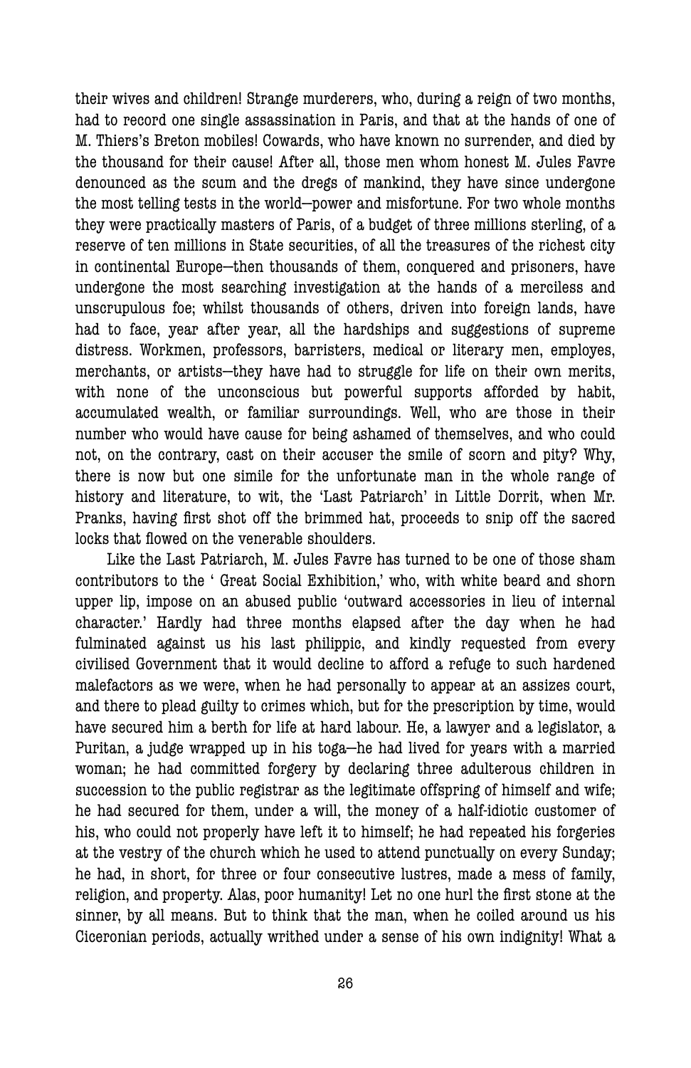their wives and children! Strange murderers, who, during a reign of two months, had to record one single assassination in Paris, and that at the hands of one of M. Thiers's Breton mobiles! Cowards, who have known no surrender, and died by the thousand for their cause! After all, those men whom honest M. Jules Favre denounced as the scum and the dregs of mankind, they have since undergone the most telling tests in the world—power and misfortune. For two whole months they were practically masters of Paris, of a budget of three millions sterling, of a reserve of ten millions in State securities, of all the treasures of the richest city in continental Europe—then thousands of them, conquered and prisoners, have undergone the most searching investigation at the hands of a merciless and unscrupulous foe; whilst thousands of others, driven into foreign lands, have had to face, year after year, all the hardships and suggestions of supreme distress. Workmen, professors, barristers, medical or literary men, employes, merchants, or artists—they have had to struggle for life on their own merits, with none of the unconscious but powerful supports afforded by habit, accumulated wealth, or familiar surroundings. Well, who are those in their number who would have cause for being ashamed of themselves, and who could not, on the contrary, cast on their accuser the smile of scorn and pity? Why, there is now but one simile for the unfortunate man in the whole range of history and literature, to wit, the 'Last Patriarch' in Little Dorrit, when Mr. Pranks, having first shot off the brimmed hat, proceeds to snip off the sacred locks that flowed on the venerable shoulders.

Like the Last Patriarch, M. Jules Favre has turned to be one of those sham contributors to the ' Great Social Exhibition,' who, with white beard and shorn upper lip, impose on an abused public 'outward accessories in lieu of internal character.' Hardly had three months elapsed after the day when he had fulminated against us his last philippic, and kindly requested from every civilised Government that it would decline to afford a refuge to such hardened malefactors as we were, when he had personally to appear at an assizes court, and there to plead guilty to crimes which, but for the prescription by time, would have secured him a berth for life at hard labour. He, a lawyer and a legislator, a Puritan, a judge wrapped up in his toga—he had lived for years with a married woman; he had committed forgery by declaring three adulterous children in succession to the public registrar as the legitimate offspring of himself and wife; he had secured for them, under a will, the money of a half-idiotic customer of his, who could not properly have left it to himself; he had repeated his forgeries at the vestry of the church which he used to attend punctually on every Sunday; he had, in short, for three or four consecutive lustres, made a mess of family, religion, and property. Alas, poor humanity! Let no one hurl the first stone at the sinner, by all means. But to think that the man, when he coiled around us his Ciceronian periods, actually writhed under a sense of his own indignity! What a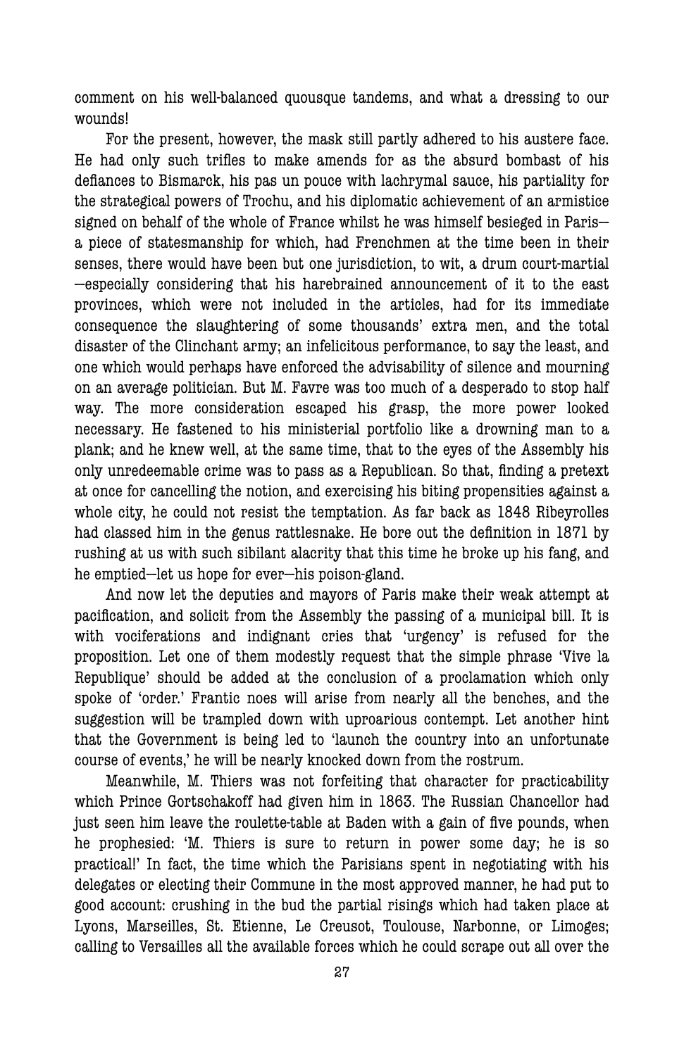comment on his well-balanced quousque tandems, and what a dressing to our wounds!

For the present, however, the mask still partly adhered to his austere face. He had only such trifles to make amends for as the absurd bombast of his defiances to Bismarck, his pas un pouce with lachrymal sauce, his partiality for the strategical powers of Trochu, and his diplomatic achievement of an armistice signed on behalf of the whole of France whilst he was himself besieged in Paris—a piece of statesmanship for which, had Frenchmen at the time been in their senses, there would have been but one jurisdiction, to wit, a drum court-martial—especially considering that his harebrained announcement of it to the east provinces, which were not included in the articles, had for its immediate consequence the slaughtering of some thousands' extra men, and the total disaster of the Clinchant army; an infelicitous performance, to say the least, and one which would perhaps have enforced the advisability of silence and mourning on an average politician. But M. Favre was too much of a desperado to stop half way. The more consideration escaped his grasp, the more power looked necessary. He fastened to his ministerial portfolio like a drowning man to a plank; and he knew well, at the same time, that to the eyes of the Assembly his only unredeemable crime was to pass as a Republican. So that, finding a pretext at once for cancelling the notion, and exercising his biting propensities against a whole city, he could not resist the temptation. As far back as 1848 Ribeyrolles had classed him in the genus rattlesnake. He bore out the definition in 1871 by rushing at us with such sibilant alacrity that this time he broke up his fang, and he emptied—let us hope for ever—his poison-gland.

And now let the deputies and mayors of Paris make their weak attempt at pacification, and solicit from the Assembly the passing of a municipal bill. It is with vociferations and indignant cries that 'urgency' is refused for the proposition. Let one of them modestly request that the simple phrase 'Vive la Republique' should be added at the conclusion of a proclamation which only spoke of 'order.' Frantic noes will arise from nearly all the benches, and the suggestion will be trampled down with uproarious contempt. Let another hint that the Government is being led to 'launch the country into an unfortunate course of events,' he will be nearly knocked down from the rostrum.

Meanwhile, M. Thiers was not forfeiting that character for practicability which Prince Gortschakoff had given him in 1863. The Russian Chancellor had just seen him leave the roulette-table at Baden with a gain of five pounds, when he prophesied: 'M. Thiers is sure to return in power some day; he is so practical!' In fact, the time which the Parisians spent in negotiating with his delegates or electing their Commune in the most approved manner, he had put to good account: crushing in the bud the partial risings which had taken place at Lyons, Marseilles, St. Etienne, Le Creusot, Toulouse, Narbonne, or Limoges; calling to Versailles all the available forces which he could scrape out all over the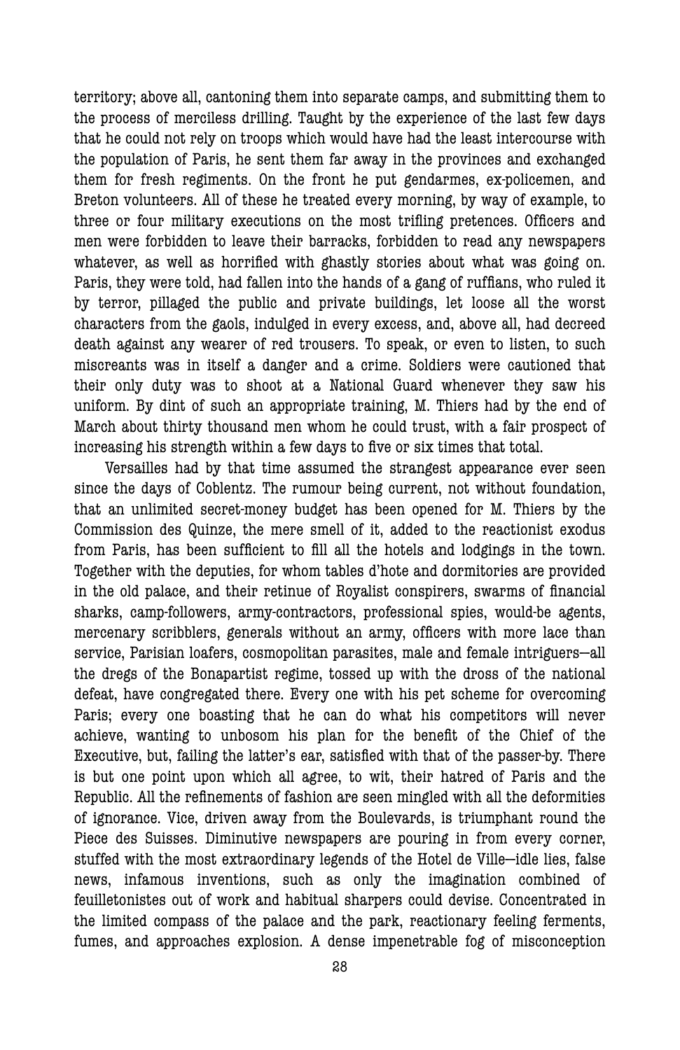territory; above all, cantoning them into separate camps, and submitting them to the process of merciless drilling. Taught by the experience of the last few days that he could not rely on troops which would have had the least intercourse with the population of Paris, he sent them far away in the provinces and exchanged them for fresh regiments. On the front he put gendarmes, ex-policemen, and Breton volunteers. All of these he treated every morning, by way of example, to three or four military executions on the most trifling pretences. Officers and men were forbidden to leave their barracks, forbidden to read any newspapers whatever, as well as horrified with ghastly stories about what was going on. Paris, they were told, had fallen into the hands of a gang of ruffians, who ruled it by terror, pillaged the public and private buildings, let loose all the worst characters from the gaols, indulged in every excess, and, above all, had decreed death against any wearer of red trousers. To speak, or even to listen, to such miscreants was in itself a danger and a crime. Soldiers were cautioned that their only duty was to shoot at a National Guard whenever they saw his uniform. By dint of such an appropriate training, M. Thiers had by the end of March about thirty thousand men whom he could trust, with a fair prospect of increasing his strength within a few days to five or six times that total.

Versailles had by that time assumed the strangest appearance ever seen since the days of Coblentz. The rumour being current, not without foundation, that an unlimited secret-money budget has been opened for M. Thiers by the Commission des Quinze, the mere smell of it, added to the reactionist exodus from Paris, has been sufficient to fill all the hotels and lodgings in the town. Together with the deputies, for whom tables d'hote and dormitories are provided in the old palace, and their retinue of Royalist conspirers, swarms of financial sharks, camp-followers, army-contractors, professional spies, would-be agents, mercenary scribblers, generals without an army, officers with more lace than service, Parisian loafers, cosmopolitan parasites, male and female intriguers—all the dregs of the Bonapartist regime, tossed up with the dross of the national defeat, have congregated there. Every one with his pet scheme for overcoming Paris; every one boasting that he can do what his competitors will never achieve, wanting to unbosom his plan for the benefit of the Chief of the Executive, but, failing the latter's ear, satisfied with that of the passer-by. There is but one point upon which all agree, to wit, their hatred of Paris and the Republic. All the refinements of fashion are seen mingled with all the deformities of ignorance. Vice, driven away from the Boulevards, is triumphant round the Piece des Suisses. Diminutive newspapers are pouring in from every corner, stuffed with the most extraordinary legends of the Hotel de Ville—idle lies, false news, infamous inventions, such as only the imagination combined of feuilletonistes out of work and habitual sharpers could devise. Concentrated in the limited compass of the palace and the park, reactionary feeling ferments, fumes, and approaches explosion. A dense impenetrable fog of misconception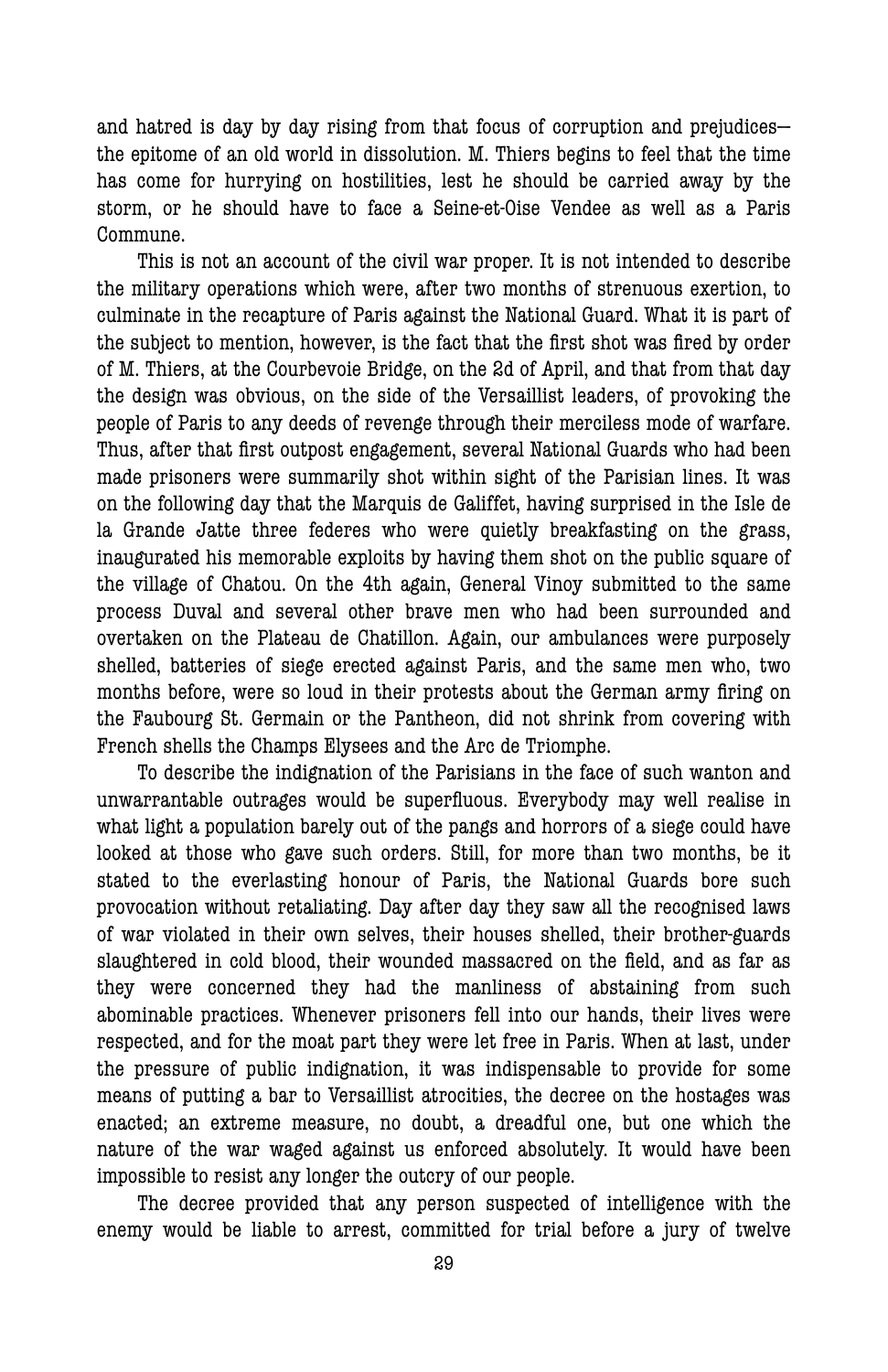and hatred is day by day rising from that focus of corruption and prejudices—the epitome of an old world in dissolution. M. Thiers begins to feel that the time has come for hurrying on hostilities, lest he should be carried away by the storm, or he should have to face a Seine-et-Oise Vendee as well as a Paris Commune.

This is not an account of the civil war proper. It is not intended to describe the military operations which were, after two months of strenuous exertion, to culminate in the recapture of Paris against the National Guard. What it is part of the subject to mention, however, is the fact that the first shot was fired by order of M. Thiers, at the Courbevoie Bridge, on the 2d of April, and that from that day the design was obvious, on the side of the Versaillist leaders, of provoking the people of Paris to any deeds of revenge through their merciless mode of warfare. Thus, after that first outpost engagement, several National Guards who had been made prisoners were summarily shot within sight of the Parisian lines. It was on the following day that the Marquis de Galiffet, having surprised in the Isle de la Grande Jatte three federes who were quietly breakfasting on the grass, inaugurated his memorable exploits by having them shot on the public square of the village of Chatou. On the 4th again, General Vinoy submitted to the same process Duval and several other brave men who had been surrounded and overtaken on the Plateau de Chatillon. Again, our ambulances were purposely shelled, batteries of siege erected against Paris, and the same men who, two months before, were so loud in their protests about the German army firing on the Faubourg St. Germain or the Pantheon, did not shrink from covering with French shells the Champs Elysees and the Arc de Triomphe.

To describe the indignation of the Parisians in the face of such wanton and unwarrantable outrages would be superfluous. Everybody may well realise in what light a population barely out of the pangs and horrors of a siege could have looked at those who gave such orders. Still, for more than two months, be it stated to the everlasting honour of Paris, the National Guards bore such provocation without retaliating. Day after day they saw all the recognised laws of war violated in their own selves, their houses shelled, their brother-guards slaughtered in cold blood, their wounded massacred on the field, and as far as they were concerned they had the manliness of abstaining from such abominable practices. Whenever prisoners fell into our hands, their lives were respected, and for the moat part they were let free in Paris. When at last, under the pressure of public indignation, it was indispensable to provide for some means of putting a bar to Versaillist atrocities, the decree on the hostages was enacted; an extreme measure, no doubt, a dreadful one, but one which the nature of the war waged against us enforced absolutely. It would have been impossible to resist any longer the outcry of our people.

The decree provided that any person suspected of intelligence with the enemy would be liable to arrest, committed for trial before a jury of twelve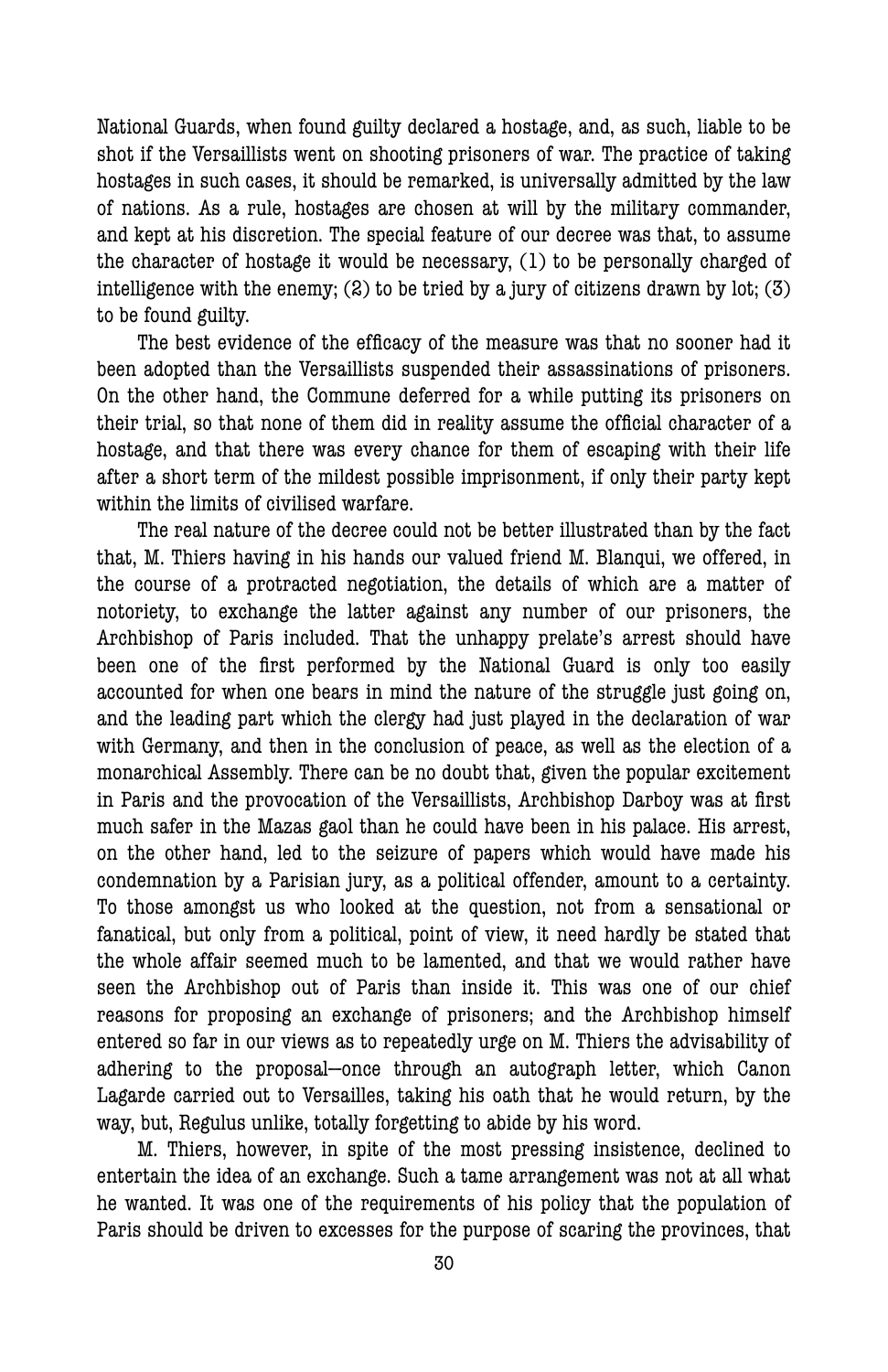National Guards, when found guilty declared a hostage, and, as such, liable to be shot if the Versaillists went on shooting prisoners of war. The practice of taking hostages in such cases, it should be remarked, is universally admitted by the law of nations. As a rule, hostages are chosen at will by the military commander, and kept at his discretion. The special feature of our decree was that, to assume the character of hostage it would be necessary, (1) to be personally charged of intelligence with the enemy; (2) to be tried by a jury of citizens drawn by lot; (3) to be found guilty.

The best evidence of the efficacy of the measure was that no sooner had it been adopted than the Versaillists suspended their assassinations of prisoners. On the other hand, the Commune deferred for a while putting its prisoners on their trial, so that none of them did in reality assume the official character of a hostage, and that there was every chance for them of escaping with their life after a short term of the mildest possible imprisonment, if only their party kept within the limits of civilised warfare.

The real nature of the decree could not be better illustrated than by the fact that, M. Thiers having in his hands our valued friend M. Blanqui, we offered, in the course of a protracted negotiation, the details of which are a matter of notoriety, to exchange the latter against any number of our prisoners, the Archbishop of Paris included. That the unhappy prelate's arrest should have been one of the first performed by the National Guard is only too easily accounted for when one bears in mind the nature of the struggle just going on, and the leading part which the clergy had just played in the declaration of war with Germany, and then in the conclusion of peace, as well as the election of a monarchical Assembly. There can be no doubt that, given the popular excitement in Paris and the provocation of the Versaillists, Archbishop Darboy was at first much safer in the Mazas gaol than he could have been in his palace. His arrest, on the other hand, led to the seizure of papers which would have made his condemnation by a Parisian jury, as a political offender, amount to a certainty. To those amongst us who looked at the question, not from a sensational or fanatical, but only from a political, point of view, it need hardly be stated that the whole affair seemed much to be lamented, and that we would rather have seen the Archbishop out of Paris than inside it. This was one of our chief reasons for proposing an exchange of prisoners; and the Archbishop himself entered so far in our views as to repeatedly urge on M. Thiers the advisability of adhering to the proposal—once through an autograph letter, which Canon Lagarde carried out to Versailles, taking his oath that he would return, by the way, but, Regulus unlike, totally forgetting to abide by his word.

M. Thiers, however, in spite of the most pressing insistence, declined to entertain the idea of an exchange. Such a tame arrangement was not at all what he wanted. It was one of the requirements of his policy that the population of Paris should be driven to excesses for the purpose of scaring the provinces, that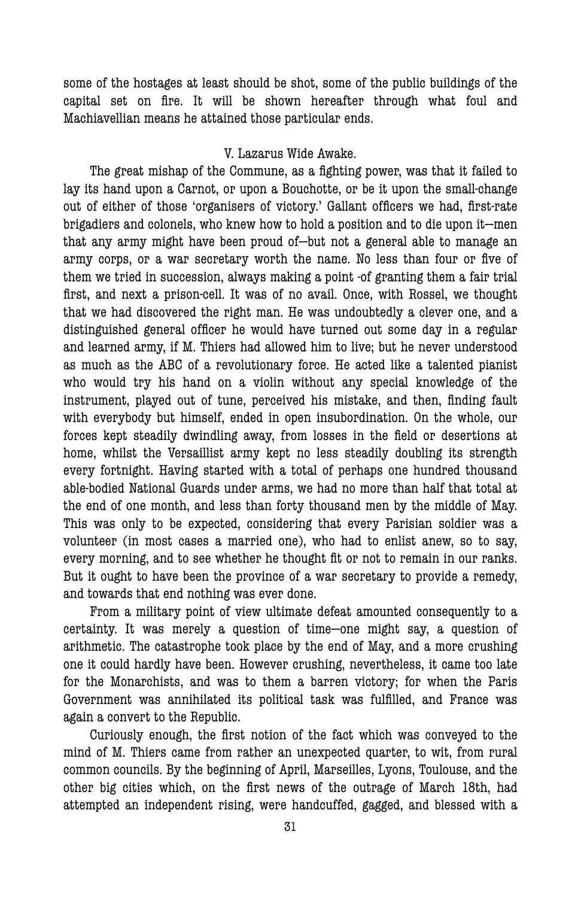some of the hostages at least should be shot, some of the public buildings of the capital set on fire. It will be shown hereafter through what foul and Machiavellian means he attained those particular ends.

## V. Lazarus Wide Awake.

The great mishap of the Commune, as a fighting power, was that it failed to lay its hand upon a Carnot, or upon a Bouchotte, or be it upon the small-change out of either of those 'organisers of victory.' Gallant officers we had, first-rate brigadiers and colonels, who knew how to hold a position and to die upon it—men that any army might have been proud of—but not a general able to manage an army corps, or a war secretary worth the name. No less than four or five of them we tried in succession, always making a point -of granting them a fair trial first, and next a prison-cell. It was of no avail. Once, with Rossel, we thought that we had discovered the right man. He was undoubtedly a clever one, and a distinguished general officer he would have turned out some day in a regular and learned army, if M. Thiers had allowed him to live; but he never understood as much as the ABC of a revolutionary force. He acted like a talented pianist who would try his hand on a violin without any special knowledge of the instrument, played out of tune, perceived his mistake, and then, finding fault with everybody but himself, ended in open insubordination. On the whole, our forces kept steadily dwindling away, from losses in the field or desertions at home, whilst the Versaillist army kept no less steadily doubling its strength every fortnight. Having started with a total of perhaps one hundred thousand able-bodied National Guards under arms, we had no more than half that total at the end of one month, and less than forty thousand men by the middle of May. This was only to be expected, considering that every Parisian soldier was a volunteer (in most cases a married one), who had to enlist anew, so to say, every morning, and to see whether he thought fit or not to remain in our ranks. But it ought to have been the province of a war secretary to provide a remedy, and towards that end nothing was ever done.

From a military point of view ultimate defeat amounted consequently to a certainty. It was merely a question of time—one might say, a question of arithmetic. The catastrophe took place by the end of May, and a more crushing one it could hardly have been. However crushing, nevertheless, it came too late for the Monarchists, and was to them a barren victory; for when the Paris Government was annihilated its political task was fulfilled, and France was again a convert to the Republic.

Curiously enough, the first notion of the fact which was conveyed to the mind of M. Thiers came from rather an unexpected quarter, to wit, from rural common councils. By the beginning of April, Marseilles, Lyons, Toulouse, and the other big cities which, on the first news of the outrage of March 18th, had attempted an independent rising, were handcuffed, gagged, and blessed with a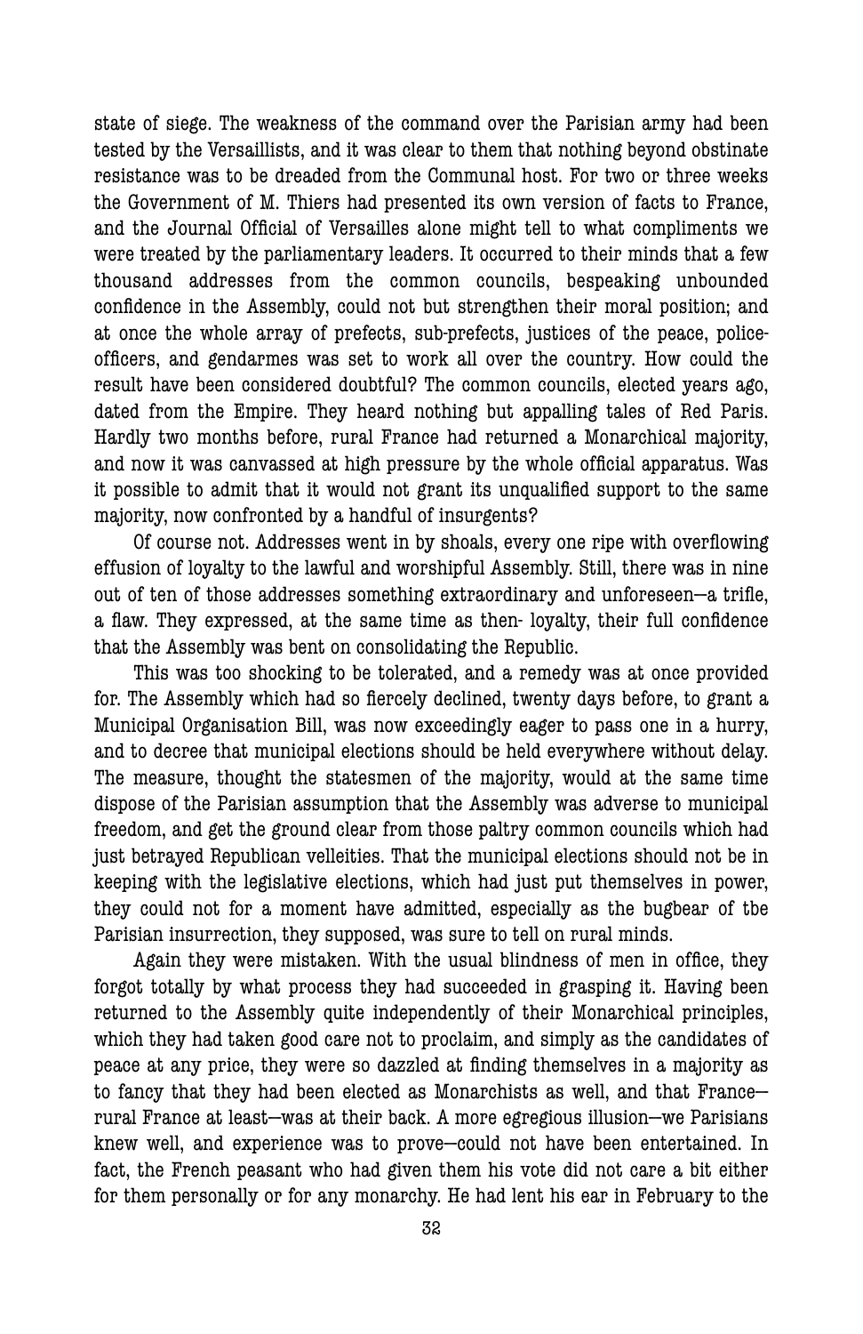state of siege. The weakness of the command over the Parisian army had been tested by the Versaillists, and it was clear to them that nothing beyond obstinate resistance was to be dreaded from the Communal host. For two or three weeks the Government of M. Thiers had presented its own version of facts to France, and the Journal Official of Versailles alone might tell to what compliments we were treated by the parliamentary leaders. It occurred to their minds that a few thousand addresses from the common councils, bespeaking unbounded confidence in the Assembly, could not but strengthen their moral position; and at once the whole array of prefects, sub-prefects, justices of the peace, police-officers, and gendarmes was set to work all over the country. How could the result have been considered doubtful? The common councils, elected years ago, dated from the Empire. They heard nothing but appalling tales of Red Paris. Hardly two months before, rural France had returned a Monarchical majority, and now it was canvassed at high pressure by the whole official apparatus. Was it possible to admit that it would not grant its unqualified support to the same majority, now confronted by a handful of insurgents?

Of course not. Addresses went in by shoals, every one ripe with overflowing effusion of loyalty to the lawful and worshipful Assembly. Still, there was in nine out of ten of those addresses something extraordinary and unforeseen—a trifle, a flaw. They expressed, at the same time as then- loyalty, their full confidence that the Assembly was bent on consolidating the Republic.

This was too shocking to be tolerated, and a remedy was at once provided for. The Assembly which had so fiercely declined, twenty days before, to grant a Municipal Organisation Bill, was now exceedingly eager to pass one in a hurry, and to decree that municipal elections should be held everywhere without delay. The measure, thought the statesmen of the majority, would at the same time dispose of the Parisian assumption that the Assembly was adverse to municipal freedom, and get the ground clear from those paltry common councils which had just betrayed Republican velleities. That the municipal elections should not be in keeping with the legislative elections, which had just put themselves in power, they could not for a moment have admitted, especially as the bugbear of tbe Parisian insurrection, they supposed, was sure to tell on rural minds.

Again they were mistaken. With the usual blindness of men in office, they forgot totally by what process they had succeeded in grasping it. Having been returned to the Assembly quite independently of their Monarchical principles, which they had taken good care not to proclaim, and simply as the candidates of peace at any price, they were so dazzled at finding themselves in a majority as to fancy that they had been elected as Monarchists as well, and that France—rural France at least—was at their back. A more egregious illusion—we Parisians knew well, and experience was to prove—could not have been entertained. In fact, the French peasant who had given them his vote did not care a bit either for them personally or for any monarchy. He had lent his ear in February to the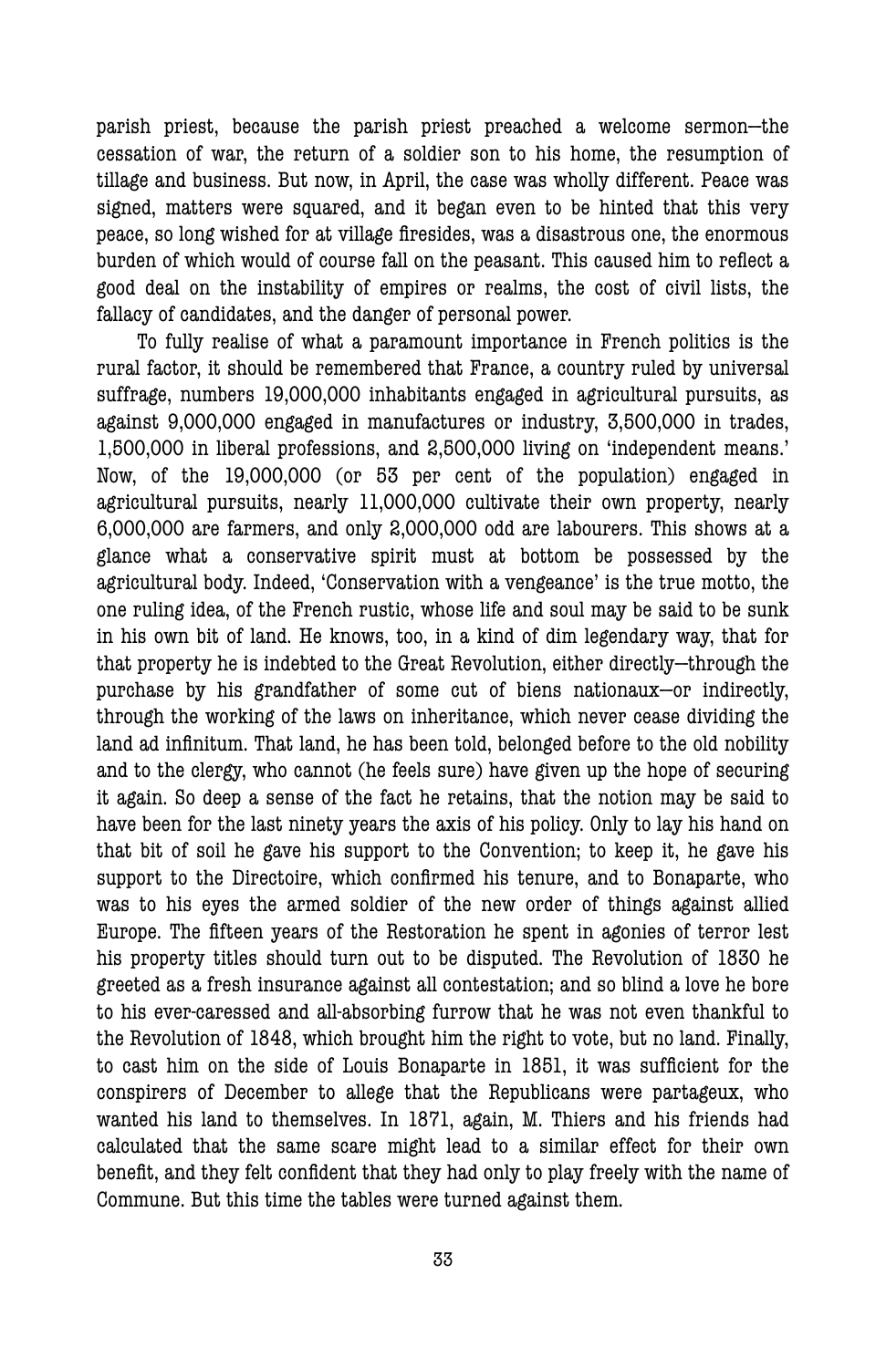parish priest, because the parish priest preached a welcome sermon—the cessation of war, the return of a soldier son to his home, the resumption of tillage and business. But now, in April, the case was wholly different. Peace was signed, matters were squared, and it began even to be hinted that this very peace, so long wished for at village firesides, was a disastrous one, the enormous burden of which would of course fall on the peasant. This caused him to reflect a good deal on the instability of empires or realms, the cost of civil lists, the fallacy of candidates, and the danger of personal power.

To fully realise of what a paramount importance in French politics is the rural factor, it should be remembered that France, a country ruled by universal suffrage, numbers 19,000,000 inhabitants engaged in agricultural pursuits, as against 9,000,000 engaged in manufactures or industry, 3,500,000 in trades, 1,500,000 in liberal professions, and 2,500,000 living on 'independent means.' Now, of the 19,000,000 (or 53 per cent of the population) engaged in agricultural pursuits, nearly 11,000,000 cultivate their own property, nearly 6,000,000 are farmers, and only 2,000,000 odd are labourers. This shows at a glance what a conservative spirit must at bottom be possessed by the agricultural body. Indeed, 'Conservation with a vengeance' is the true motto, the one ruling idea, of the French rustic, whose life and soul may be said to be sunk in his own bit of land. He knows, too, in a kind of dim legendary way, that for that property he is indebted to the Great Revolution, either directly—through the purchase by his grandfather of some cut of biens nationaux—or indirectly, through the working of the laws on inheritance, which never cease dividing the land ad infinitum. That land, he has been told, belonged before to the old nobility and to the clergy, who cannot (he feels sure) have given up the hope of securing it again. So deep a sense of the fact he retains, that the notion may be said to have been for the last ninety years the axis of his policy. Only to lay his hand on that bit of soil he gave his support to the Convention; to keep it, he gave his support to the Directoire, which confirmed his tenure, and to Bonaparte, who was to his eyes the armed soldier of the new order of things against allied Europe. The fifteen years of the Restoration he spent in agonies of terror lest his property titles should turn out to be disputed. The Revolution of 1830 he greeted as a fresh insurance against all contestation; and so blind a love he bore to his ever-caressed and all-absorbing furrow that he was not even thankful to the Revolution of 1848, which brought him the right to vote, but no land. Finally, to cast him on the side of Louis Bonaparte in 1851, it was sufficient for the conspirers of December to allege that the Republicans were partageux, who wanted his land to themselves. In 1871, again, M. Thiers and his friends had calculated that the same scare might lead to a similar effect for their own benefit, and they felt confident that they had only to play freely with the name of Commune. But this time the tables were turned against them.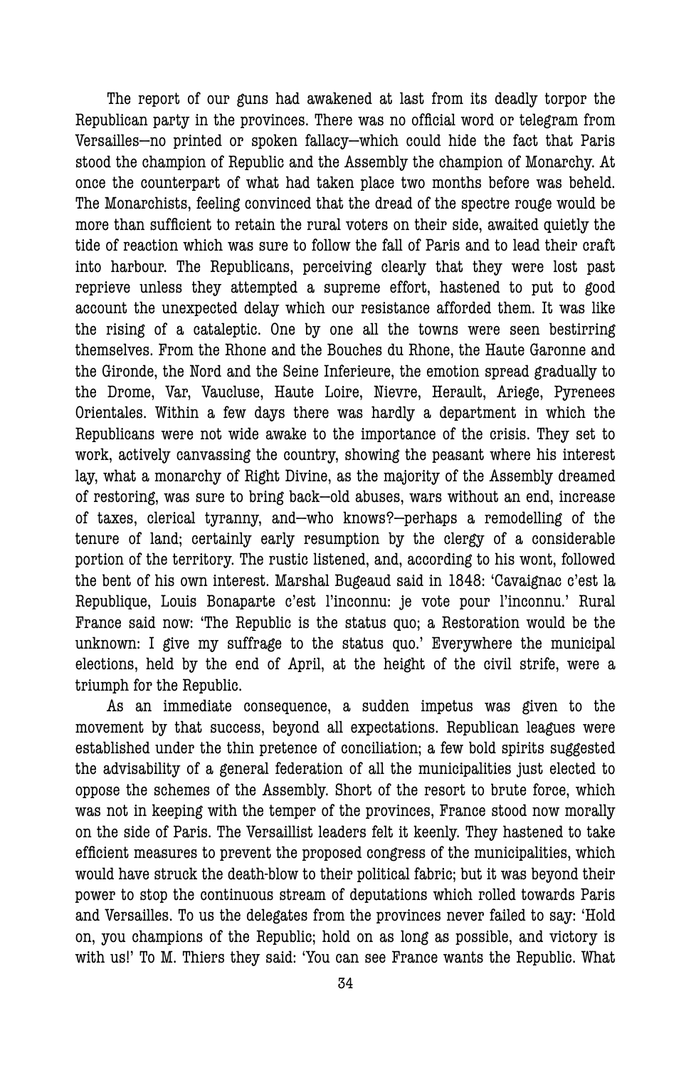The report of our guns had awakened at last from its deadly torpor the Republican party in the provinces. There was no official word or telegram from Versailles—no printed or spoken fallacy—which could hide the fact that Paris stood the champion of Republic and the Assembly the champion of Monarchy. At once the counterpart of what had taken place two months before was beheld. The Monarchists, feeling convinced that the dread of the spectre rouge would be more than sufficient to retain the rural voters on their side, awaited quietly the tide of reaction which was sure to follow the fall of Paris and to lead their craft into harbour. The Republicans, perceiving clearly that they were lost past reprieve unless they attempted a supreme effort, hastened to put to good account the unexpected delay which our resistance afforded them. It was like the rising of a cataleptic. One by one all the towns were seen bestirring themselves. From the Rhone and the Bouches du Rhone, the Haute Garonne and the Gironde, the Nord and the Seine Inferieure, the emotion spread gradually to the Drome, Var, Vaucluse, Haute Loire, Nievre, Herault, Ariege, Pyrenees Orientales. Within a few days there was hardly a department in which the Republicans were not wide awake to the importance of the crisis. They set to work, actively canvassing the country, showing the peasant where his interest lay, what a monarchy of Right Divine, as the majority of the Assembly dreamed of restoring, was sure to bring back—old abuses, wars without an end, increase of taxes, clerical tyranny, and—who knows?—perhaps a remodelling of the tenure of land; certainly early resumption by the clergy of a considerable portion of the territory. The rustic listened, and, according to his wont, followed the bent of his own interest. Marshal Bugeaud said in 1848: 'Cavaignac c'est la Republique, Louis Bonaparte c'est l'inconnu: je vote pour l'inconnu.' Rural France said now: 'The Republic is the status quo; a Restoration would be the unknown: I give my suffrage to the status quo.' Everywhere the municipal elections, held by the end of April, at the height of the civil strife, were a triumph for the Republic.

As an immediate consequence, a sudden impetus was given to the movement by that success, beyond all expectations. Republican leagues were established under the thin pretence of conciliation; a few bold spirits suggested the advisability of a general federation of all the municipalities just elected to oppose the schemes of the Assembly. Short of the resort to brute force, which was not in keeping with the temper of the provinces, France stood now morally on the side of Paris. The Versaillist leaders felt it keenly. They hastened to take efficient measures to prevent the proposed congress of the municipalities, which would have struck the death-blow to their political fabric; but it was beyond their power to stop the continuous stream of deputations which rolled towards Paris and Versailles. To us the delegates from the provinces never failed to say: 'Hold on, you champions of the Republic; hold on as long as possible, and victory is with us!' To M. Thiers they said: 'You can see France wants the Republic. What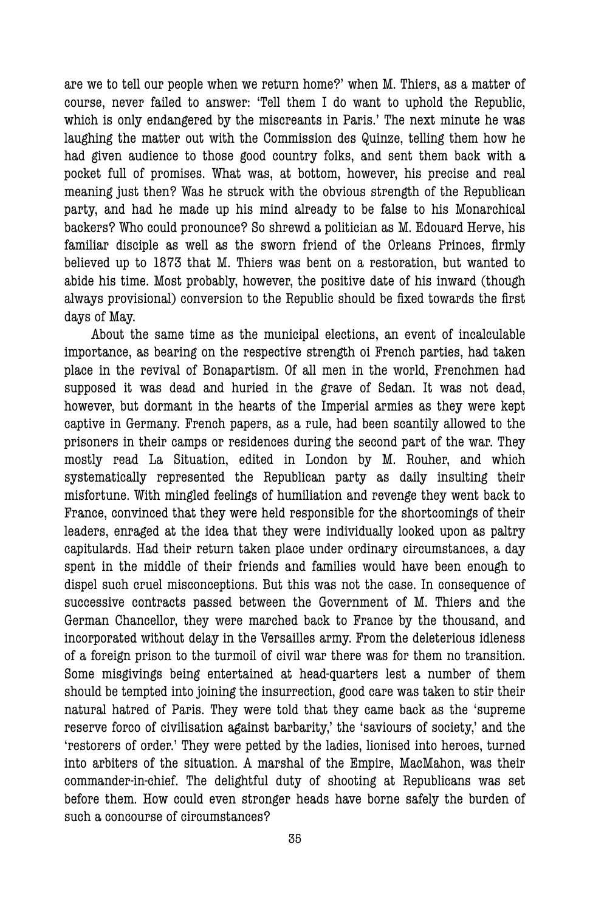are we to tell our people when we return home?' when M. Thiers, as a matter of course, never failed to answer: 'Tell them I do want to uphold the Republic, which is only endangered by the miscreants in Paris.' The next minute he was laughing the matter out with the Commission des Quinze, telling them how he had given audience to those good country folks, and sent them back with a pocket full of promises. What was, at bottom, however, his precise and real meaning just then? Was he struck with the obvious strength of the Republican party, and had he made up his mind already to be false to his Monarchical backers? Who could pronounce? So shrewd a politician as M. Edouard Herve, his familiar disciple as well as the sworn friend of the Orleans Princes, firmly believed up to 1873 that M. Thiers was bent on a restoration, but wanted to abide his time. Most probably, however, the positive date of his inward (though always provisional) conversion to the Republic should be fixed towards the first days of May.

About the same time as the municipal elections, an event of incalculable importance, as bearing on the respective strength oi French parties, had taken place in the revival of Bonapartism. Of all men in the world, Frenchmen had supposed it was dead and huried in the grave of Sedan. It was not dead, however, but dormant in the hearts of the Imperial armies as they were kept captive in Germany. French papers, as a rule, had been scantily allowed to the prisoners in their camps or residences during the second part of the war. They mostly read La Situation, edited in London by M. Rouher, and which systematically represented the Republican party as daily insulting their misfortune. With mingled feelings of humiliation and revenge they went back to France, convinced that they were held responsible for the shortcomings of their leaders, enraged at the idea that they were individually looked upon as paltry capitulards. Had their return taken place under ordinary circumstances, a day spent in the middle of their friends and families would have been enough to dispel such cruel misconceptions. But this was not the case. In consequence of successive contracts passed between the Government of M. Thiers and the German Chancellor, they were marched back to France by the thousand, and incorporated without delay in the Versailles army. From the deleterious idleness of a foreign prison to the turmoil of civil war there was for them no transition. Some misgivings being entertained at head-quarters lest a number of them should be tempted into joining the insurrection, good care was taken to stir their natural hatred of Paris. They were told that they came back as the 'supreme reserve forco of civilisation against barbarity,' the 'saviours of society,' and the 'restorers of order.' They were petted by the ladies, lionised into heroes, turned into arbiters of the situation. A marshal of the Empire, MacMahon, was their commander-in-chief. The delightful duty of shooting at Republicans was set before them. How could even stronger heads have borne safely the burden of such a concourse of circumstances?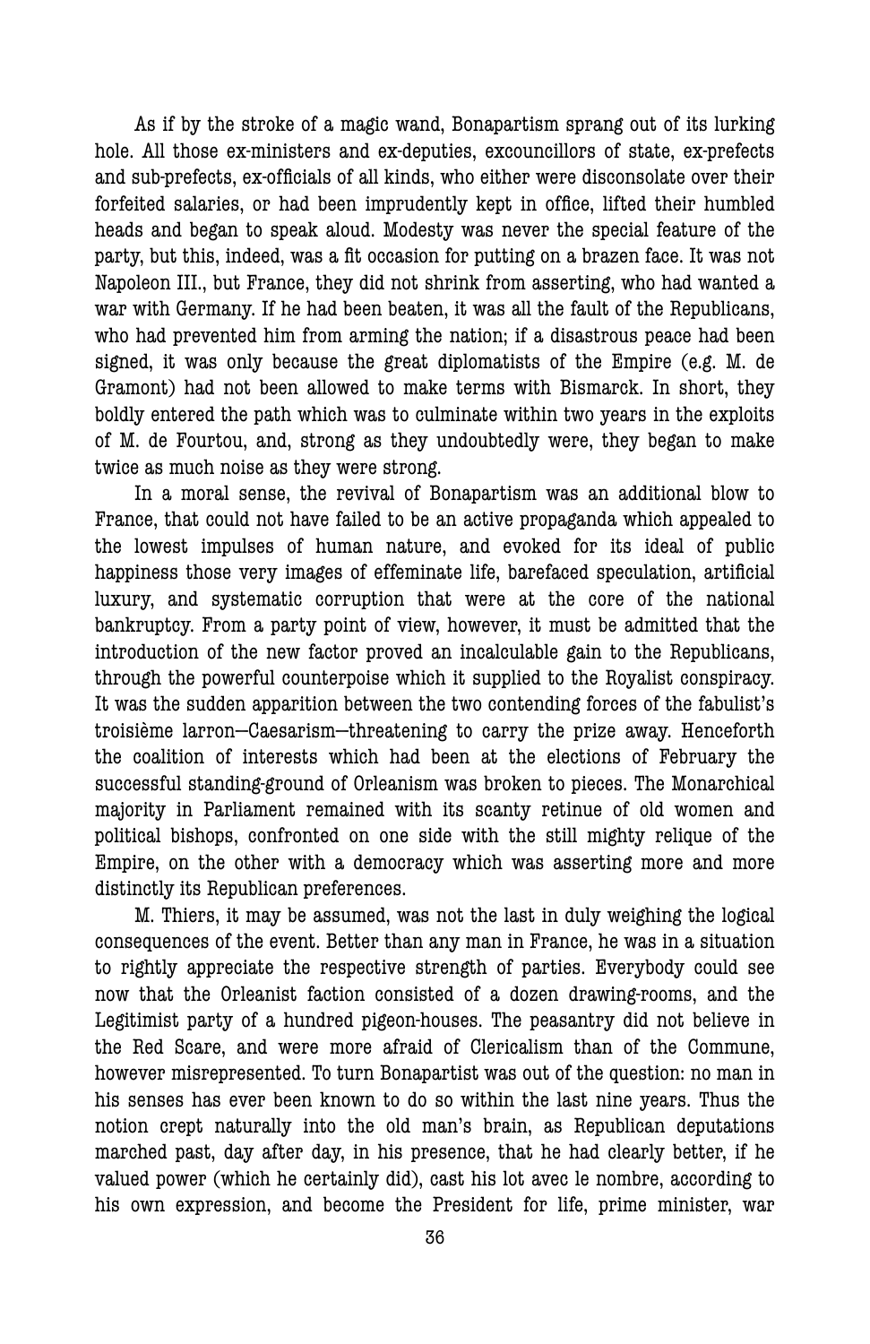As if by the stroke of a magic wand, Bonapartism sprang out of its lurking hole. All those ex-ministers and ex-deputies, excouncillors of state, ex-prefects and sub-prefects, ex-officials of all kinds, who either were disconsolate over their forfeited salaries, or had been imprudently kept in office, lifted their humbled heads and began to speak aloud. Modesty was never the special feature of the party, but this, indeed, was a fit occasion for putting on a brazen face. It was not Napoleon III., but France, they did not shrink from asserting, who had wanted a war with Germany. If he had been beaten, it was all the fault of the Republicans, who had prevented him from arming the nation; if a disastrous peace had been signed, it was only because the great diplomatists of the Empire (e.g. M. de Gramont) had not been allowed to make terms with Bismarck. In short, they boldly entered the path which was to culminate within two years in the exploits of M. de Fourtou, and, strong as they undoubtedly were, they began to make twice as much noise as they were strong.

In a moral sense, the revival of Bonapartism was an additional blow to France, that could not have failed to be an active propaganda which appealed to the lowest impulses of human nature, and evoked for its ideal of public happiness those very images of effeminate life, barefaced speculation, artificial luxury, and systematic corruption that were at the core of the national bankruptcy. From a party point of view, however, it must be admitted that the introduction of the new factor proved an incalculable gain to the Republicans, through the powerful counterpoise which it supplied to the Royalist conspiracy. It was the sudden apparition between the two contending forces of the fabulist's troisième larron—Caesarism—threatening to carry the prize away. Henceforth the coalition of interests which had been at the elections of February the successful standing-ground of Orleanism was broken to pieces. The Monarchical majority in Parliament remained with its scanty retinue of old women and political bishops, confronted on one side with the still mighty relique of the Empire, on the other with a democracy which was asserting more and more distinctly its Republican preferences.

M. Thiers, it may be assumed, was not the last in duly weighing the logical consequences of the event. Better than any man in France, he was in a situation to rightly appreciate the respective strength of parties. Everybody could see now that the Orleanist faction consisted of a dozen drawing-rooms, and the Legitimist party of a hundred pigeon-houses. The peasantry did not believe in the Red Scare, and were more afraid of Clericalism than of the Commune, however misrepresented. To turn Bonapartist was out of the question: no man in his senses has ever been known to do so within the last nine years. Thus the notion crept naturally into the old man's brain, as Republican deputations marched past, day after day, in his presence, that he had clearly better, if he valued power (which he certainly did), cast his lot avec le nombre, according to his own expression, and become the President for life, prime minister, war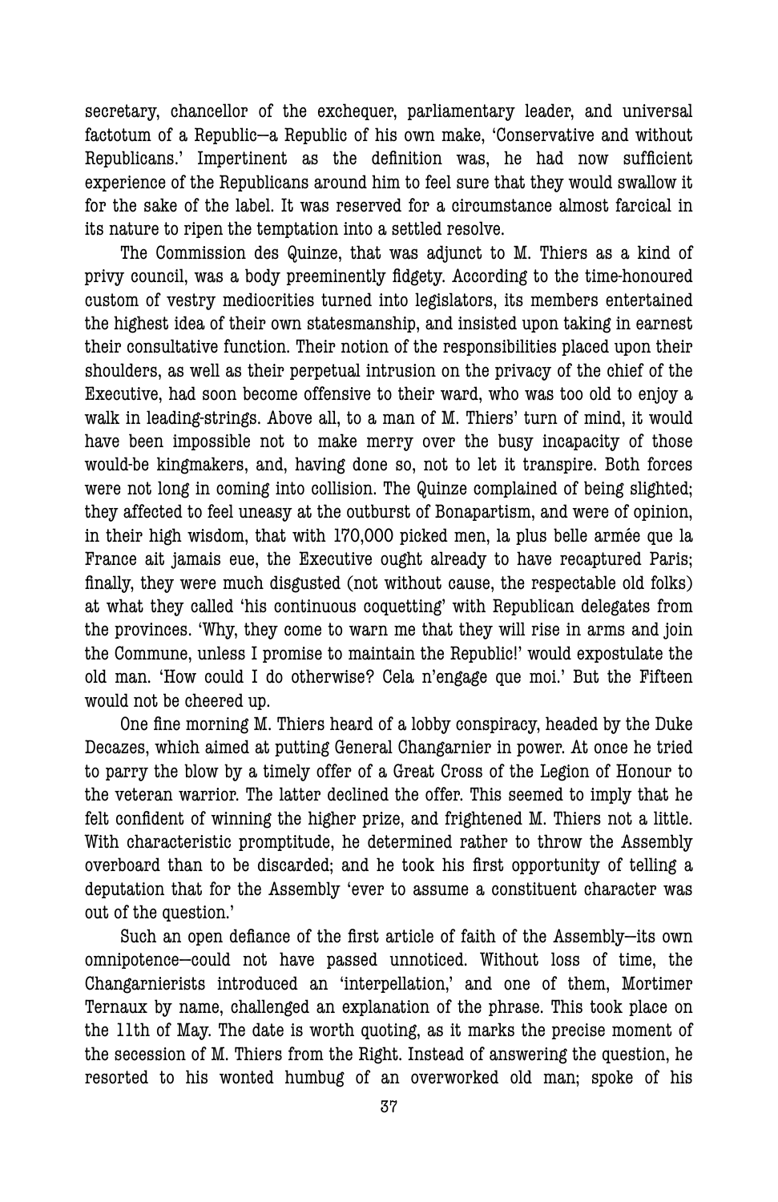secretary, chancellor of the exchequer, parliamentary leader, and universal factotum of a Republic—a Republic of his own make, 'Conservative and without Republicans.' Impertinent as the definition was, he had now sufficient experience of the Republicans around him to feel sure that they would swallow it for the sake of the label. It was reserved for a circumstance almost farcical in its nature to ripen the temptation into a settled resolve.

The Commission des Quinze, that was adjunct to M. Thiers as a kind of privy council, was a body preeminently fidgety. According to the time-honoured custom of vestry mediocrities turned into legislators, its members entertained the highest idea of their own statesmanship, and insisted upon taking in earnest their consultative function. Their notion of the responsibilities placed upon their shoulders, as well as their perpetual intrusion on the privacy of the chief of the Executive, had soon become offensive to their ward, who was too old to enjoy a walk in leading-strings. Above all, to a man of M. Thiers' turn of mind, it would have been impossible not to make merry over the busy incapacity of those would-be kingmakers, and, having done so, not to let it transpire. Both forces were not long in coming into collision. The Quinze complained of being slighted; they affected to feel uneasy at the outburst of Bonapartism, and were of opinion, in their high wisdom, that with 170,000 picked men, la plus belle armée que la France ait jamais eue, the Executive ought already to have recaptured Paris; finally, they were much disgusted (not without cause, the respectable old folks) at what they called 'his continuous coquetting' with Republican delegates from the provinces. 'Why, they come to warn me that they will rise in arms and join the Commune, unless I promise to maintain the Republic!' would expostulate the old man. 'How could I do otherwise? Cela n'engage que moi.' But the Fifteen would not be cheered up.

One fine morning M. Thiers heard of a lobby conspiracy, headed by the Duke Decazes, which aimed at putting General Changarnier in power. At once he tried to parry the blow by a timely offer of a Great Cross of the Legion of Honour to the veteran warrior. The latter declined the offer. This seemed to imply that he felt confident of winning the higher prize, and frightened M. Thiers not a little. With characteristic promptitude, he determined rather to throw the Assembly overboard than to be discarded; and he took his first opportunity of telling a deputation that for the Assembly 'ever to assume a constituent character was out of the question.'

Such an open defiance of the first article of faith of the Assembly—its own omnipotence—could not have passed unnoticed. Without loss of time, the Changarnierists introduced an 'interpellation,' and one of them, Mortimer Ternaux by name, challenged an explanation of the phrase. This took place on the 11th of May. The date is worth quoting, as it marks the precise moment of the secession of M. Thiers from the Right. Instead of answering the question, he resorted to his wonted humbug of an overworked old man; spoke of his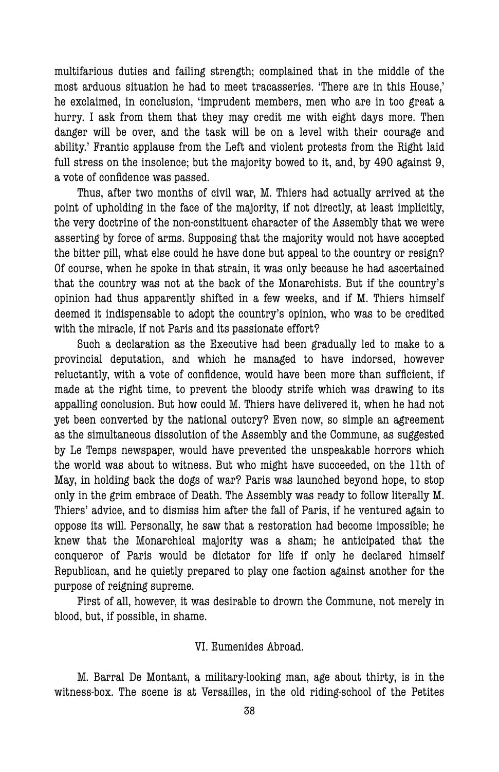multifarious duties and failing strength; complained that in the middle of the most arduous situation he had to meet tracasseries. 'There are in this House,' he exclaimed, in conclusion, 'imprudent members, men who are in too great a hurry. I ask from them that they may credit me with eight days more. Then danger will be over, and the task will be on a level with their courage and ability.' Frantic applause from the Left and violent protests from the Right laid full stress on the insolence; but the majority bowed to it, and, by 490 against 9, a vote of confidence was passed.

Thus, after two months of civil war, M. Thiers had actually arrived at the point of upholding in the face of the majority, if not directly, at least implicitly, the very doctrine of the non-constituent character of the Assembly that we were asserting by force of arms. Supposing that the majority would not have accepted the bitter pill, what else could he have done but appeal to the country or resign? Of course, when he spoke in that strain, it was only because he had ascertained that the country was not at the back of the Monarchists. But if the country's opinion had thus apparently shifted in a few weeks, and if M. Thiers himself deemed it indispensable to adopt the country's opinion, who was to be credited with the miracle, if not Paris and its passionate effort?

Such a declaration as the Executive had been gradually led to make to a provincial deputation, and which he managed to have indorsed, however reluctantly, with a vote of confidence, would have been more than sufficient, if made at the right time, to prevent the bloody strife which was drawing to its appalling conclusion. But how could M. Thiers have delivered it, when he had not yet been converted by the national outcry? Even now, so simple an agreement as the simultaneous dissolution of the Assembly and the Commune, as suggested by Le Temps newspaper, would have prevented the unspeakable horrors which the world was about to witness. But who might have succeeded, on the 11th of May, in holding back the dogs of war? Paris was launched beyond hope, to stop only in the grim embrace of Death. The Assembly was ready to follow literally M. Thiers' advice, and to dismiss him after the fall of Paris, if he ventured again to oppose its will. Personally, he saw that a restoration had become impossible; he knew that the Monarchical majority was a sham; he anticipated that the conqueror of Paris would be dictator for life if only he declared himself Republican, and he quietly prepared to play one faction against another for the purpose of reigning supreme.

First of all, however, it was desirable to drown the Commune, not merely in blood, but, if possible, in shame.

## VI. Eumenides Abroad.

M. Barral De Montant, a military-looking man, age about thirty, is in the witness-box. The scene is at Versailles, in the old riding-school of the Petites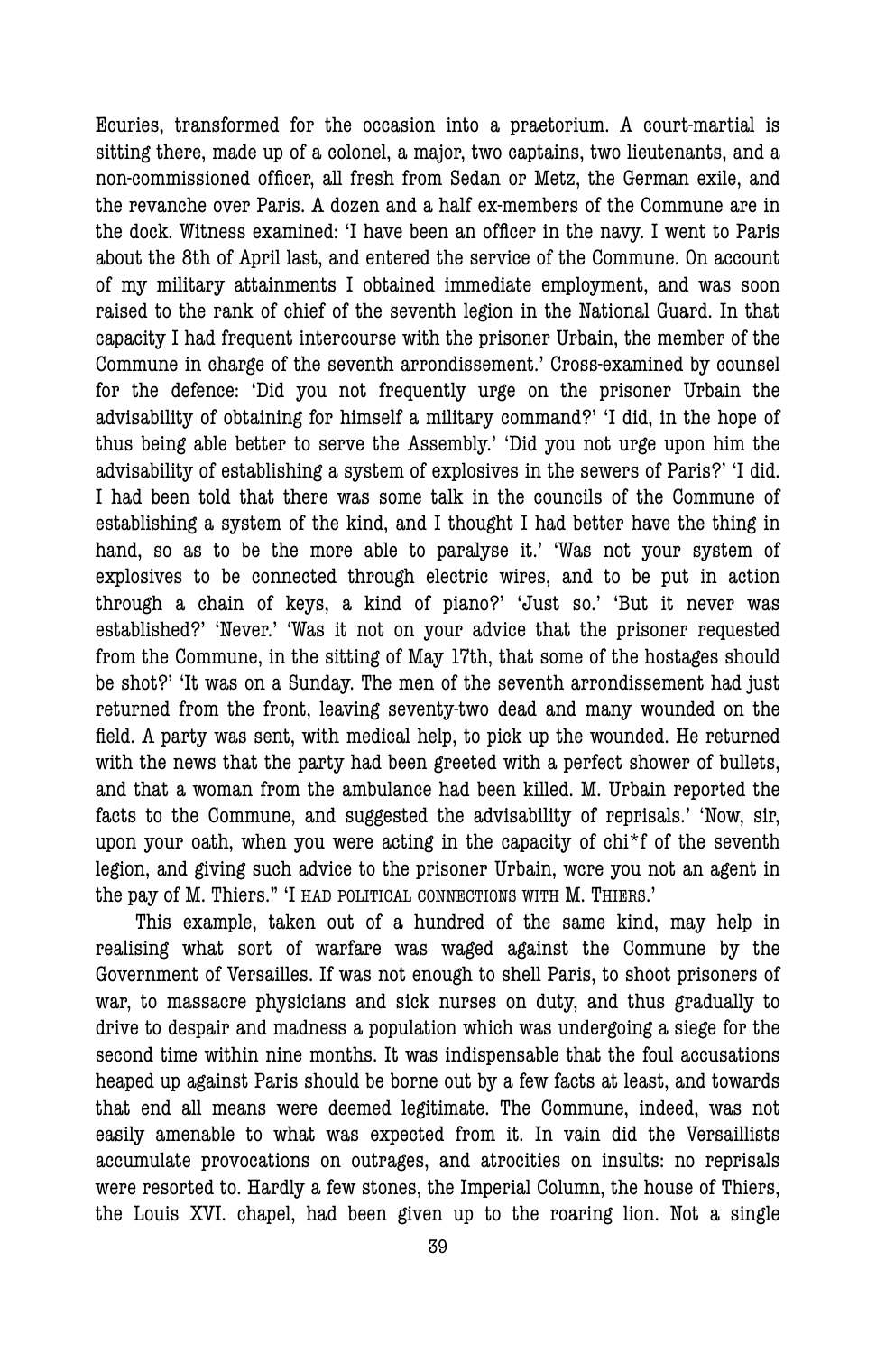Ecuries, transformed for the occasion into a praetorium. A court-martial is sitting there, made up of a colonel, a major, two captains, two lieutenants, and a non-commissioned officer, all fresh from Sedan or Metz, the German exile, and the revanche over Paris. A dozen and a half ex-members of the Commune are in the dock. Witness examined: 'I have been an officer in the navy. I went to Paris about the 8th of April last, and entered the service of the Commune. On account of my military attainments I obtained immediate employment, and was soon raised to the rank of chief of the seventh legion in the National Guard. In that capacity I had frequent intercourse with the prisoner Urbain, the member of the Commune in charge of the seventh arrondissement.' Cross-examined by counsel for the defence: 'Did you not frequently urge on the prisoner Urbain the advisability of obtaining for himself a military command?' 'I did, in the hope of thus being able better to serve the Assembly.' 'Did you not urge upon him the advisability of establishing a system of explosives in the sewers of Paris?' 'I did. I had been told that there was some talk in the councils of the Commune of establishing a system of the kind, and I thought I had better have the thing in hand, so as to be the more able to paralyse it.' 'Was not your system of explosives to be connected through electric wires, and to be put in action through a chain of keys, a kind of piano?' 'Just so.' 'But it never was established?' 'Never.' 'Was it not on your advice that the prisoner requested from the Commune, in the sitting of May 17th, that some of the hostages should be shot?' 'It was on a Sunday. The men of the seventh arrondissement had just returned from the front, leaving seventy-two dead and many wounded on the field. A party was sent, with medical help, to pick up the wounded. He returned with the news that the party had been greeted with a perfect shower of bullets, and that a woman from the ambulance had been killed. M. Urbain reported the facts to the Commune, and suggested the advisability of reprisals.' 'Now, sir, upon your oath, when you were acting in the capacity of chi*f of the seventh legion, and giving such advice to the prisoner Urbain, wcre you not an agent in the pay of M. Thiers." 'I HAD POLITICAL CONNECTIONS WITH M. THIERS.'

This example, taken out of a hundred of the same kind, may help in realising what sort of warfare was waged against the Commune by the Government of Versailles. If was not enough to shell Paris, to shoot prisoners of war, to massacre physicians and sick nurses on duty, and thus gradually to drive to despair and madness a population which was undergoing a siege for the second time within nine months. It was indispensable that the foul accusations heaped up against Paris should be borne out by a few facts at least, and towards that end all means were deemed legitimate. The Commune, indeed, was not easily amenable to what was expected from it. In vain did the Versaillists accumulate provocations on outrages, and atrocities on insults: no reprisals were resorted to. Hardly a few stones, the Imperial Column, the house of Thiers, the Louis XVI. chapel, had been given up to the roaring lion. Not a single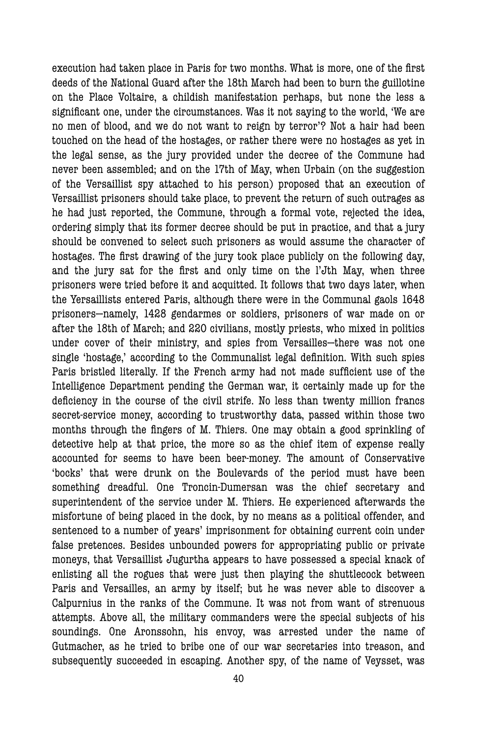execution had taken place in Paris for two months. What is more, one of the first deeds of the National Guard after the 18th March had been to burn the guillotine on the Place Voltaire, a childish manifestation perhaps, but none the less a significant one, under the circumstances. Was it not saying to the world, 'We are no men of blood, and we do not want to reign by terror'? Not a hair had been touched on the head of the hostages, or rather there were no hostages as yet in the legal sense, as the jury provided under the decree of the Commune had never been assembled; and on the 17th of May, when Urbain (on the suggestion of the Versaillist spy attached to his person) proposed that an execution of Versaillist prisoners should take place, to prevent the return of such outrages as he had just reported, the Commune, through a formal vote, rejected the idea, ordering simply that its former decree should be put in practice, and that a jury should be convened to select such prisoners as would assume the character of hostages. The first drawing of the jury took place publicly on the following day, and the jury sat for the first and only time on the l'Jth May, when three prisoners were tried before it and acquitted. It follows that two days later, when the Yersaillists entered Paris, although there were in the Communal gaols 1648 prisoners—namely, 1428 gendarmes or soldiers, prisoners of war made on or after the 18th of March; and 220 civilians, mostly priests, who mixed in politics under cover of their ministry, and spies from Versailles—there was not one single 'hostage,' according to the Communalist legal definition. With such spies Paris bristled literally. If the French army had not made sufficient use of the Intelligence Department pending the German war, it certainly made up for the deficiency in the course of the civil strife. No less than twenty million francs secret-service money, according to trustworthy data, passed within those two months through the fingers of M. Thiers. One may obtain a good sprinkling of detective help at that price, the more so as the chief item of expense really accounted for seems to have been beer-money. The amount of Conservative 'bocks' that were drunk on the Boulevards of the period must have been something dreadful. One Troncin-Dumersan was the chief secretary and superintendent of the service under M. Thiers. He experienced afterwards the misfortune of being placed in the dock, by no means as a political offender, and sentenced to a number of years' imprisonment for obtaining current coin under false pretences. Besides unbounded powers for appropriating public or private moneys, that Versaillist Jugurtha appears to have possessed a special knack of enlisting all the rogues that were just then playing the shuttlecock between Paris and Versailles, an army by itself; but he was never able to discover a Calpurnius in the ranks of the Commune. It was not from want of strenuous attempts. Above all, the military commanders were the special subjects of his soundings. One Aronssohn, his envoy, was arrested under the name of Gutmacher, as he tried to bribe one of our war secretaries into treason, and subsequently succeeded in escaping. Another spy, of the name of Veysset, was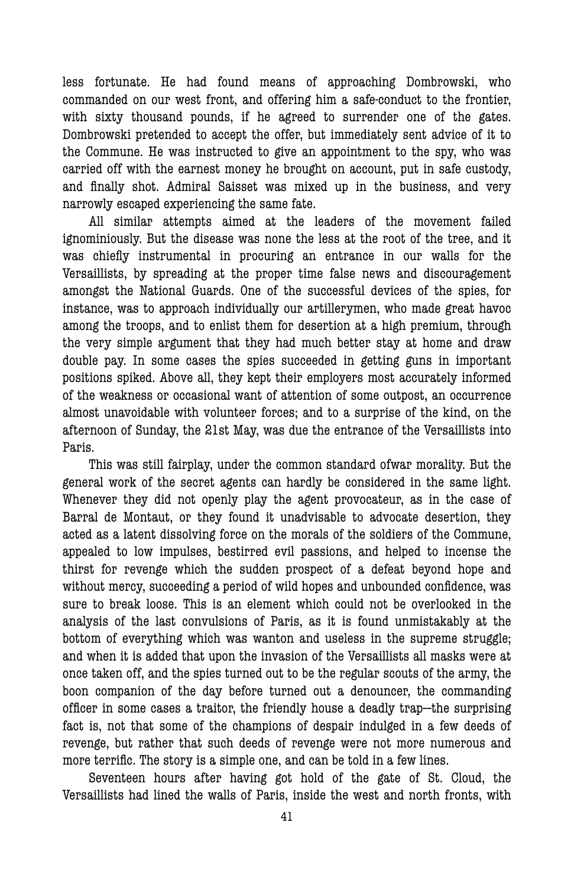less fortunate. He had found means of approaching Dombrowski, who commanded on our west front, and offering him a safe-conduct to the frontier, with sixty thousand pounds, if he agreed to surrender one of the gates. Dombrowski pretended to accept the offer, but immediately sent advice of it to the Commune. He was instructed to give an appointment to the spy, who was carried off with the earnest money he brought on account, put in safe custody, and finally shot. Admiral Saisset was mixed up in the business, and very narrowly escaped experiencing the same fate.

All similar attempts aimed at the leaders of the movement failed ignominiously. But the disease was none the less at the root of the tree, and it was chiefly instrumental in procuring an entrance in our walls for the Versaillists, by spreading at the proper time false news and discouragement amongst the National Guards. One of the successful devices of the spies, for instance, was to approach individually our artillerymen, who made great havoc among the troops, and to enlist them for desertion at a high premium, through the very simple argument that they had much better stay at home and draw double pay. In some cases the spies succeeded in getting guns in important positions spiked. Above all, they kept their employers most accurately informed of the weakness or occasional want of attention of some outpost, an occurrence almost unavoidable with volunteer forces; and to a surprise of the kind, on the afternoon of Sunday, the 21st May, was due the entrance of the Versaillists into Paris.

This was still fairplay, under the common standard ofwar morality. But the general work of the secret agents can hardly be considered in the same light. Whenever they did not openly play the agent provocateur, as in the case of Barral de Montaut, or they found it unadvisable to advocate desertion, they acted as a latent dissolving force on the morals of the soldiers of the Commune, appealed to low impulses, bestirred evil passions, and helped to incense the thirst for revenge which the sudden prospect of a defeat beyond hope and without mercy, succeeding a period of wild hopes and unbounded confidence, was sure to break loose. This is an element which could not be overlooked in the analysis of the last convulsions of Paris, as it is found unmistakably at the bottom of everything which was wanton and useless in the supreme struggle; and when it is added that upon the invasion of the Versaillists all masks were at once taken off, and the spies turned out to be the regular scouts of the army, the boon companion of the day before turned out a denouncer, the commanding officer in some cases a traitor, the friendly house a deadly trap—the surprising fact is, not that some of the champions of despair indulged in a few deeds of revenge, but rather that such deeds of revenge were not more numerous and more terrific. The story is a simple one, and can be told in a few lines.

Seventeen hours after having got hold of the gate of St. Cloud, the Versaillists had lined the walls of Paris, inside the west and north fronts, with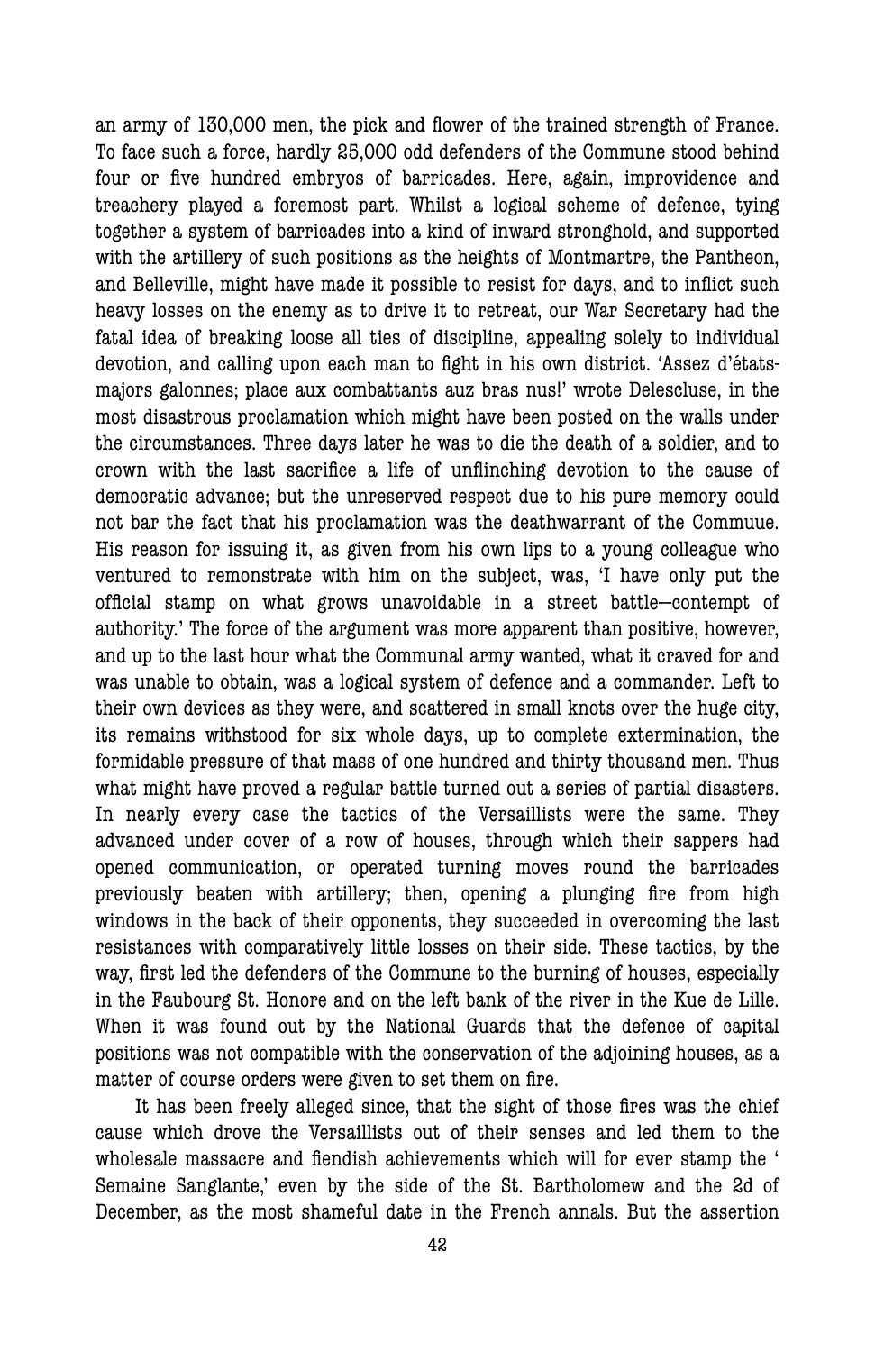an army of 130,000 men, the pick and flower of the trained strength of France. To face such a force, hardly 25,000 odd defenders of the Commune stood behind four or five hundred embryos of barricades. Here, again, improvidence and treachery played a foremost part. Whilst a logical scheme of defence, tying together a system of barricades into a kind of inward stronghold, and supported with the artillery of such positions as the heights of Montmartre, the Pantheon, and Belleville, might have made it possible to resist for days, and to inflict such heavy losses on the enemy as to drive it to retreat, our War Secretary had the fatal idea of breaking loose all ties of discipline, appealing solely to individual devotion, and calling upon each man to fight in his own district. 'Assez d'états-majors galonnes; place aux combattants auz bras nus!' wrote Delescluse, in the most disastrous proclamation which might have been posted on the walls under the circumstances. Three days later he was to die the death of a soldier, and to crown with the last sacrifice a life of unflinching devotion to the cause of democratic advance; but the unreserved respect due to his pure memory could not bar the fact that his proclamation was the deathwarrant of the Commuue. His reason for issuing it, as given from his own lips to a young colleague who ventured to remonstrate with him on the subject, was, 'I have only put the official stamp on what grows unavoidable in a street battle—contempt of authority.' The force of the argument was more apparent than positive, however, and up to the last hour what the Communal army wanted, what it craved for and was unable to obtain, was a logical system of defence and a commander. Left to their own devices as they were, and scattered in small knots over the huge city, its remains withstood for six whole days, up to complete extermination, the formidable pressure of that mass of one hundred and thirty thousand men. Thus what might have proved a regular battle turned out a series of partial disasters. In nearly every case the tactics of the Versaillists were the same. They advanced under cover of a row of houses, through which their sappers had opened communication, or operated turning moves round the barricades previously beaten with artillery; then, opening a plunging fire from high windows in the back of their opponents, they succeeded in overcoming the last resistances with comparatively little losses on their side. These tactics, by the way, first led the defenders of the Commune to the burning of houses, especially in the Faubourg St. Honore and on the left bank of the river in the Kue de Lille. When it was found out by the National Guards that the defence of capital positions was not compatible with the conservation of the adjoining houses, as a matter of course orders were given to set them on fire.

It has been freely alleged since, that the sight of those fires was the chief cause which drove the Versaillists out of their senses and led them to the wholesale massacre and fiendish achievements which will for ever stamp the ' Semaine Sanglante,' even by the side of the St. Bartholomew and the 2d of December, as the most shameful date in the French annals. But the assertion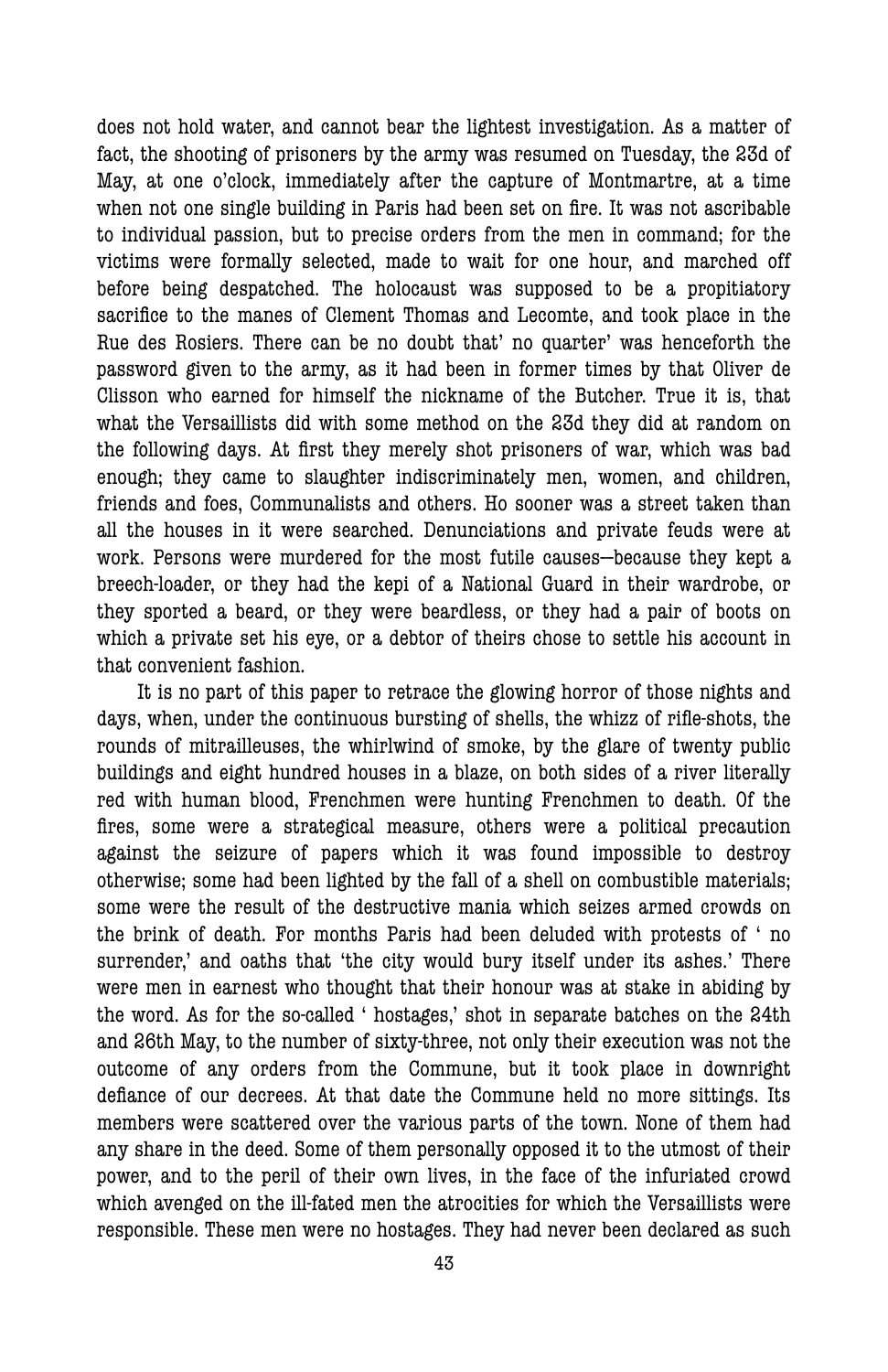does not hold water, and cannot bear the lightest investigation. As a matter of fact, the shooting of prisoners by the army was resumed on Tuesday, the 23d of May, at one o'clock, immediately after the capture of Montmartre, at a time when not one single building in Paris had been set on fire. It was not ascribable to individual passion, but to precise orders from the men in command; for the victims were formally selected, made to wait for one hour, and marched off before being despatched. The holocaust was supposed to be a propitiatory sacrifice to the manes of Clement Thomas and Lecomte, and took place in the Rue des Rosiers. There can be no doubt that' no quarter' was henceforth the password given to the army, as it had been in former times by that Oliver de Clisson who earned for himself the nickname of the Butcher. True it is, that what the Versaillists did with some method on the 23d they did at random on the following days. At first they merely shot prisoners of war, which was bad enough; they came to slaughter indiscriminately men, women, and children, friends and foes, Communalists and others. Ho sooner was a street taken than all the houses in it were searched. Denunciations and private feuds were at work. Persons were murdered for the most futile causes—because they kept a breech-loader, or they had the kepi of a National Guard in their wardrobe, or they sported a beard, or they were beardless, or they had a pair of boots on which a private set his eye, or a debtor of theirs chose to settle his account in that convenient fashion.

It is no part of this paper to retrace the glowing horror of those nights and days, when, under the continuous bursting of shells, the whizz of rifle-shots, the rounds of mitrailleuses, the whirlwind of smoke, by the glare of twenty public buildings and eight hundred houses in a blaze, on both sides of a river literally red with human blood, Frenchmen were hunting Frenchmen to death. Of the fires, some were a strategical measure, others were a political precaution against the seizure of papers which it was found impossible to destroy otherwise; some had been lighted by the fall of a shell on combustible materials; some were the result of the destructive mania which seizes armed crowds on the brink of death. For months Paris had been deluded with protests of ' no surrender,' and oaths that 'the city would bury itself under its ashes.' There were men in earnest who thought that their honour was at stake in abiding by the word. As for the so-called ' hostages,' shot in separate batches on the 24th and 26th May, to the number of sixty-three, not only their execution was not the outcome of any orders from the Commune, but it took place in downright defiance of our decrees. At that date the Commune held no more sittings. Its members were scattered over the various parts of the town. None of them had any share in the deed. Some of them personally opposed it to the utmost of their power, and to the peril of their own lives, in the face of the infuriated crowd which avenged on the ill-fated men the atrocities for which the Versaillists were responsible. These men were no hostages. They had never been declared as such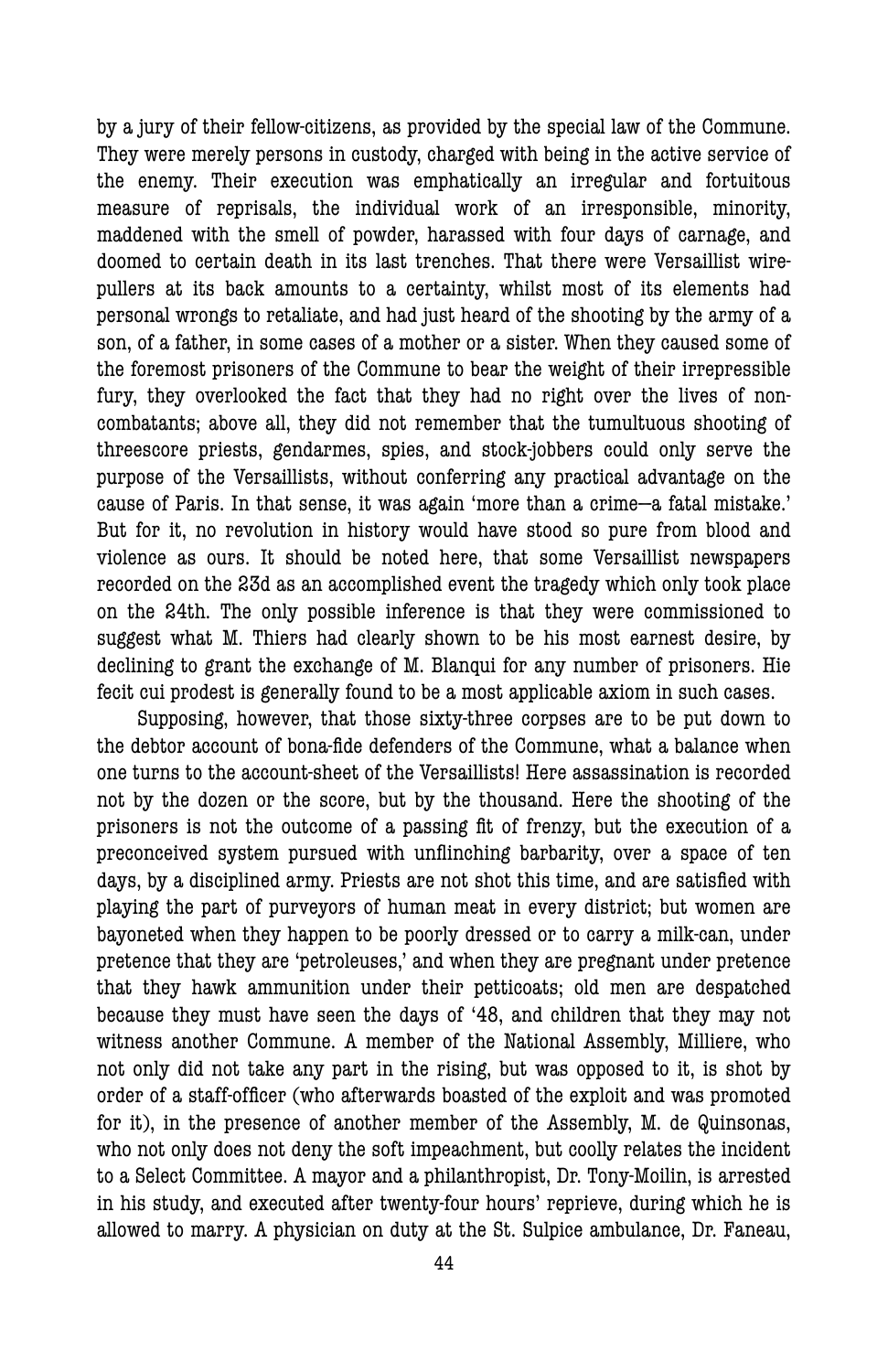by a jury of their fellow-citizens, as provided by the special law of the Commune. They were merely persons in custody, charged with being in the active service of the enemy. Their execution was emphatically an irregular and fortuitous measure of reprisals, the individual work of an irresponsible, minority, maddened with the smell of powder, harassed with four days of carnage, and doomed to certain death in its last trenches. That there were Versaillist wire-pullers at its back amounts to a certainty, whilst most of its elements had personal wrongs to retaliate, and had just heard of the shooting by the army of a son, of a father, in some cases of a mother or a sister. When they caused some of the foremost prisoners of the Commune to bear the weight of their irrepressible fury, they overlooked the fact that they had no right over the lives of non-combatants; above all, they did not remember that the tumultuous shooting of threescore priests, gendarmes, spies, and stock-jobbers could only serve the purpose of the Versaillists, without conferring any practical advantage on the cause of Paris. In that sense, it was again 'more than a crime—a fatal mistake.' But for it, no revolution in history would have stood so pure from blood and violence as ours. It should be noted here, that some Versaillist newspapers recorded on the 23d as an accomplished event the tragedy which only took place on the 24th. The only possible inference is that they were commissioned to suggest what M. Thiers had clearly shown to be his most earnest desire, by declining to grant the exchange of M. Blanqui for any number of prisoners. Hie fecit cui prodest is generally found to be a most applicable axiom in such cases.

Supposing, however, that those sixty-three corpses are to be put down to the debtor account of bona-fide defenders of the Commune, what a balance when one turns to the account-sheet of the Versaillists! Here assassination is recorded not by the dozen or the score, but by the thousand. Here the shooting of the prisoners is not the outcome of a passing fit of frenzy, but the execution of a preconceived system pursued with unflinching barbarity, over a space of ten days, by a disciplined army. Priests are not shot this time, and are satisfied with playing the part of purveyors of human meat in every district; but women are bayoneted when they happen to be poorly dressed or to carry a milk-can, under pretence that they are 'petroleuses,' and when they are pregnant under pretence that they hawk ammunition under their petticoats; old men are despatched because they must have seen the days of '48, and children that they may not witness another Commune. A member of the National Assembly, Milliere, who not only did not take any part in the rising, but was opposed to it, is shot by order of a staff-officer (who afterwards boasted of the exploit and was promoted for it), in the presence of another member of the Assembly, M. de Quinsonas, who not only does not deny the soft impeachment, but coolly relates the incident to a Select Committee. A mayor and a philanthropist, Dr. Tony-Moilin, is arrested in his study, and executed after twenty-four hours' reprieve, during which he is allowed to marry. A physician on duty at the St. Sulpice ambulance, Dr. Faneau,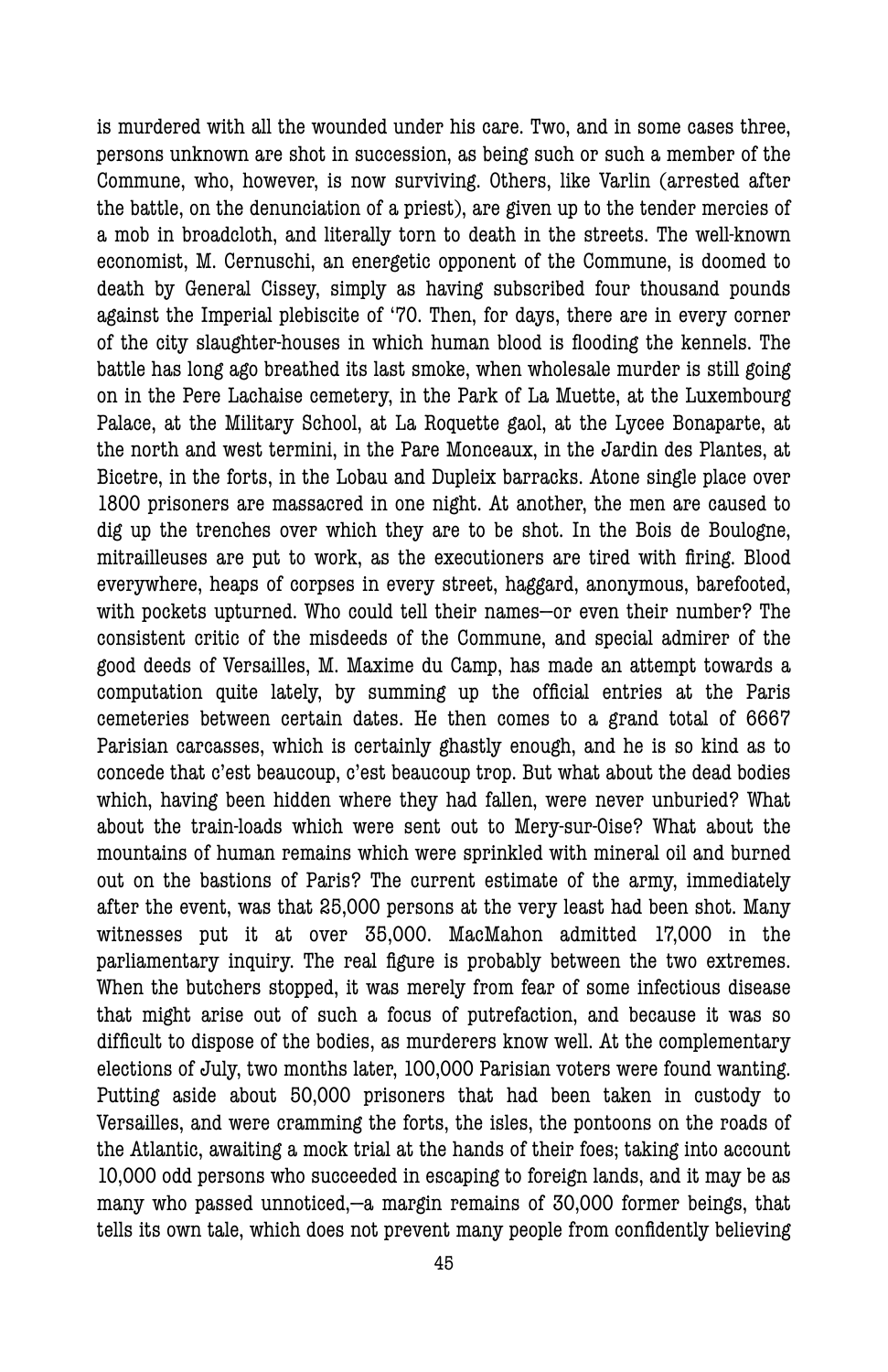is murdered with all the wounded under his care. Two, and in some cases three, persons unknown are shot in succession, as being such or such a member of the Commune, who, however, is now surviving. Others, like Varlin (arrested after the battle, on the denunciation of a priest), are given up to the tender mercies of a mob in broadcloth, and literally torn to death in the streets. The well-known economist, M. Cernuschi, an energetic opponent of the Commune, is doomed to death by General Cissey, simply as having subscribed four thousand pounds against the Imperial plebiscite of '70. Then, for days, there are in every corner of the city slaughter-houses in which human blood is flooding the kennels. The battle has long ago breathed its last smoke, when wholesale murder is still going on in the Pere Lachaise cemetery, in the Park of La Muette, at the Luxembourg Palace, at the Military School, at La Roquette gaol, at the Lycee Bonaparte, at the north and west termini, in the Parc Monceaux, in the Jardin des Plantes, at Bicetre, in the forts, in the Lobau and Dupleix barracks. Atone single place over 1800 prisoners are massacred in one night. At another, the men are caused to dig up the trenches over which they are to be shot. In the Bois de Boulogne, mitrailleuses are put to work, as the executioners are tired with firing. Blood everywhere, heaps of corpses in every street, haggard, anonymous, barefooted, with pockets upturned. Who could tell their names—or even their number? The consistent critic of the misdeeds of the Commune, and special admirer of the good deeds of Versailles, M. Maxime du Camp, has made an attempt towards a computation quite lately, by summing up the official entries at the Paris cemeteries between certain dates. He then comes to a grand total of 6667 Parisian carcasses, which is certainly ghastly enough, and he is so kind as to concede that c'est beaucoup, c'est beaucoup trop. But what about the dead bodies which, having been hidden where they had fallen, were never unburied? What about the train-loads which were sent out to Mery-sur-Oise? What about the mountains of human remains which were sprinkled with mineral oil and burned out on the bastions of Paris? The current estimate of the army, immediately after the event, was that 25,000 persons at the very least had been shot. Many witnesses put it at over 35,000. MacMahon admitted 17,000 in the parliamentary inquiry. The real figure is probably between the two extremes. When the butchers stopped, it was merely from fear of some infectious disease that might arise out of such a focus of putrefaction, and because it was so difficult to dispose of the bodies, as murderers know well. At the complementary elections of July, two months later, 100,000 Parisian voters were found wanting. Putting aside about 50,000 prisoners that had been taken in custody to Versailles, and were cramming the forts, the isles, the pontoons on the roads of the Atlantic, awaiting a mock trial at the hands of their foes; taking into account 10,000 odd persons who succeeded in escaping to foreign lands, and it may be as many who passed unnoticed,—a margin remains of 30,000 former beings, that tells its own tale, which does not prevent many people from confidently believing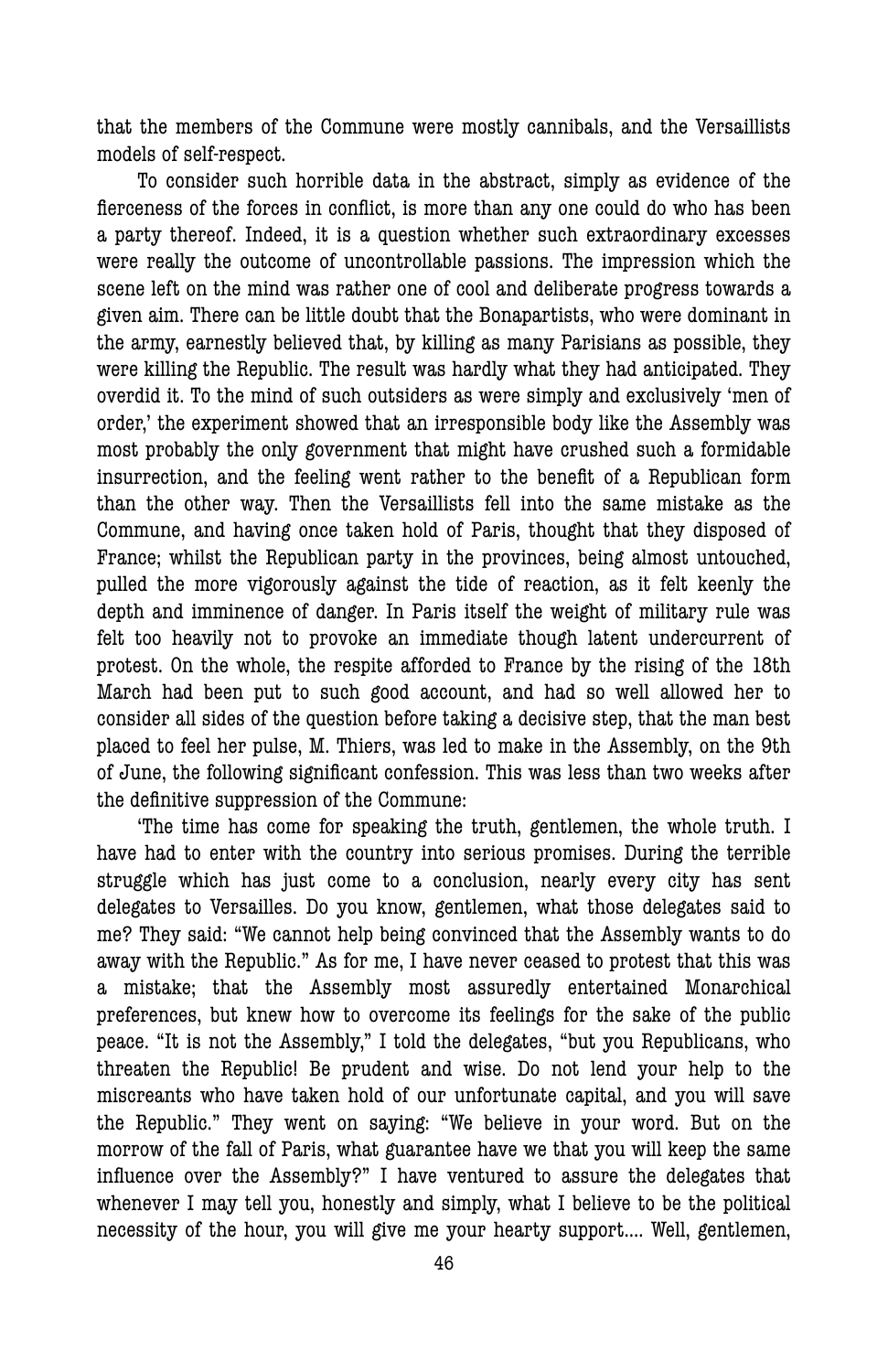that the members of the Commune were mostly cannibals, and the Versaillists models of self-respect.

To consider such horrible data in the abstract, simply as evidence of the fierceness of the forces in conflict, is more than any one could do who has been a party thereof. Indeed, it is a question whether such extraordinary excesses were really the outcome of uncontrollable passions. The impression which the scene left on the mind was rather one of cool and deliberate progress towards a given aim. There can be little doubt that the Bonapartists, who were dominant in the army, earnestly believed that, by killing as many Parisians as possible, they were killing the Republic. The result was hardly what they had anticipated. They overdid it. To the mind of such outsiders as were simply and exclusively 'men of order,' the experiment showed that an irresponsible body like the Assembly was most probably the only government that might have crushed such a formidable insurrection, and the feeling went rather to the benefit of a Republican form than the other way. Then the Versaillists fell into the same mistake as the Commune, and having once taken hold of Paris, thought that they disposed of France; whilst the Republican party in the provinces, being almost untouched, pulled the more vigorously against the tide of reaction, as it felt keenly the depth and imminence of danger. In Paris itself the weight of military rule was felt too heavily not to provoke an immediate though latent undercurrent of protest. On the whole, the respite afforded to France by the rising of the 18th March had been put to such good account, and had so well allowed her to consider all sides of the question before taking a decisive step, that the man best placed to feel her pulse, M. Thiers, was led to make in the Assembly, on the 9th of June, the following significant confession. This was less than two weeks after the definitive suppression of the Commune:

'The time has come for speaking the truth, gentlemen, the whole truth. I have had to enter with the country into serious promises. During the terrible struggle which has just come to a conclusion, nearly every city has sent delegates to Versailles. Do you know, gentlemen, what those delegates said to me? They said: "We cannot help being convinced that the Assembly wants to do away with the Republic." As for me, I have never ceased to protest that this was a mistake; that the Assembly most assuredly entertained Monarchical preferences, but knew how to overcome its feelings for the sake of the public peace. "It is not the Assembly," I told the delegates, "but you Republicans, who threaten the Republic! Be prudent and wise. Do not lend your help to the miscreants who have taken hold of our unfortunate capital, and you will save the Republic." They went on saying: "We believe in your word. But on the morrow of the fall of Paris, what guarantee have we that you will keep the same influence over the Assembly?" I have ventured to assure the delegates that whenever I may tell you, honestly and simply, what I believe to be the political necessity of the hour, you will give me your hearty support.... Well, gentlemen,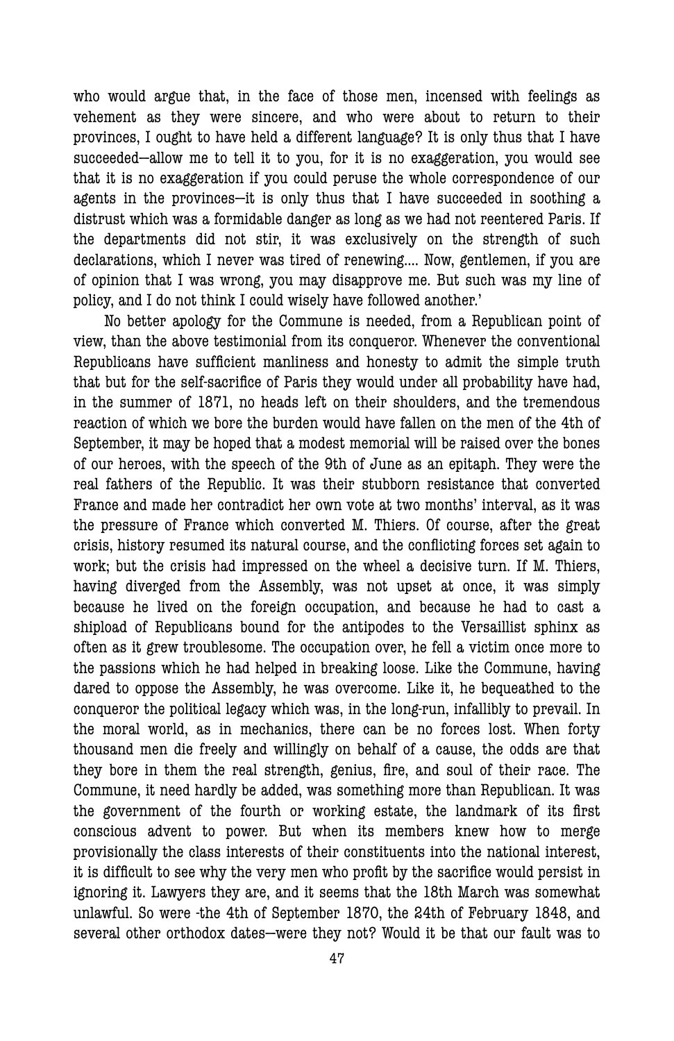who would argue that, in the face of those men, incensed with feelings as vehement as they were sincere, and who were about to return to their provinces, I ought to have held a different language? It is only thus that I have succeeded—allow me to tell it to you, for it is no exaggeration, you would see that it is no exaggeration if you could peruse the whole correspondence of our agents in the provinces—it is only thus that I have succeeded in soothing a distrust which was a formidable danger as long as we had not reentered Paris. If the departments did not stir, it was exclusively on the strength of such declarations, which I never was tired of renewing.... Now, gentlemen, if you are of opinion that I was wrong, you may disapprove me. But such was my line of policy, and I do not think I could wisely have followed another.'

No better apology for the Commune is needed, from a Republican point of view, than the above testimonial from its conqueror. Whenever the conventional Republicans have sufficient manliness and honesty to admit the simple truth that but for the self-sacrifice of Paris they would under all probability have had, in the summer of 1871, no heads left on their shoulders, and the tremendous reaction of which we bore the burden would have fallen on the men of the 4th of September, it may be hoped that a modest memorial will be raised over the bones of our heroes, with the speech of the 9th of June as an epitaph. They were the real fathers of the Republic. It was their stubborn resistance that converted France and made her contradict her own vote at two months' interval, as it was the pressure of France which converted M. Thiers. Of course, after the great crisis, history resumed its natural course, and the conflicting forces set again to work; but the crisis had impressed on the wheel a decisive turn. If M. Thiers, having diverged from the Assembly, was not upset at once, it was simply because he lived on the foreign occupation, and because he had to cast a shipload of Republicans bound for the antipodes to the Versaillist sphinx as often as it grew troublesome. The occupation over, he fell a victim once more to the passions which he had helped in breaking loose. Like the Commune, having dared to oppose the Assembly, he was overcome. Like it, he bequeathed to the conqueror the political legacy which was, in the long-run, infallibly to prevail. In the moral world, as in mechanics, there can be no forces lost. When forty thousand men die freely and willingly on behalf of a cause, the odds are that they bore in them the real strength, genius, fire, and soul of their race. The Commune, it need hardly be added, was something more than Republican. It was the government of the fourth or working estate, the landmark of its first conscious advent to power. But when its members knew how to merge provisionally the class interests of their constituents into the national interest, it is difficult to see why the very men who profit by the sacrifice would persist in ignoring it. Lawyers they are, and it seems that the 18th March was somewhat unlawful. So were -the 4th of September 1870, the 24th of February 1848, and several other orthodox dates—were they not? Would it be that our fault was to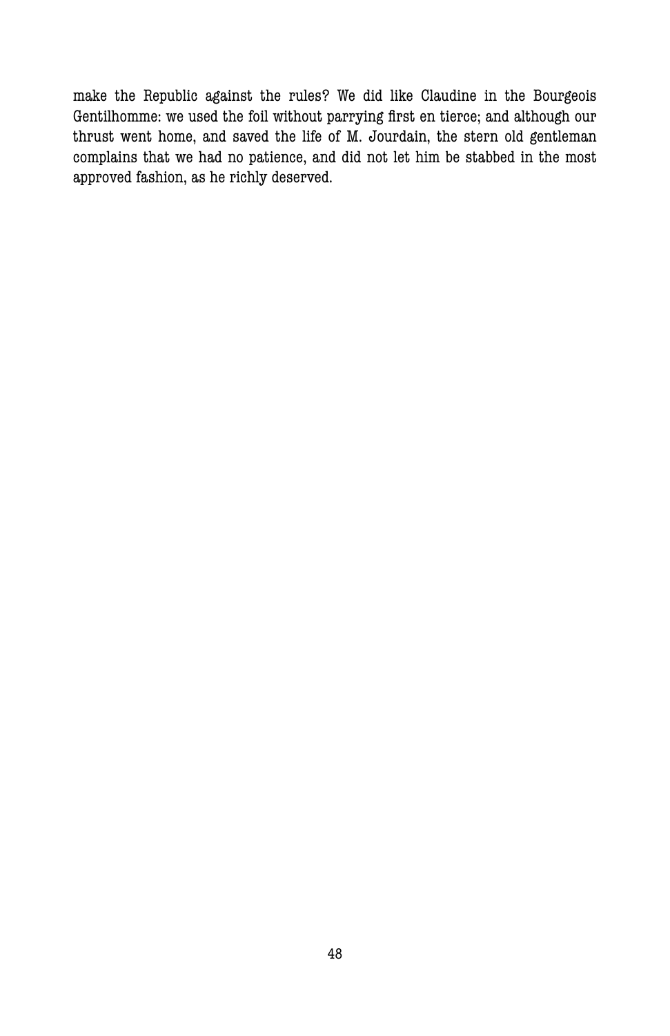make the Republic against the rules? We did like Claudine in the Bourgeois Gentilhomme: we used the foil without parrying first en tierce; and although our thrust went home, and saved the life of M. Jourdain, the stern old gentleman complains that we had no patience, and did not let him be stabbed in the most approved fashion, as he richly deserved.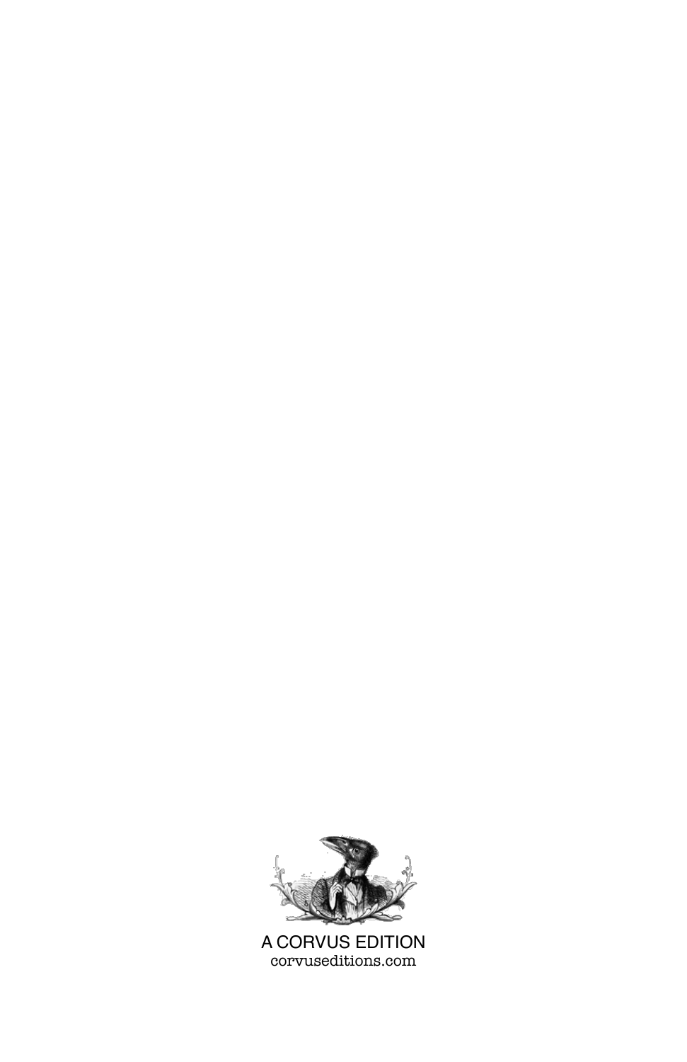A CORVUS EDITION
corvuseditions.com